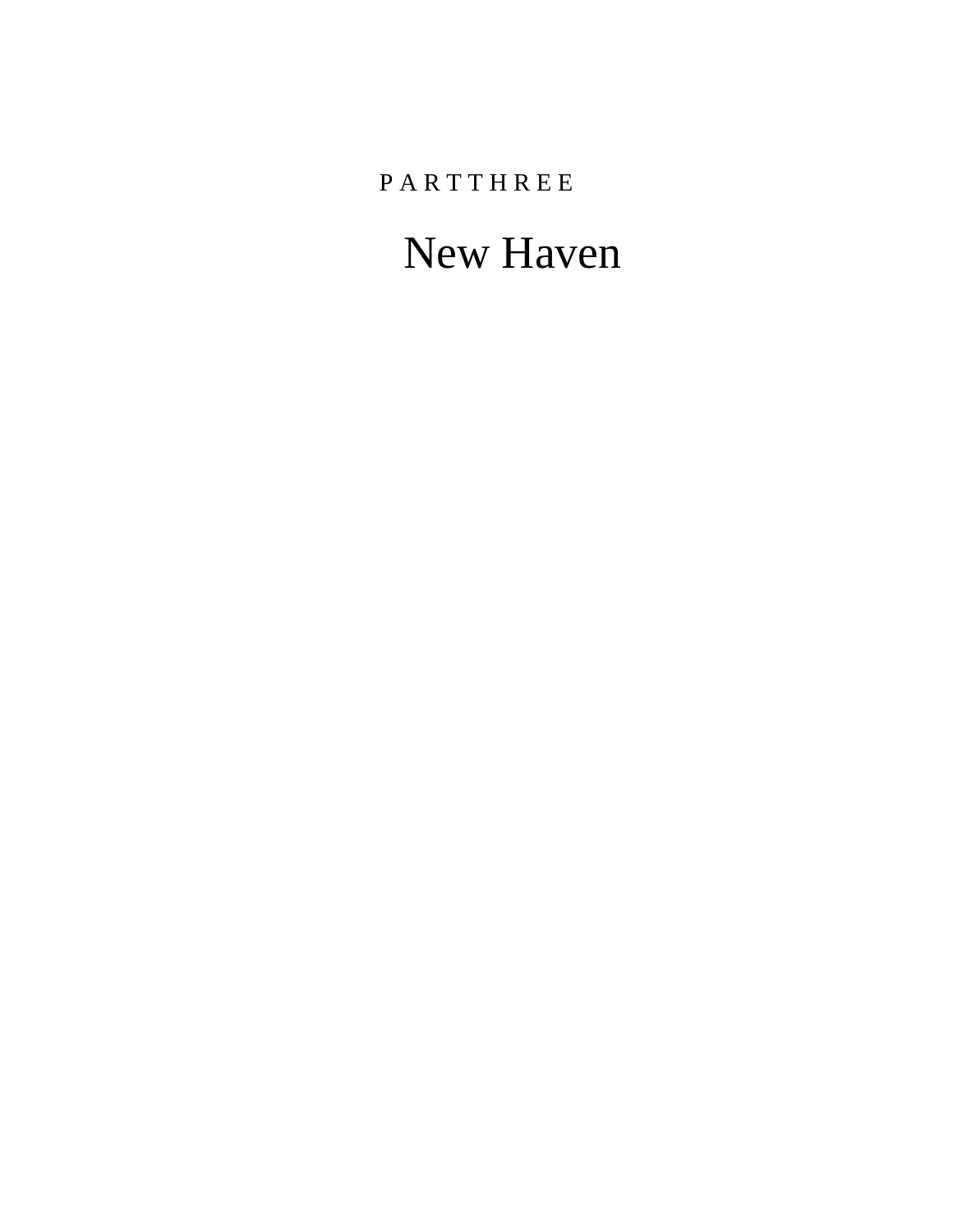P A R T T H R E E

# New Haven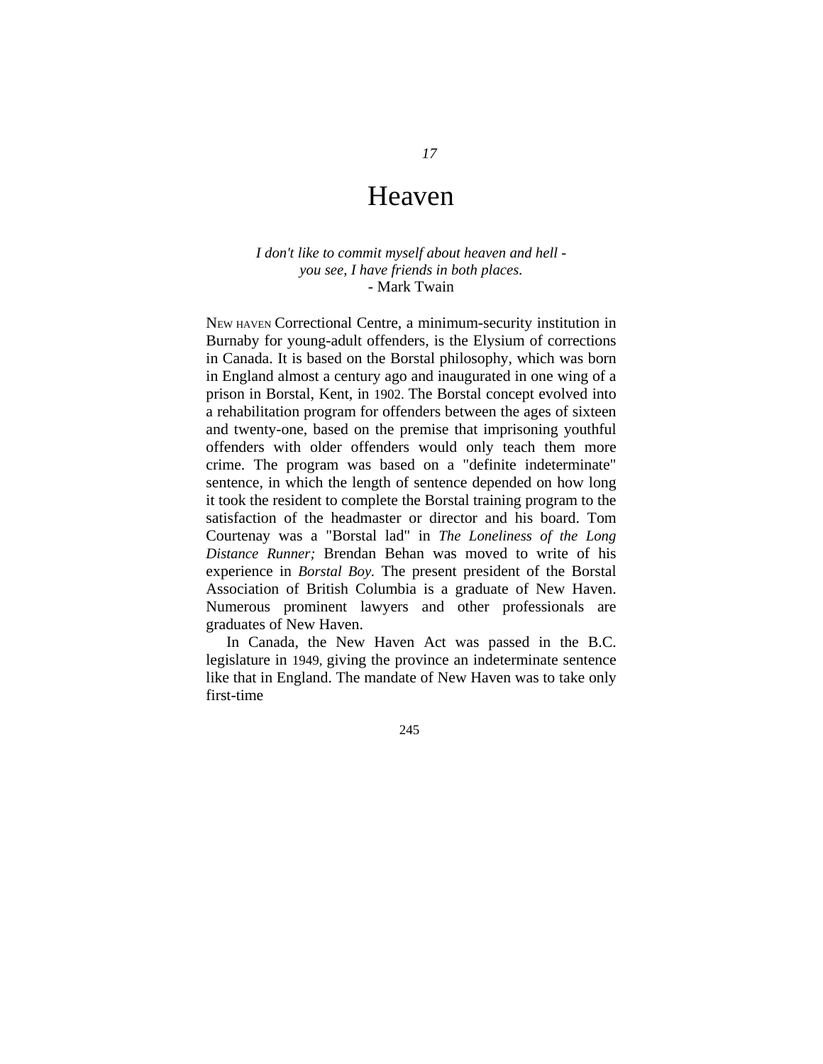# 17

# Heaven

*I don't like to commit myself about heaven and hell -*
*you see, I have friends in both places.*
- Mark Twain

NEW HAVEN Correctional Centre, a minimum-security institution in Burnaby for young-adult offenders, is the Elysium of corrections in Canada. It is based on the Borstal philosophy, which was born in England almost a century ago and inaugurated in one wing of a prison in Borstal, Kent, in 1902. The Borstal concept evolved into a rehabilitation program for offenders between the ages of sixteen and twenty-one, based on the premise that imprisoning youthful offenders with older offenders would only teach them more crime. The program was based on a "definite indeterminate" sentence, in which the length of sentence depended on how long it took the resident to complete the Borstal training program to the satisfaction of the headmaster or director and his board. Tom Courtenay was a "Borstal lad" in *The Loneliness of the Long Distance Runner;* Brendan Behan was moved to write of his experience in *Borstal Boy.* The present president of the Borstal Association of British Columbia is a graduate of New Haven. Numerous prominent lawyers and other professionals are graduates of New Haven.

In Canada, the New Haven Act was passed in the B.C. legislature in 1949, giving the province an indeterminate sentence like that in England. The mandate of New Haven was to take only first-time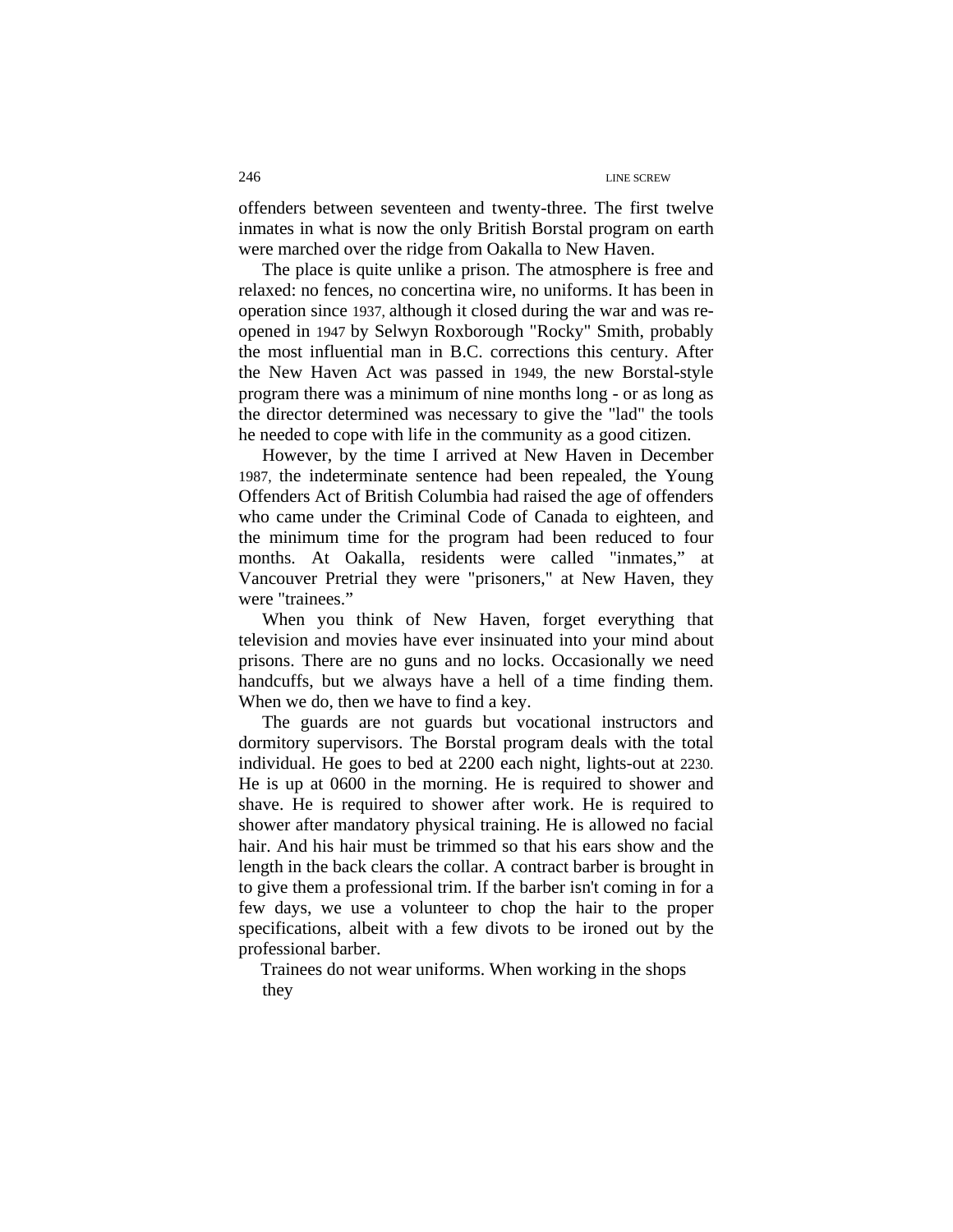offenders between seventeen and twenty-three. The first twelve inmates in what is now the only British Borstal program on earth were marched over the ridge from Oakalla to New Haven.

The place is quite unlike a prison. The atmosphere is free and relaxed: no fences, no concertina wire, no uniforms. It has been in operation since 1937, although it closed during the war and was re-opened in 1947 by Selwyn Roxborough "Rocky" Smith, probably the most influential man in B.C. corrections this century. After the New Haven Act was passed in 1949, the new Borstal-style program there was a minimum of nine months long - or as long as the director determined was necessary to give the "lad" the tools he needed to cope with life in the community as a good citizen.

However, by the time I arrived at New Haven in December 1987, the indeterminate sentence had been repealed, the Young Offenders Act of British Columbia had raised the age of offenders who came under the Criminal Code of Canada to eighteen, and the minimum time for the program had been reduced to four months. At Oakalla, residents were called "inmates," at Vancouver Pretrial they were "prisoners," at New Haven, they were "trainees."

When you think of New Haven, forget everything that television and movies have ever insinuated into your mind about prisons. There are no guns and no locks. Occasionally we need handcuffs, but we always have a hell of a time finding them. When we do, then we have to find a key.

The guards are not guards but vocational instructors and dormitory supervisors. The Borstal program deals with the total individual. He goes to bed at 2200 each night, lights-out at 2230. He is up at 0600 in the morning. He is required to shower and shave. He is required to shower after work. He is required to shower after mandatory physical training. He is allowed no facial hair. And his hair must be trimmed so that his ears show and the length in the back clears the collar. A contract barber is brought in to give them a professional trim. If the barber isn't coming in for a few days, we use a volunteer to chop the hair to the proper specifications, albeit with a few divots to be ironed out by the professional barber.

Trainees do not wear uniforms. When working in the shops they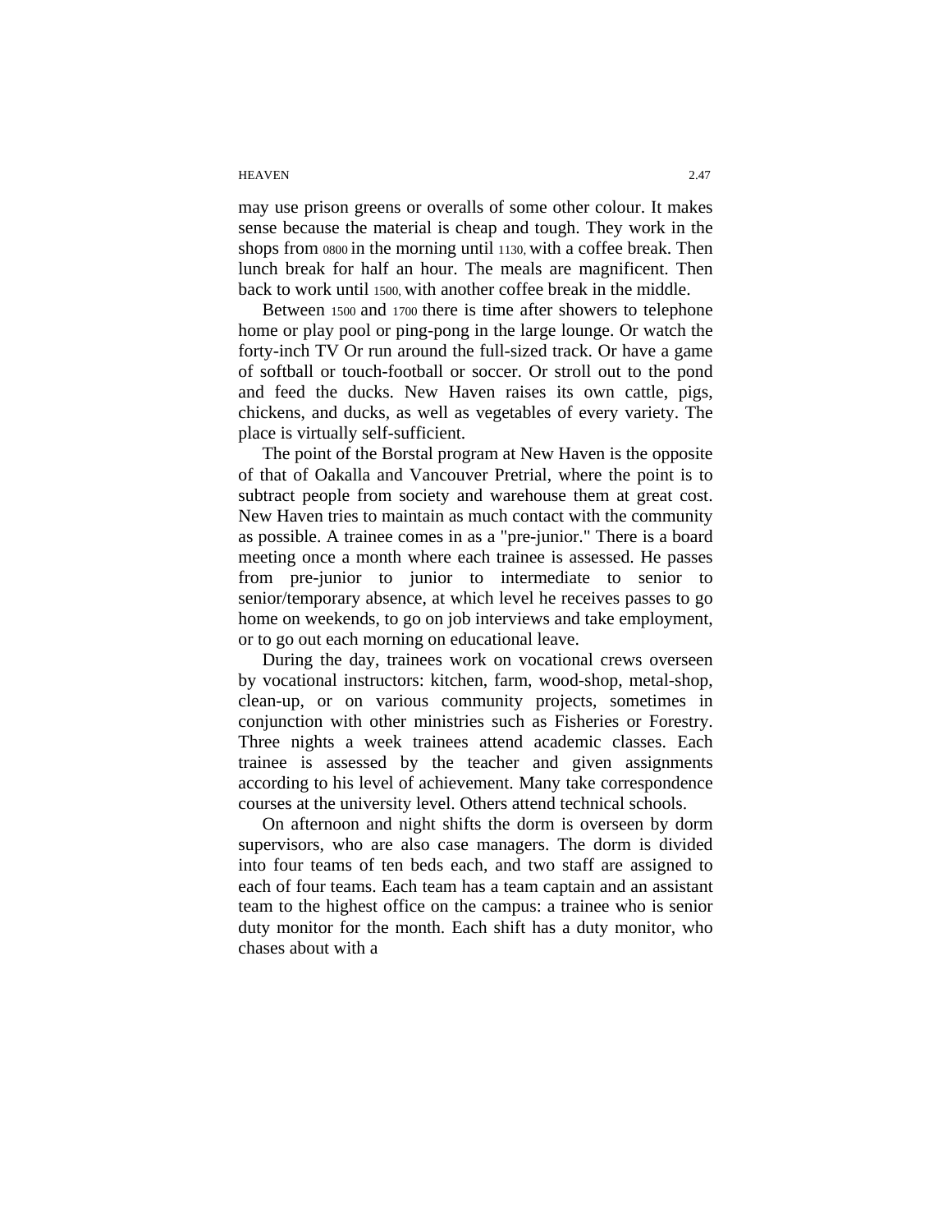may use prison greens or overalls of some other colour. It makes sense because the material is cheap and tough. They work in the shops from 0800 in the morning until 1130, with a coffee break. Then lunch break for half an hour. The meals are magnificent. Then back to work until 1500, with another coffee break in the middle.

Between 1500 and 1700 there is time after showers to telephone home or play pool or ping-pong in the large lounge. Or watch the forty-inch TV Or run around the full-sized track. Or have a game of softball or touch-football or soccer. Or stroll out to the pond and feed the ducks. New Haven raises its own cattle, pigs, chickens, and ducks, as well as vegetables of every variety. The place is virtually self-sufficient.

The point of the Borstal program at New Haven is the opposite of that of Oakalla and Vancouver Pretrial, where the point is to subtract people from society and warehouse them at great cost. New Haven tries to maintain as much contact with the community as possible. A trainee comes in as a "pre-junior." There is a board meeting once a month where each trainee is assessed. He passes from pre-junior to junior to intermediate to senior to senior/temporary absence, at which level he receives passes to go home on weekends, to go on job interviews and take employment, or to go out each morning on educational leave.

During the day, trainees work on vocational crews overseen by vocational instructors: kitchen, farm, wood-shop, metal-shop, clean-up, or on various community projects, sometimes in conjunction with other ministries such as Fisheries or Forestry. Three nights a week trainees attend academic classes. Each trainee is assessed by the teacher and given assignments according to his level of achievement. Many take correspondence courses at the university level. Others attend technical schools.

On afternoon and night shifts the dorm is overseen by dorm supervisors, who are also case managers. The dorm is divided into four teams of ten beds each, and two staff are assigned to each of four teams. Each team has a team captain and an assistant team to the highest office on the campus: a trainee who is senior duty monitor for the month. Each shift has a duty monitor, who chases about with a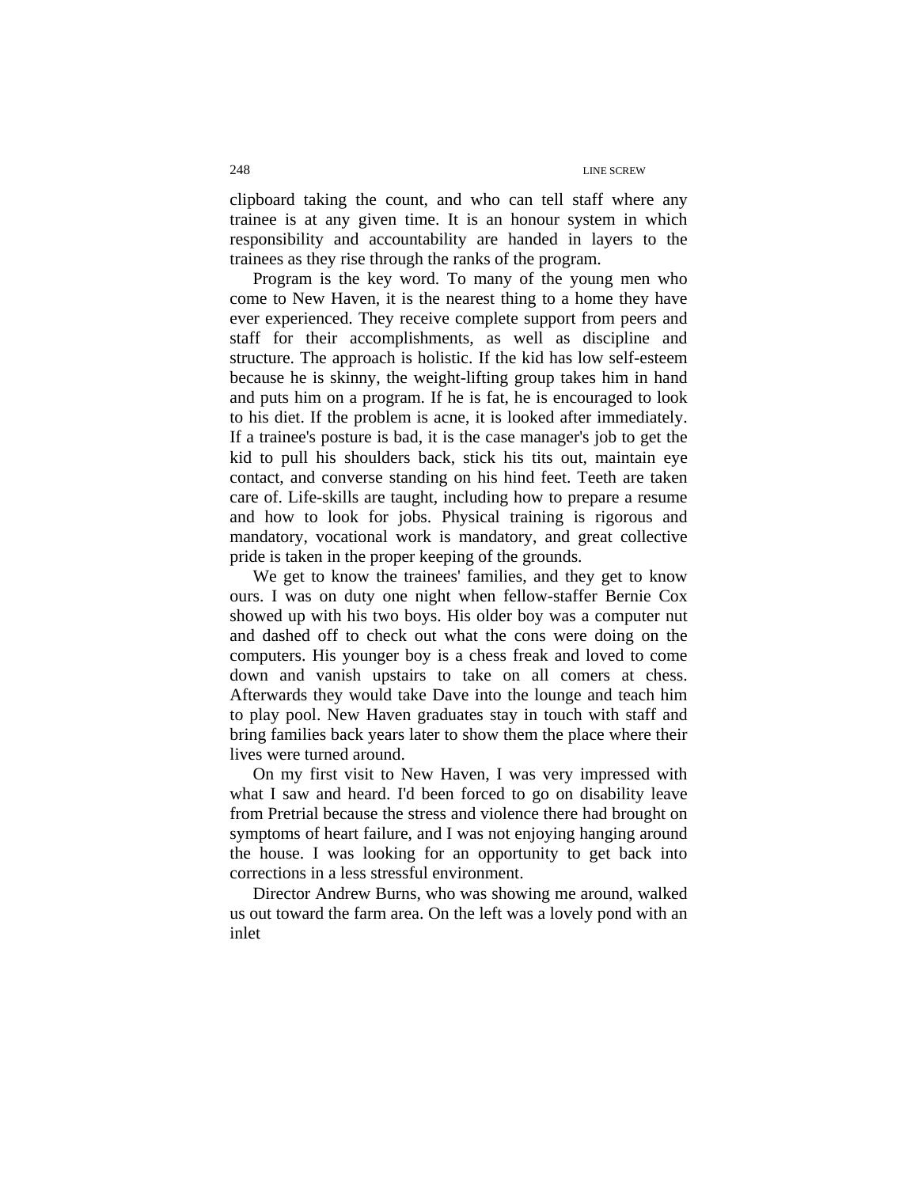clipboard taking the count, and who can tell staff where any trainee is at any given time. It is an honour system in which responsibility and accountability are handed in layers to the trainees as they rise through the ranks of the program.

Program is the key word. To many of the young men who come to New Haven, it is the nearest thing to a home they have ever experienced. They receive complete support from peers and staff for their accomplishments, as well as discipline and structure. The approach is holistic. If the kid has low self-esteem because he is skinny, the weight-lifting group takes him in hand and puts him on a program. If he is fat, he is encouraged to look to his diet. If the problem is acne, it is looked after immediately. If a trainee's posture is bad, it is the case manager's job to get the kid to pull his shoulders back, stick his tits out, maintain eye contact, and converse standing on his hind feet. Teeth are taken care of. Life-skills are taught, including how to prepare a resume and how to look for jobs. Physical training is rigorous and mandatory, vocational work is mandatory, and great collective pride is taken in the proper keeping of the grounds.

We get to know the trainees' families, and they get to know ours. I was on duty one night when fellow-staffer Bernie Cox showed up with his two boys. His older boy was a computer nut and dashed off to check out what the cons were doing on the computers. His younger boy is a chess freak and loved to come down and vanish upstairs to take on all comers at chess. Afterwards they would take Dave into the lounge and teach him to play pool. New Haven graduates stay in touch with staff and bring families back years later to show them the place where their lives were turned around.

On my first visit to New Haven, I was very impressed with what I saw and heard. I'd been forced to go on disability leave from Pretrial because the stress and violence there had brought on symptoms of heart failure, and I was not enjoying hanging around the house. I was looking for an opportunity to get back into corrections in a less stressful environment.

Director Andrew Burns, who was showing me around, walked us out toward the farm area. On the left was a lovely pond with an inlet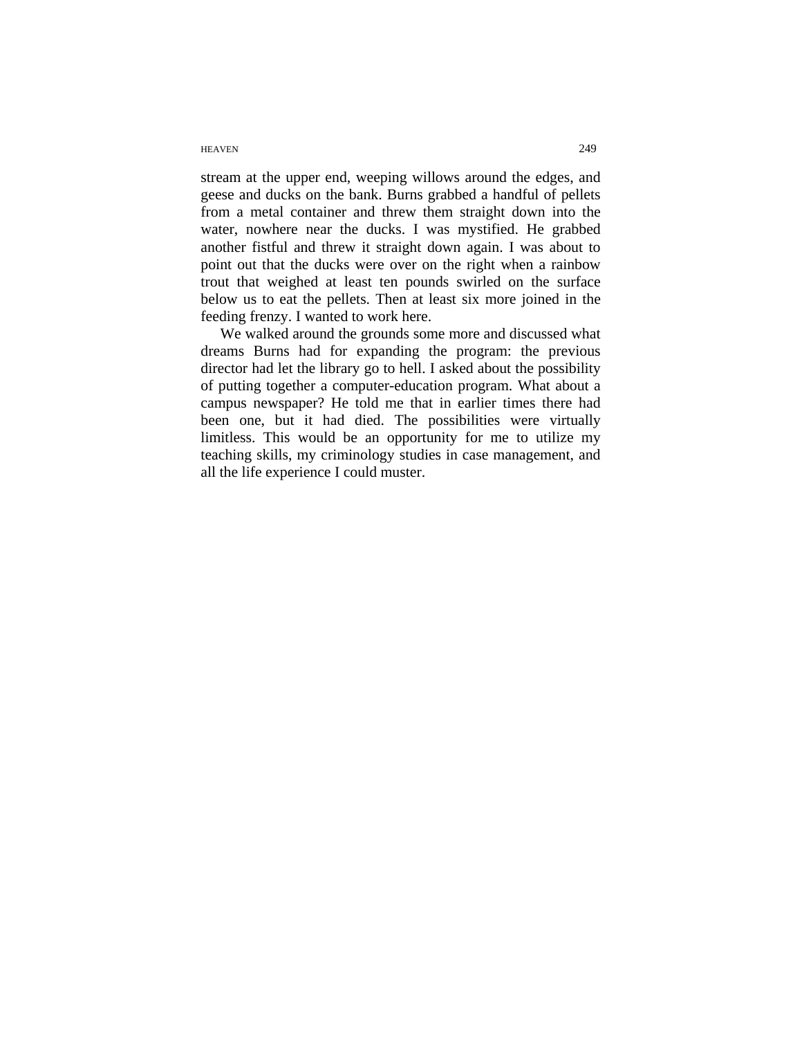stream at the upper end, weeping willows around the edges, and geese and ducks on the bank. Burns grabbed a handful of pellets from a metal container and threw them straight down into the water, nowhere near the ducks. I was mystified. He grabbed another fistful and threw it straight down again. I was about to point out that the ducks were over on the right when a rainbow trout that weighed at least ten pounds swirled on the surface below us to eat the pellets. Then at least six more joined in the feeding frenzy. I wanted to work here.

We walked around the grounds some more and discussed what dreams Burns had for expanding the program: the previous director had let the library go to hell. I asked about the possibility of putting together a computer-education program. What about a campus newspaper? He told me that in earlier times there had been one, but it had died. The possibilities were virtually limitless. This would be an opportunity for me to utilize my teaching skills, my criminology studies in case management, and all the life experience I could muster.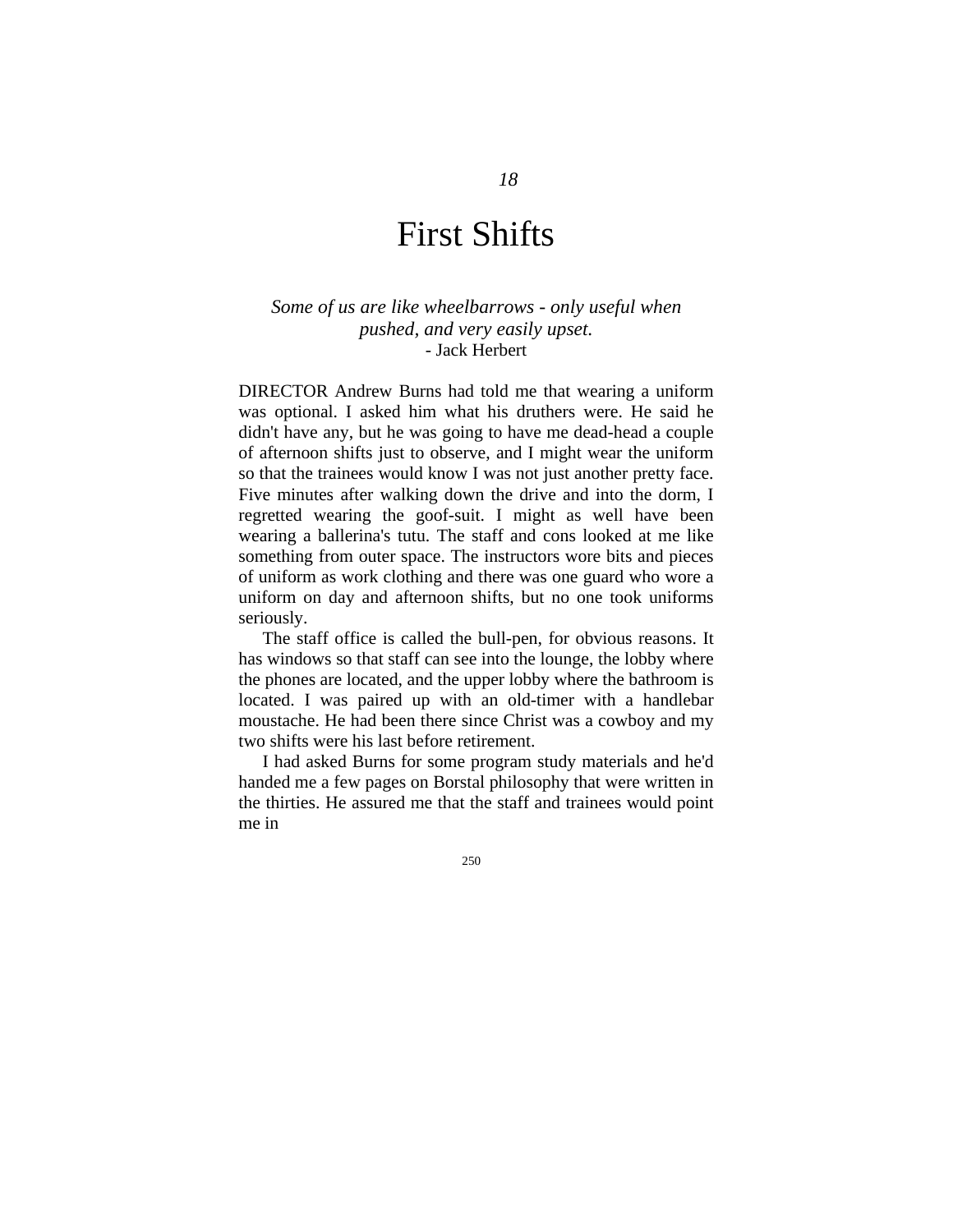*18*

# First Shifts

*Some of us are like wheelbarrows - only useful when pushed, and very easily upset.*
- Jack Herbert

DIRECTOR Andrew Burns had told me that wearing a uniform was optional. I asked him what his druthers were. He said he didn't have any, but he was going to have me dead-head a couple of afternoon shifts just to observe, and I might wear the uniform so that the trainees would know I was not just another pretty face. Five minutes after walking down the drive and into the dorm, I regretted wearing the goof-suit. I might as well have been wearing a ballerina's tutu. The staff and cons looked at me like something from outer space. The instructors wore bits and pieces of uniform as work clothing and there was one guard who wore a uniform on day and afternoon shifts, but no one took uniforms seriously.

The staff office is called the bull-pen, for obvious reasons. It has windows so that staff can see into the lounge, the lobby where the phones are located, and the upper lobby where the bathroom is located. I was paired up with an old-timer with a handlebar moustache. He had been there since Christ was a cowboy and my two shifts were his last before retirement.

I had asked Burns for some program study materials and he'd handed me a few pages on Borstal philosophy that were written in the thirties. He assured me that the staff and trainees would point me in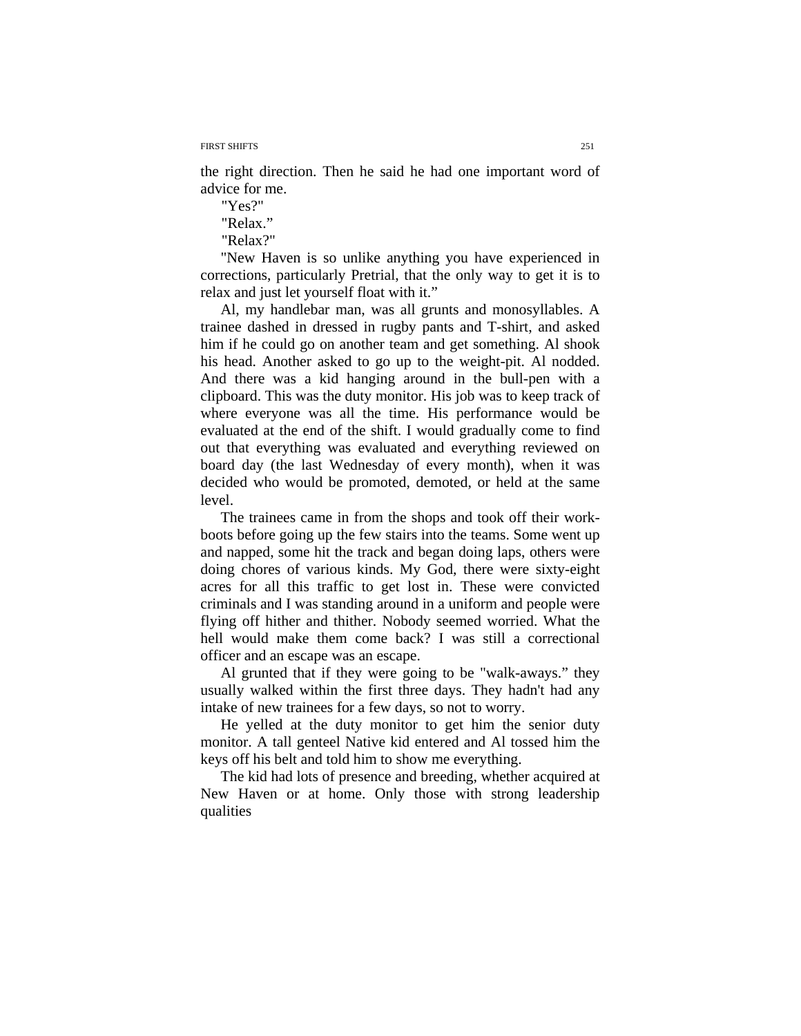the right direction. Then he said he had one important word of advice for me.

"Yes?"

"Relax."

"Relax?"

"New Haven is so unlike anything you have experienced in corrections, particularly Pretrial, that the only way to get it is to relax and just let yourself float with it."

Al, my handlebar man, was all grunts and monosyllables. A trainee dashed in dressed in rugby pants and T-shirt, and asked him if he could go on another team and get something. Al shook his head. Another asked to go up to the weight-pit. Al nodded. And there was a kid hanging around in the bull-pen with a clipboard. This was the duty monitor. His job was to keep track of where everyone was all the time. His performance would be evaluated at the end of the shift. I would gradually come to find out that everything was evaluated and everything reviewed on board day (the last Wednesday of every month), when it was decided who would be promoted, demoted, or held at the same level.

The trainees came in from the shops and took off their work-boots before going up the few stairs into the teams. Some went up and napped, some hit the track and began doing laps, others were doing chores of various kinds. My God, there were sixty-eight acres for all this traffic to get lost in. These were convicted criminals and I was standing around in a uniform and people were flying off hither and thither. Nobody seemed worried. What the hell would make them come back? I was still a correctional officer and an escape was an escape.

Al grunted that if they were going to be "walk-aways." they usually walked within the first three days. They hadn't had any intake of new trainees for a few days, so not to worry.

He yelled at the duty monitor to get him the senior duty monitor. A tall genteel Native kid entered and Al tossed him the keys off his belt and told him to show me everything.

The kid had lots of presence and breeding, whether acquired at New Haven or at home. Only those with strong leadership qualities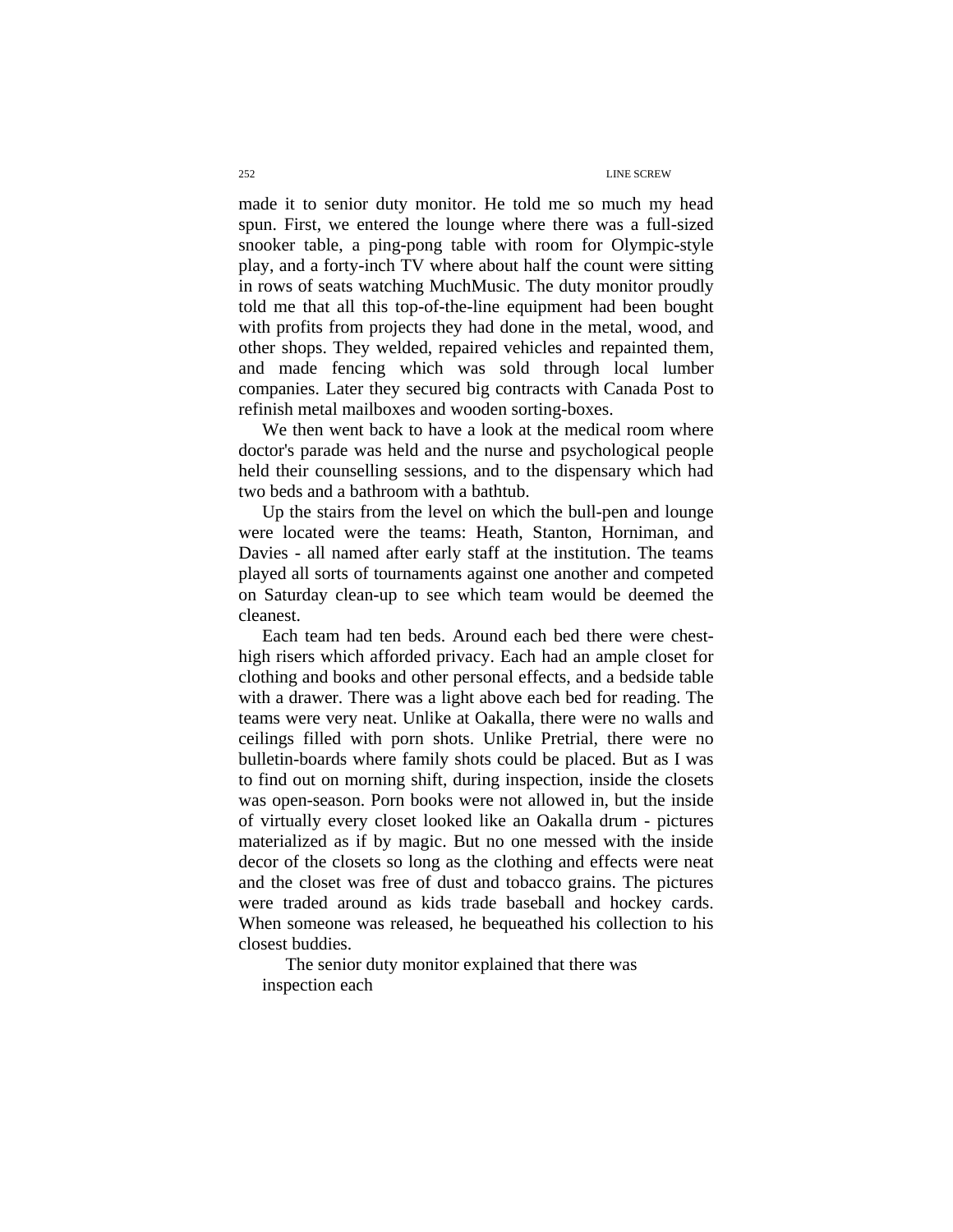made it to senior duty monitor. He told me so much my head spun. First, we entered the lounge where there was a full-sized snooker table, a ping-pong table with room for Olympic-style play, and a forty-inch TV where about half the count were sitting in rows of seats watching MuchMusic. The duty monitor proudly told me that all this top-of-the-line equipment had been bought with profits from projects they had done in the metal, wood, and other shops. They welded, repaired vehicles and repainted them, and made fencing which was sold through local lumber companies. Later they secured big contracts with Canada Post to refinish metal mailboxes and wooden sorting-boxes.

We then went back to have a look at the medical room where doctor's parade was held and the nurse and psychological people held their counselling sessions, and to the dispensary which had two beds and a bathroom with a bathtub.

Up the stairs from the level on which the bull-pen and lounge were located were the teams: Heath, Stanton, Horniman, and Davies - all named after early staff at the institution. The teams played all sorts of tournaments against one another and competed on Saturday clean-up to see which team would be deemed the cleanest.

Each team had ten beds. Around each bed there were chest-high risers which afforded privacy. Each had an ample closet for clothing and books and other personal effects, and a bedside table with a drawer. There was a light above each bed for reading. The teams were very neat. Unlike at Oakalla, there were no walls and ceilings filled with porn shots. Unlike Pretrial, there were no bulletin-boards where family shots could be placed. But as I was to find out on morning shift, during inspection, inside the closets was open-season. Porn books were not allowed in, but the inside of virtually every closet looked like an Oakalla drum - pictures materialized as if by magic. But no one messed with the inside decor of the closets so long as the clothing and effects were neat and the closet was free of dust and tobacco grains. The pictures were traded around as kids trade baseball and hockey cards. When someone was released, he bequeathed his collection to his closest buddies.

The senior duty monitor explained that there was inspection each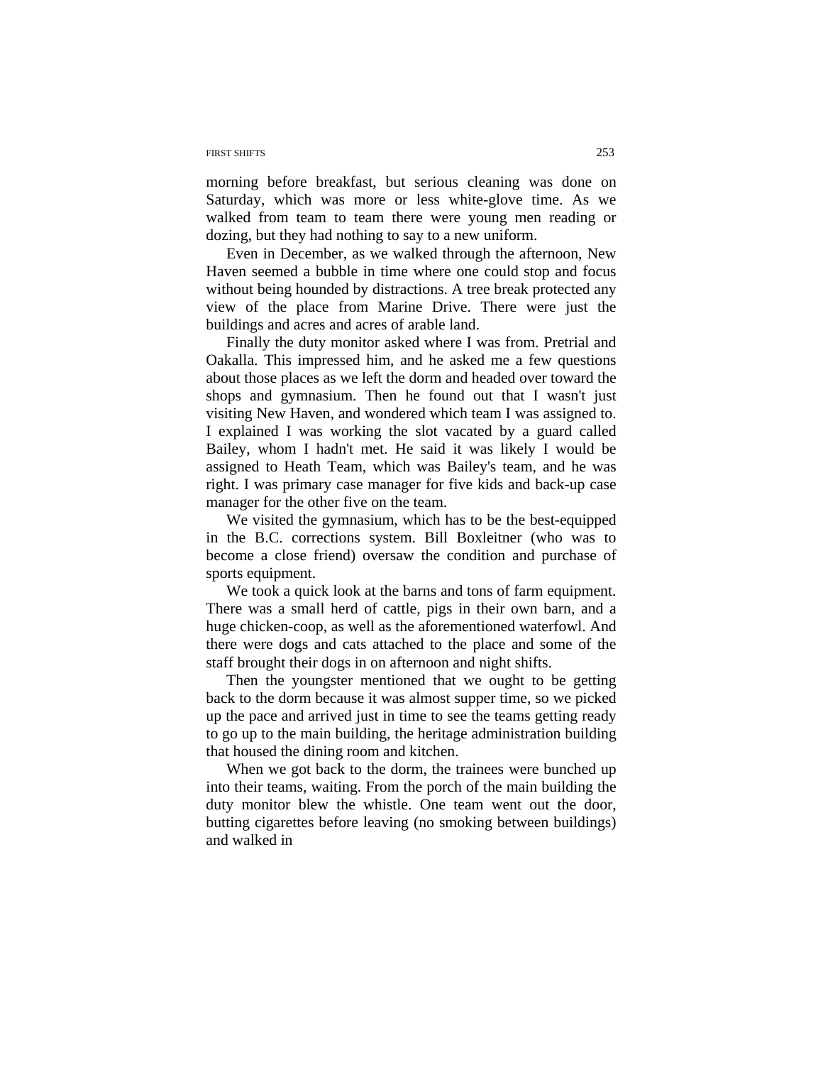morning before breakfast, but serious cleaning was done on Saturday, which was more or less white-glove time. As we walked from team to team there were young men reading or dozing, but they had nothing to say to a new uniform.

Even in December, as we walked through the afternoon, New Haven seemed a bubble in time where one could stop and focus without being hounded by distractions. A tree break protected any view of the place from Marine Drive. There were just the buildings and acres and acres of arable land.

Finally the duty monitor asked where I was from. Pretrial and Oakalla. This impressed him, and he asked me a few questions about those places as we left the dorm and headed over toward the shops and gymnasium. Then he found out that I wasn't just visiting New Haven, and wondered which team I was assigned to. I explained I was working the slot vacated by a guard called Bailey, whom I hadn't met. He said it was likely I would be assigned to Heath Team, which was Bailey's team, and he was right. I was primary case manager for five kids and back-up case manager for the other five on the team.

We visited the gymnasium, which has to be the best-equipped in the B.C. corrections system. Bill Boxleitner (who was to become a close friend) oversaw the condition and purchase of sports equipment.

We took a quick look at the barns and tons of farm equipment. There was a small herd of cattle, pigs in their own barn, and a huge chicken-coop, as well as the aforementioned waterfowl. And there were dogs and cats attached to the place and some of the staff brought their dogs in on afternoon and night shifts.

Then the youngster mentioned that we ought to be getting back to the dorm because it was almost supper time, so we picked up the pace and arrived just in time to see the teams getting ready to go up to the main building, the heritage administration building that housed the dining room and kitchen.

When we got back to the dorm, the trainees were bunched up into their teams, waiting. From the porch of the main building the duty monitor blew the whistle. One team went out the door, butting cigarettes before leaving (no smoking between buildings) and walked in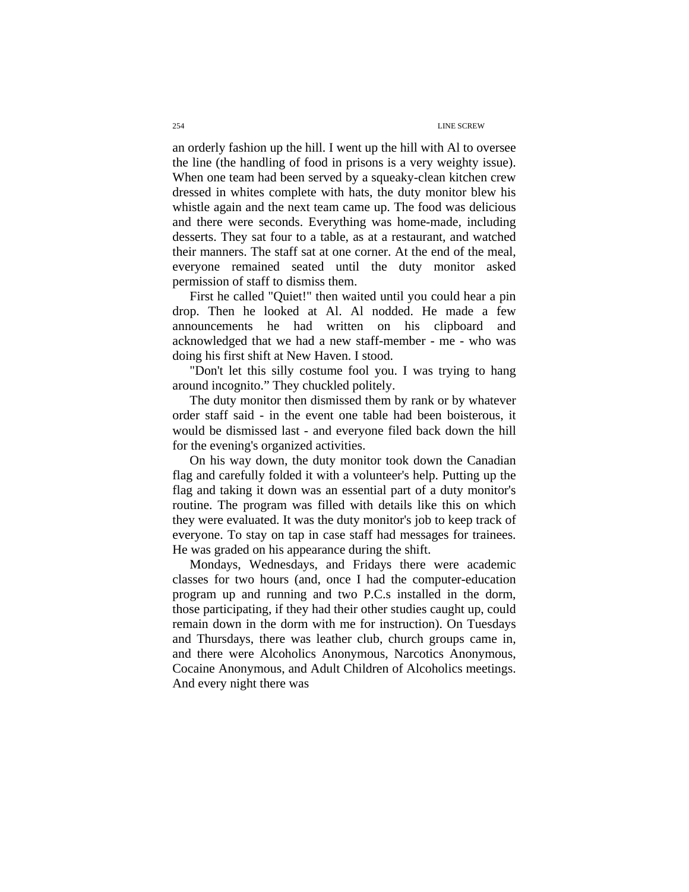an orderly fashion up the hill. I went up the hill with Al to oversee the line (the handling of food in prisons is a very weighty issue). When one team had been served by a squeaky-clean kitchen crew dressed in whites complete with hats, the duty monitor blew his whistle again and the next team came up. The food was delicious and there were seconds. Everything was home-made, including desserts. They sat four to a table, as at a restaurant, and watched their manners. The staff sat at one corner. At the end of the meal, everyone remained seated until the duty monitor asked permission of staff to dismiss them.

First he called "Quiet!" then waited until you could hear a pin drop. Then he looked at Al. Al nodded. He made a few announcements he had written on his clipboard and acknowledged that we had a new staff-member - me - who was doing his first shift at New Haven. I stood.

"Don't let this silly costume fool you. I was trying to hang around incognito." They chuckled politely.

The duty monitor then dismissed them by rank or by whatever order staff said - in the event one table had been boisterous, it would be dismissed last - and everyone filed back down the hill for the evening's organized activities.

On his way down, the duty monitor took down the Canadian flag and carefully folded it with a volunteer's help. Putting up the flag and taking it down was an essential part of a duty monitor's routine. The program was filled with details like this on which they were evaluated. It was the duty monitor's job to keep track of everyone. To stay on tap in case staff had messages for trainees. He was graded on his appearance during the shift.

Mondays, Wednesdays, and Fridays there were academic classes for two hours (and, once I had the computer-education program up and running and two P.C.s installed in the dorm, those participating, if they had their other studies caught up, could remain down in the dorm with me for instruction). On Tuesdays and Thursdays, there was leather club, church groups came in, and there were Alcoholics Anonymous, Narcotics Anonymous, Cocaine Anonymous, and Adult Children of Alcoholics meetings. And every night there was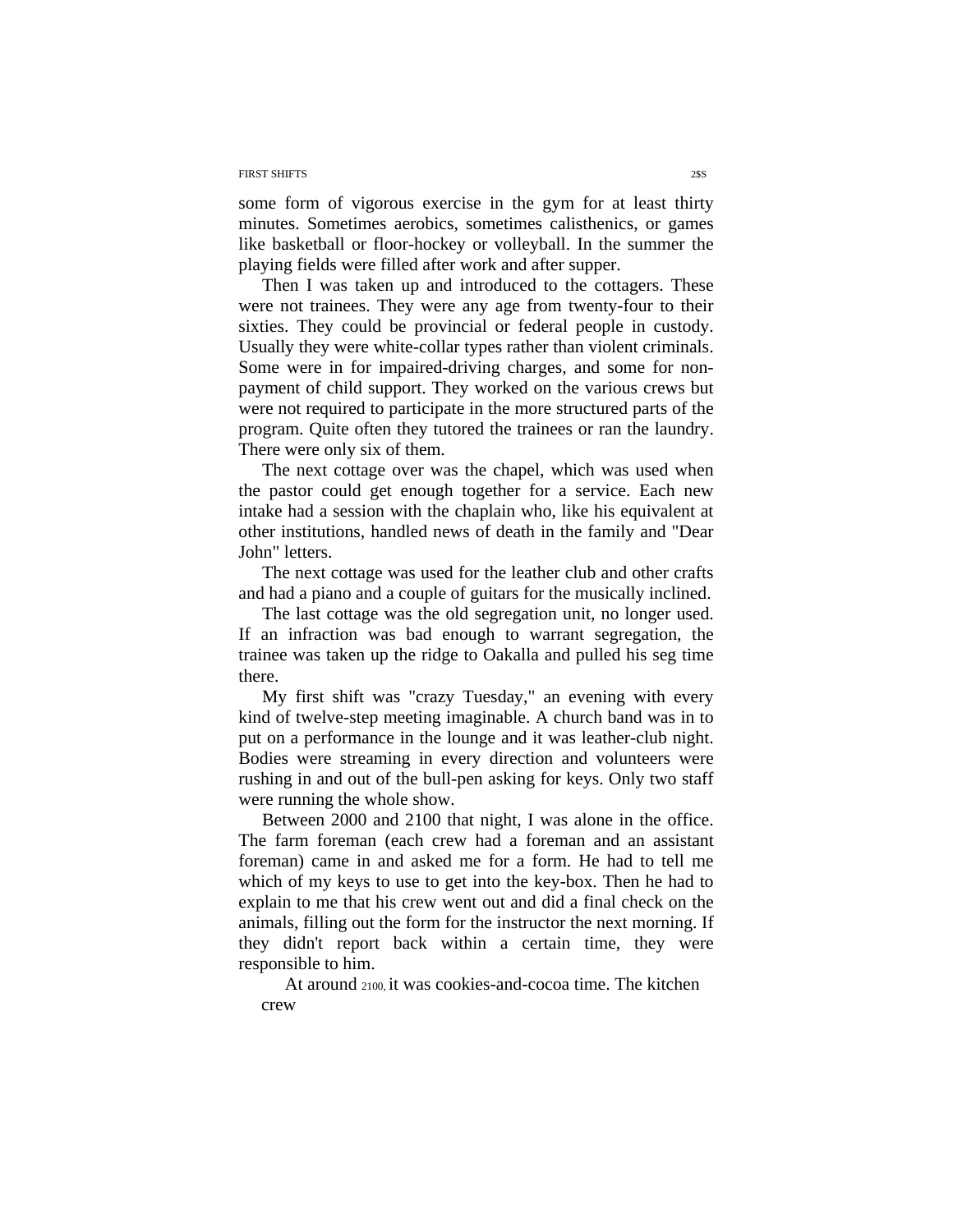some form of vigorous exercise in the gym for at least thirty minutes. Sometimes aerobics, sometimes calisthenics, or games like basketball or floor-hockey or volleyball. In the summer the playing fields were filled after work and after supper.

Then I was taken up and introduced to the cottagers. These were not trainees. They were any age from twenty-four to their sixties. They could be provincial or federal people in custody. Usually they were white-collar types rather than violent criminals. Some were in for impaired-driving charges, and some for non-payment of child support. They worked on the various crews but were not required to participate in the more structured parts of the program. Quite often they tutored the trainees or ran the laundry. There were only six of them.

The next cottage over was the chapel, which was used when the pastor could get enough together for a service. Each new intake had a session with the chaplain who, like his equivalent at other institutions, handled news of death in the family and "Dear John" letters.

The next cottage was used for the leather club and other crafts and had a piano and a couple of guitars for the musically inclined.

The last cottage was the old segregation unit, no longer used. If an infraction was bad enough to warrant segregation, the trainee was taken up the ridge to Oakalla and pulled his seg time there.

My first shift was "crazy Tuesday," an evening with every kind of twelve-step meeting imaginable. A church band was in to put on a performance in the lounge and it was leather-club night. Bodies were streaming in every direction and volunteers were rushing in and out of the bull-pen asking for keys. Only two staff were running the whole show.

Between 2000 and 2100 that night, I was alone in the office. The farm foreman (each crew had a foreman and an assistant foreman) came in and asked me for a form. He had to tell me which of my keys to use to get into the key-box. Then he had to explain to me that his crew went out and did a final check on the animals, filling out the form for the instructor the next morning. If they didn't report back within a certain time, they were responsible to him.

At around 2100, it was cookies-and-cocoa time. The kitchen crew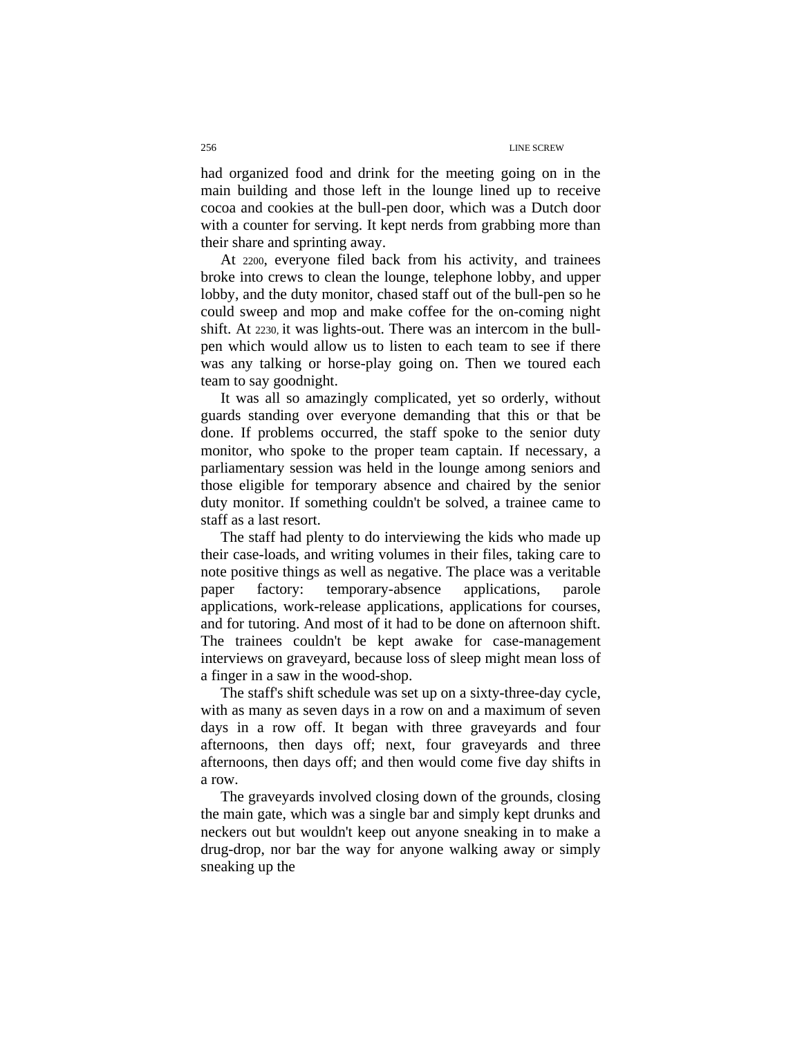had organized food and drink for the meeting going on in the main building and those left in the lounge lined up to receive cocoa and cookies at the bull-pen door, which was a Dutch door with a counter for serving. It kept nerds from grabbing more than their share and sprinting away.

At 2200, everyone filed back from his activity, and trainees broke into crews to clean the lounge, telephone lobby, and upper lobby, and the duty monitor, chased staff out of the bull-pen so he could sweep and mop and make coffee for the on-coming night shift. At 2230, it was lights-out. There was an intercom in the bull-pen which would allow us to listen to each team to see if there was any talking or horse-play going on. Then we toured each team to say goodnight.

It was all so amazingly complicated, yet so orderly, without guards standing over everyone demanding that this or that be done. If problems occurred, the staff spoke to the senior duty monitor, who spoke to the proper team captain. If necessary, a parliamentary session was held in the lounge among seniors and those eligible for temporary absence and chaired by the senior duty monitor. If something couldn't be solved, a trainee came to staff as a last resort.

The staff had plenty to do interviewing the kids who made up their case-loads, and writing volumes in their files, taking care to note positive things as well as negative. The place was a veritable paper factory: temporary-absence applications, parole applications, work-release applications, applications for courses, and for tutoring. And most of it had to be done on afternoon shift. The trainees couldn't be kept awake for case-management interviews on graveyard, because loss of sleep might mean loss of a finger in a saw in the wood-shop.

The staff's shift schedule was set up on a sixty-three-day cycle, with as many as seven days in a row on and a maximum of seven days in a row off. It began with three graveyards and four afternoons, then days off; next, four graveyards and three afternoons, then days off; and then would come five day shifts in a row.

The graveyards involved closing down of the grounds, closing the main gate, which was a single bar and simply kept drunks and neckers out but wouldn't keep out anyone sneaking in to make a drug-drop, nor bar the way for anyone walking away or simply sneaking up the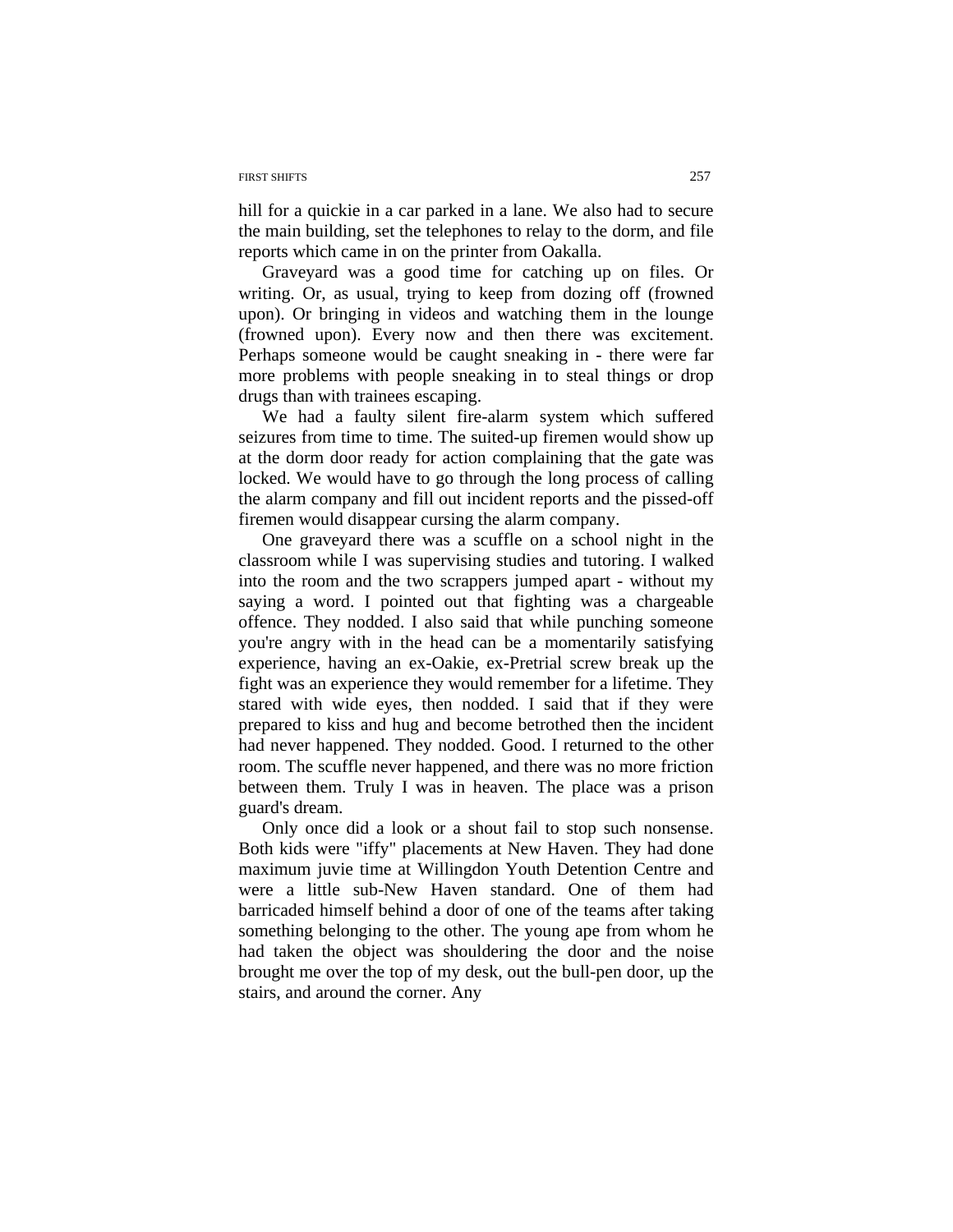hill for a quickie in a car parked in a lane. We also had to secure the main building, set the telephones to relay to the dorm, and file reports which came in on the printer from Oakalla.

Graveyard was a good time for catching up on files. Or writing. Or, as usual, trying to keep from dozing off (frowned upon). Or bringing in videos and watching them in the lounge (frowned upon). Every now and then there was excitement. Perhaps someone would be caught sneaking in - there were far more problems with people sneaking in to steal things or drop drugs than with trainees escaping.

We had a faulty silent fire-alarm system which suffered seizures from time to time. The suited-up firemen would show up at the dorm door ready for action complaining that the gate was locked. We would have to go through the long process of calling the alarm company and fill out incident reports and the pissed-off firemen would disappear cursing the alarm company.

One graveyard there was a scuffle on a school night in the classroom while I was supervising studies and tutoring. I walked into the room and the two scrappers jumped apart - without my saying a word. I pointed out that fighting was a chargeable offence. They nodded. I also said that while punching someone you're angry with in the head can be a momentarily satisfying experience, having an ex-Oakie, ex-Pretrial screw break up the fight was an experience they would remember for a lifetime. They stared with wide eyes, then nodded. I said that if they were prepared to kiss and hug and become betrothed then the incident had never happened. They nodded. Good. I returned to the other room. The scuffle never happened, and there was no more friction between them. Truly I was in heaven. The place was a prison guard's dream.

Only once did a look or a shout fail to stop such nonsense. Both kids were "iffy" placements at New Haven. They had done maximum juvie time at Willingdon Youth Detention Centre and were a little sub-New Haven standard. One of them had barricaded himself behind a door of one of the teams after taking something belonging to the other. The young ape from whom he had taken the object was shouldering the door and the noise brought me over the top of my desk, out the bull-pen door, up the stairs, and around the corner. Any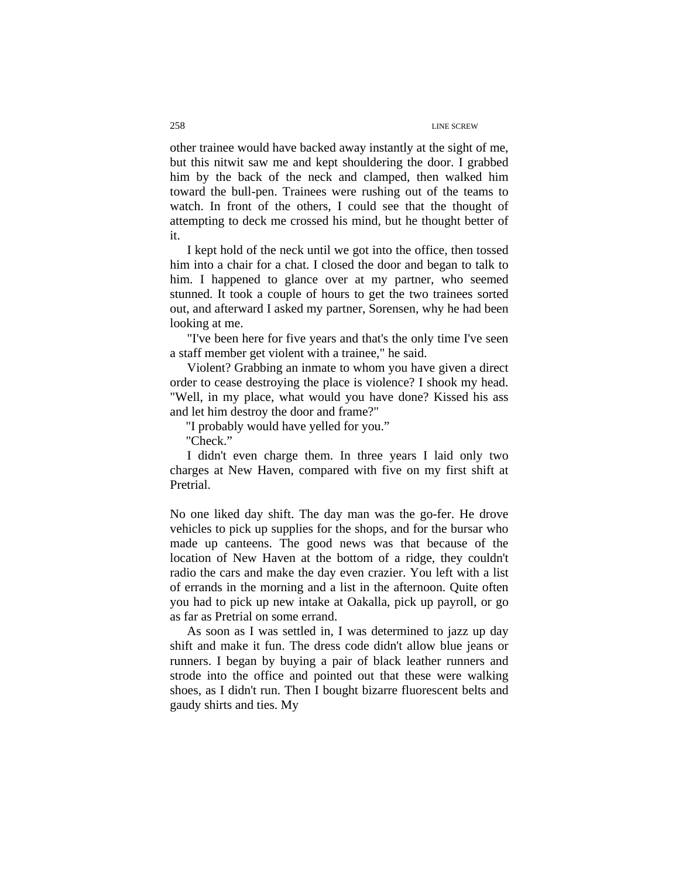other trainee would have backed away instantly at the sight of me, but this nitwit saw me and kept shouldering the door. I grabbed him by the back of the neck and clamped, then walked him toward the bull-pen. Trainees were rushing out of the teams to watch. In front of the others, I could see that the thought of attempting to deck me crossed his mind, but he thought better of it.

I kept hold of the neck until we got into the office, then tossed him into a chair for a chat. I closed the door and began to talk to him. I happened to glance over at my partner, who seemed stunned. It took a couple of hours to get the two trainees sorted out, and afterward I asked my partner, Sorensen, why he had been looking at me.

"I've been here for five years and that's the only time I've seen a staff member get violent with a trainee," he said.

Violent? Grabbing an inmate to whom you have given a direct order to cease destroying the place is violence? I shook my head. "Well, in my place, what would you have done? Kissed his ass and let him destroy the door and frame?"

"I probably would have yelled for you."

"Check."

I didn't even charge them. In three years I laid only two charges at New Haven, compared with five on my first shift at Pretrial.

No one liked day shift. The day man was the go-fer. He drove vehicles to pick up supplies for the shops, and for the bursar who made up canteens. The good news was that because of the location of New Haven at the bottom of a ridge, they couldn't radio the cars and make the day even crazier. You left with a list of errands in the morning and a list in the afternoon. Quite often you had to pick up new intake at Oakalla, pick up payroll, or go as far as Pretrial on some errand.

As soon as I was settled in, I was determined to jazz up day shift and make it fun. The dress code didn't allow blue jeans or runners. I began by buying a pair of black leather runners and strode into the office and pointed out that these were walking shoes, as I didn't run. Then I bought bizarre fluorescent belts and gaudy shirts and ties. My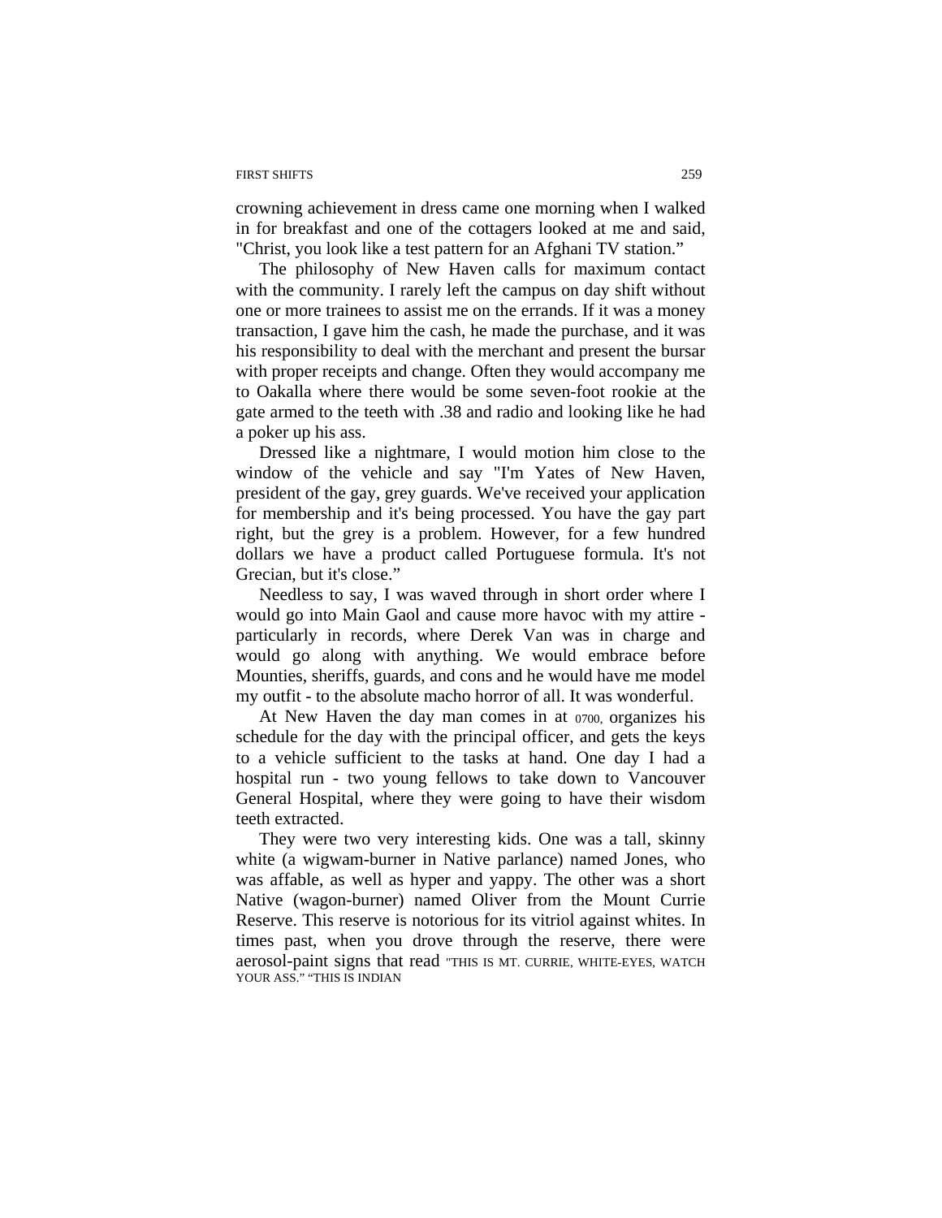crowning achievement in dress came one morning when I walked in for breakfast and one of the cottagers looked at me and said, "Christ, you look like a test pattern for an Afghani TV station."

The philosophy of New Haven calls for maximum contact with the community. I rarely left the campus on day shift without one or more trainees to assist me on the errands. If it was a money transaction, I gave him the cash, he made the purchase, and it was his responsibility to deal with the merchant and present the bursar with proper receipts and change. Often they would accompany me to Oakalla where there would be some seven-foot rookie at the gate armed to the teeth with .38 and radio and looking like he had a poker up his ass.

Dressed like a nightmare, I would motion him close to the window of the vehicle and say "I'm Yates of New Haven, president of the gay, grey guards. We've received your application for membership and it's being processed. You have the gay part right, but the grey is a problem. However, for a few hundred dollars we have a product called Portuguese formula. It's not Grecian, but it's close."

Needless to say, I was waved through in short order where I would go into Main Gaol and cause more havoc with my attire - particularly in records, where Derek Van was in charge and would go along with anything. We would embrace before Mounties, sheriffs, guards, and cons and he would have me model my outfit - to the absolute macho horror of all. It was wonderful.

At New Haven the day man comes in at 0700, organizes his schedule for the day with the principal officer, and gets the keys to a vehicle sufficient to the tasks at hand. One day I had a hospital run - two young fellows to take down to Vancouver General Hospital, where they were going to have their wisdom teeth extracted.

They were two very interesting kids. One was a tall, skinny white (a wigwam-burner in Native parlance) named Jones, who was affable, as well as hyper and yappy. The other was a short Native (wagon-burner) named Oliver from the Mount Currie Reserve. This reserve is notorious for its vitriol against whites. In times past, when you drove through the reserve, there were aerosol-paint signs that read "THIS IS MT. CURRIE, WHITE-EYES, WATCH YOUR ASS." "THIS IS INDIAN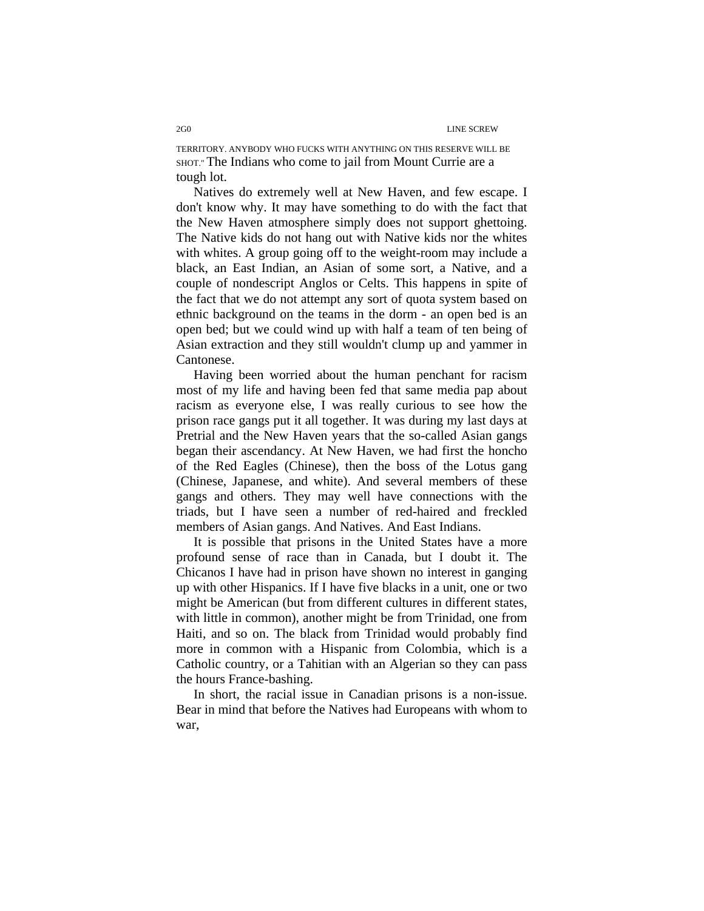TERRITORY. ANYBODY WHO FUCKS WITH ANYTHING ON THIS RESERVE WILL BE SHOT." The Indians who come to jail from Mount Currie are a tough lot.

Natives do extremely well at New Haven, and few escape. I don't know why. It may have something to do with the fact that the New Haven atmosphere simply does not support ghettoing. The Native kids do not hang out with Native kids nor the whites with whites. A group going off to the weight-room may include a black, an East Indian, an Asian of some sort, a Native, and a couple of nondescript Anglos or Celts. This happens in spite of the fact that we do not attempt any sort of quota system based on ethnic background on the teams in the dorm - an open bed is an open bed; but we could wind up with half a team of ten being of Asian extraction and they still wouldn't clump up and yammer in Cantonese.

Having been worried about the human penchant for racism most of my life and having been fed that same media pap about racism as everyone else, I was really curious to see how the prison race gangs put it all together. It was during my last days at Pretrial and the New Haven years that the so-called Asian gangs began their ascendancy. At New Haven, we had first the honcho of the Red Eagles (Chinese), then the boss of the Lotus gang (Chinese, Japanese, and white). And several members of these gangs and others. They may well have connections with the triads, but I have seen a number of red-haired and freckled members of Asian gangs. And Natives. And East Indians.

It is possible that prisons in the United States have a more profound sense of race than in Canada, but I doubt it. The Chicanos I have had in prison have shown no interest in ganging up with other Hispanics. If I have five blacks in a unit, one or two might be American (but from different cultures in different states, with little in common), another might be from Trinidad, one from Haiti, and so on. The black from Trinidad would probably find more in common with a Hispanic from Colombia, which is a Catholic country, or a Tahitian with an Algerian so they can pass the hours France-bashing.

In short, the racial issue in Canadian prisons is a non-issue. Bear in mind that before the Natives had Europeans with whom to war,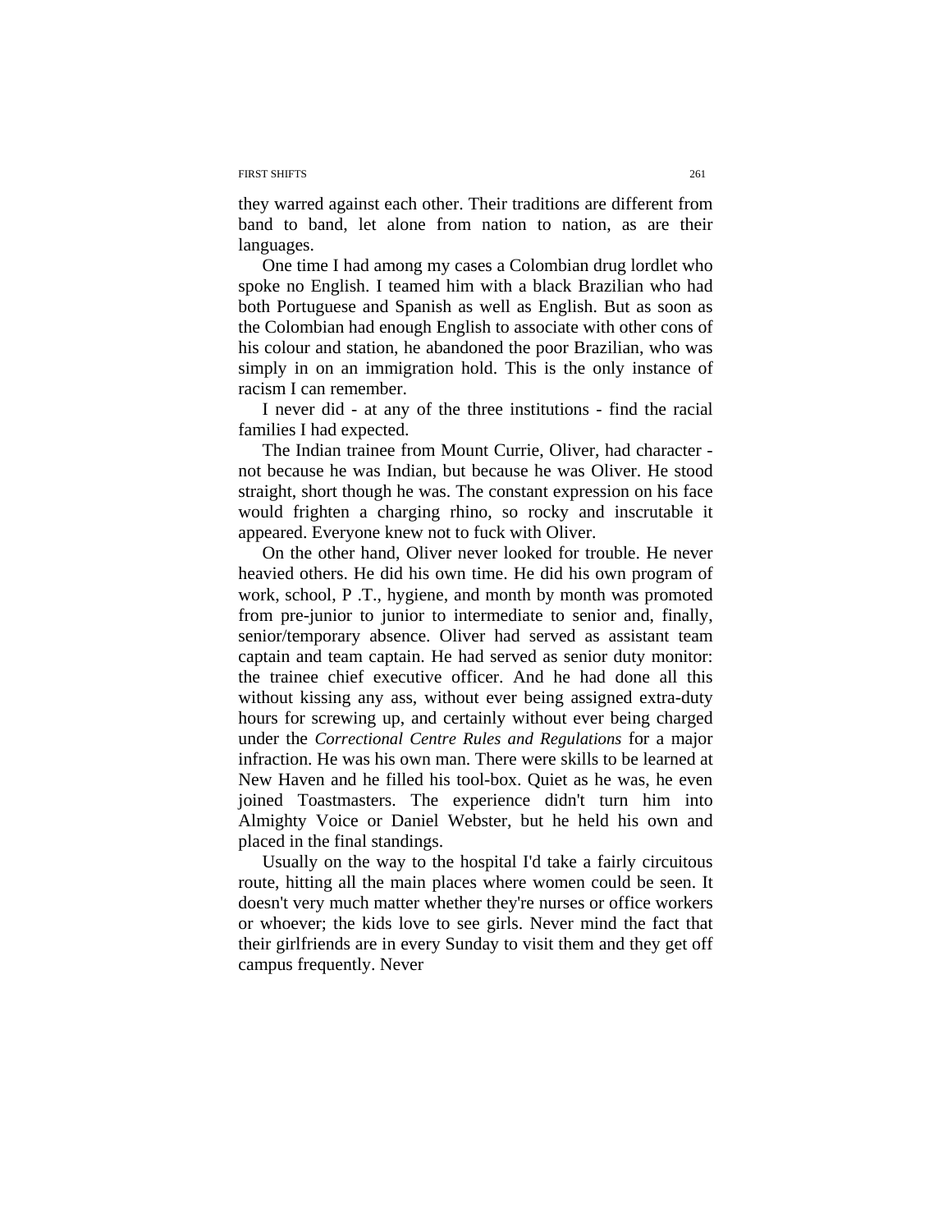they warred against each other. Their traditions are different from band to band, let alone from nation to nation, as are their languages.

One time I had among my cases a Colombian drug lordlet who spoke no English. I teamed him with a black Brazilian who had both Portuguese and Spanish as well as English. But as soon as the Colombian had enough English to associate with other cons of his colour and station, he abandoned the poor Brazilian, who was simply in on an immigration hold. This is the only instance of racism I can remember.

I never did - at any of the three institutions - find the racial families I had expected.

The Indian trainee from Mount Currie, Oliver, had character - not because he was Indian, but because he was Oliver. He stood straight, short though he was. The constant expression on his face would frighten a charging rhino, so rocky and inscrutable it appeared. Everyone knew not to fuck with Oliver.

On the other hand, Oliver never looked for trouble. He never heavied others. He did his own time. He did his own program of work, school, P .T., hygiene, and month by month was promoted from pre-junior to junior to intermediate to senior and, finally, senior/temporary absence. Oliver had served as assistant team captain and team captain. He had served as senior duty monitor: the trainee chief executive officer. And he had done all this without kissing any ass, without ever being assigned extra-duty hours for screwing up, and certainly without ever being charged under the *Correctional Centre Rules and Regulations* for a major infraction. He was his own man. There were skills to be learned at New Haven and he filled his tool-box. Quiet as he was, he even joined Toastmasters. The experience didn't turn him into Almighty Voice or Daniel Webster, but he held his own and placed in the final standings.

Usually on the way to the hospital I'd take a fairly circuitous route, hitting all the main places where women could be seen. It doesn't very much matter whether they're nurses or office workers or whoever; the kids love to see girls. Never mind the fact that their girlfriends are in every Sunday to visit them and they get off campus frequently. Never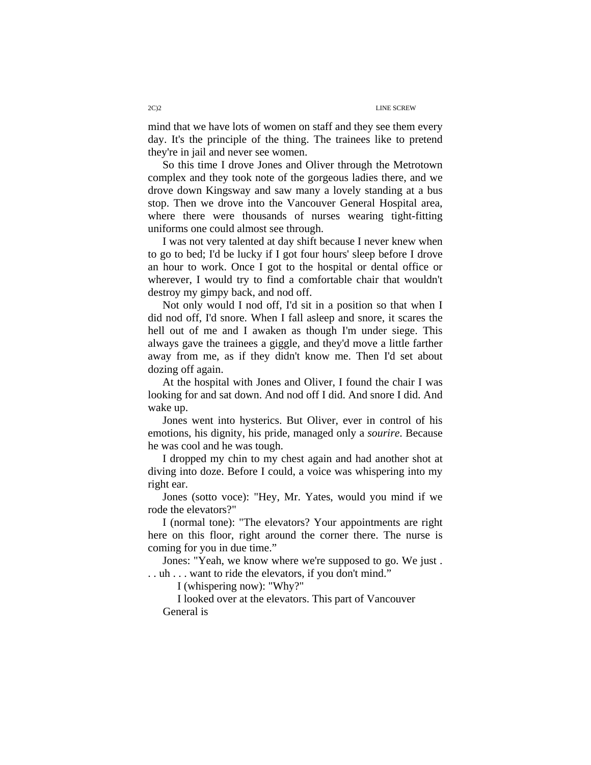mind that we have lots of women on staff and they see them every day. It's the principle of the thing. The trainees like to pretend they're in jail and never see women.

So this time I drove Jones and Oliver through the Metrotown complex and they took note of the gorgeous ladies there, and we drove down Kingsway and saw many a lovely standing at a bus stop. Then we drove into the Vancouver General Hospital area, where there were thousands of nurses wearing tight-fitting uniforms one could almost see through.

I was not very talented at day shift because I never knew when to go to bed; I'd be lucky if I got four hours' sleep before I drove an hour to work. Once I got to the hospital or dental office or wherever, I would try to find a comfortable chair that wouldn't destroy my gimpy back, and nod off.

Not only would I nod off, I'd sit in a position so that when I did nod off, I'd snore. When I fall asleep and snore, it scares the hell out of me and I awaken as though I'm under siege. This always gave the trainees a giggle, and they'd move a little farther away from me, as if they didn't know me. Then I'd set about dozing off again.

At the hospital with Jones and Oliver, I found the chair I was looking for and sat down. And nod off I did. And snore I did. And wake up.

Jones went into hysterics. But Oliver, ever in control of his emotions, his dignity, his pride, managed only a *sourire*. Because he was cool and he was tough.

I dropped my chin to my chest again and had another shot at diving into doze. Before I could, a voice was whispering into my right ear.

Jones (sotto voce): "Hey, Mr. Yates, would you mind if we rode the elevators?"

I (normal tone): "The elevators? Your appointments are right here on this floor, right around the corner there. The nurse is coming for you in due time."

Jones: "Yeah, we know where we're supposed to go. We just . . . uh . . . want to ride the elevators, if you don't mind."

I (whispering now): "Why?"

I looked over at the elevators. This part of Vancouver General is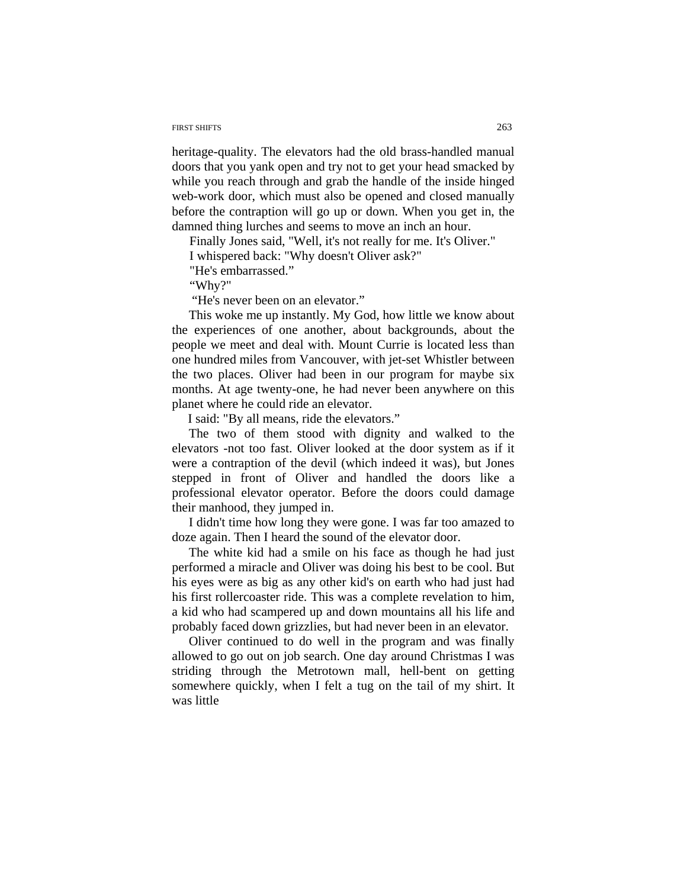heritage-quality. The elevators had the old brass-handled manual doors that you yank open and try not to get your head smacked by while you reach through and grab the handle of the inside hinged web-work door, which must also be opened and closed manually before the contraption will go up or down. When you get in, the damned thing lurches and seems to move an inch an hour.

Finally Jones said, "Well, it's not really for me. It's Oliver."

I whispered back: "Why doesn't Oliver ask?"

"He's embarrassed."

"Why?"

"He's never been on an elevator."

This woke me up instantly. My God, how little we know about the experiences of one another, about backgrounds, about the people we meet and deal with. Mount Currie is located less than one hundred miles from Vancouver, with jet-set Whistler between the two places. Oliver had been in our program for maybe six months. At age twenty-one, he had never been anywhere on this planet where he could ride an elevator.

I said: "By all means, ride the elevators."

The two of them stood with dignity and walked to the elevators -not too fast. Oliver looked at the door system as if it were a contraption of the devil (which indeed it was), but Jones stepped in front of Oliver and handled the doors like a professional elevator operator. Before the doors could damage their manhood, they jumped in.

I didn't time how long they were gone. I was far too amazed to doze again. Then I heard the sound of the elevator door.

The white kid had a smile on his face as though he had just performed a miracle and Oliver was doing his best to be cool. But his eyes were as big as any other kid's on earth who had just had his first rollercoaster ride. This was a complete revelation to him, a kid who had scampered up and down mountains all his life and probably faced down grizzlies, but had never been in an elevator.

Oliver continued to do well in the program and was finally allowed to go out on job search. One day around Christmas I was striding through the Metrotown mall, hell-bent on getting somewhere quickly, when I felt a tug on the tail of my shirt. It was little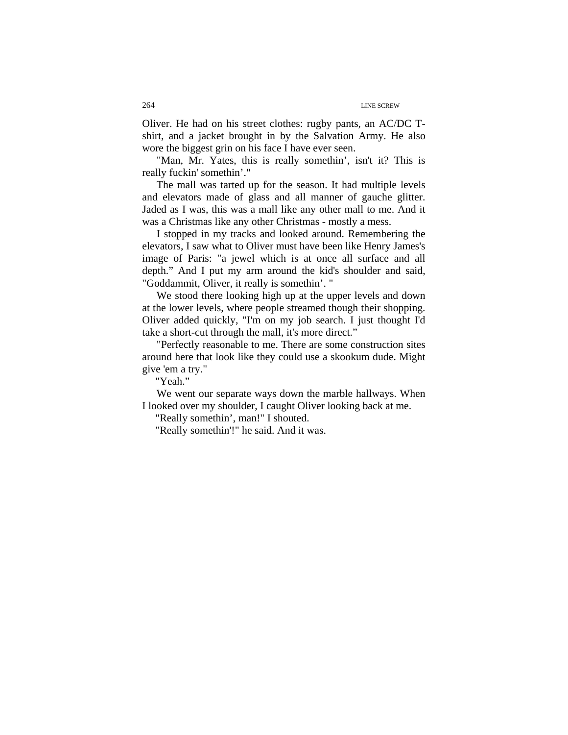Oliver. He had on his street clothes: rugby pants, an AC/DC T-shirt, and a jacket brought in by the Salvation Army. He also wore the biggest grin on his face I have ever seen.

"Man, Mr. Yates, this is really somethin', isn't it? This is really fuckin' somethin'."

The mall was tarted up for the season. It had multiple levels and elevators made of glass and all manner of gauche glitter. Jaded as I was, this was a mall like any other mall to me. And it was a Christmas like any other Christmas - mostly a mess.

I stopped in my tracks and looked around. Remembering the elevators, I saw what to Oliver must have been like Henry James's image of Paris: "a jewel which is at once all surface and all depth." And I put my arm around the kid's shoulder and said, "Goddammit, Oliver, it really is somethin'. "

We stood there looking high up at the upper levels and down at the lower levels, where people streamed though their shopping. Oliver added quickly, "I'm on my job search. I just thought I'd take a short-cut through the mall, it's more direct."

"Perfectly reasonable to me. There are some construction sites around here that look like they could use a skookum dude. Might give 'em a try."

"Yeah."

We went our separate ways down the marble hallways. When I looked over my shoulder, I caught Oliver looking back at me.

"Really somethin', man!" I shouted.

"Really somethin'!" he said. And it was.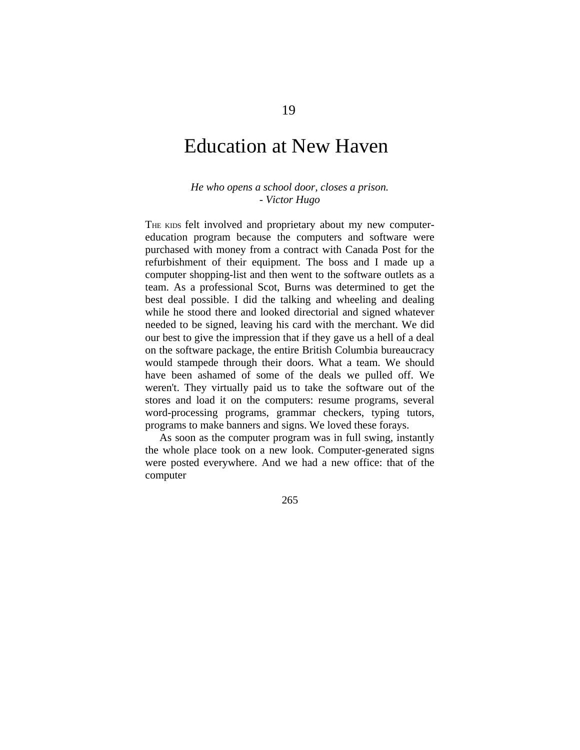# 19

# Education at New Haven

*He who opens a school door, closes a prison.*
*- Victor Hugo*

THE KIDS felt involved and proprietary about my new computer-education program because the computers and software were purchased with money from a contract with Canada Post for the refurbishment of their equipment. The boss and I made up a computer shopping-list and then went to the software outlets as a team. As a professional Scot, Burns was determined to get the best deal possible. I did the talking and wheeling and dealing while he stood there and looked directorial and signed whatever needed to be signed, leaving his card with the merchant. We did our best to give the impression that if they gave us a hell of a deal on the software package, the entire British Columbia bureaucracy would stampede through their doors. What a team. We should have been ashamed of some of the deals we pulled off. We weren't. They virtually paid us to take the software out of the stores and load it on the computers: resume programs, several word-processing programs, grammar checkers, typing tutors, programs to make banners and signs. We loved these forays.

As soon as the computer program was in full swing, instantly the whole place took on a new look. Computer-generated signs were posted everywhere. And we had a new office: that of the computer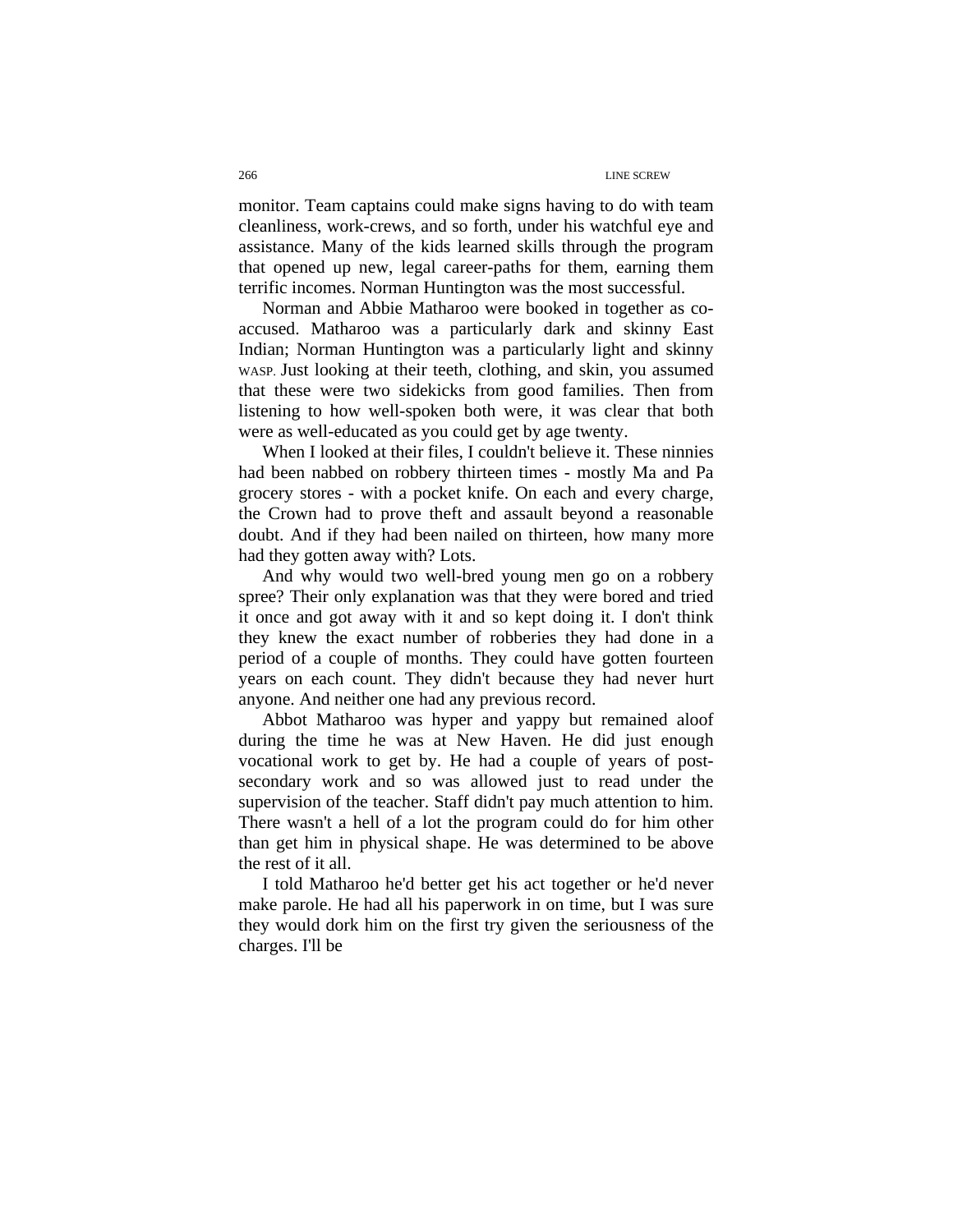monitor. Team captains could make signs having to do with team cleanliness, work-crews, and so forth, under his watchful eye and assistance. Many of the kids learned skills through the program that opened up new, legal career-paths for them, earning them terrific incomes. Norman Huntington was the most successful.

Norman and Abbie Matharoo were booked in together as co-accused. Matharoo was a particularly dark and skinny East Indian; Norman Huntington was a particularly light and skinny WASP. Just looking at their teeth, clothing, and skin, you assumed that these were two sidekicks from good families. Then from listening to how well-spoken both were, it was clear that both were as well-educated as you could get by age twenty.

When I looked at their files, I couldn't believe it. These ninnies had been nabbed on robbery thirteen times - mostly Ma and Pa grocery stores - with a pocket knife. On each and every charge, the Crown had to prove theft and assault beyond a reasonable doubt. And if they had been nailed on thirteen, how many more had they gotten away with? Lots.

And why would two well-bred young men go on a robbery spree? Their only explanation was that they were bored and tried it once and got away with it and so kept doing it. I don't think they knew the exact number of robberies they had done in a period of a couple of months. They could have gotten fourteen years on each count. They didn't because they had never hurt anyone. And neither one had any previous record.

Abbot Matharoo was hyper and yappy but remained aloof during the time he was at New Haven. He did just enough vocational work to get by. He had a couple of years of post-secondary work and so was allowed just to read under the supervision of the teacher. Staff didn't pay much attention to him. There wasn't a hell of a lot the program could do for him other than get him in physical shape. He was determined to be above the rest of it all.

I told Matharoo he'd better get his act together or he'd never make parole. He had all his paperwork in on time, but I was sure they would dork him on the first try given the seriousness of the charges. I'll be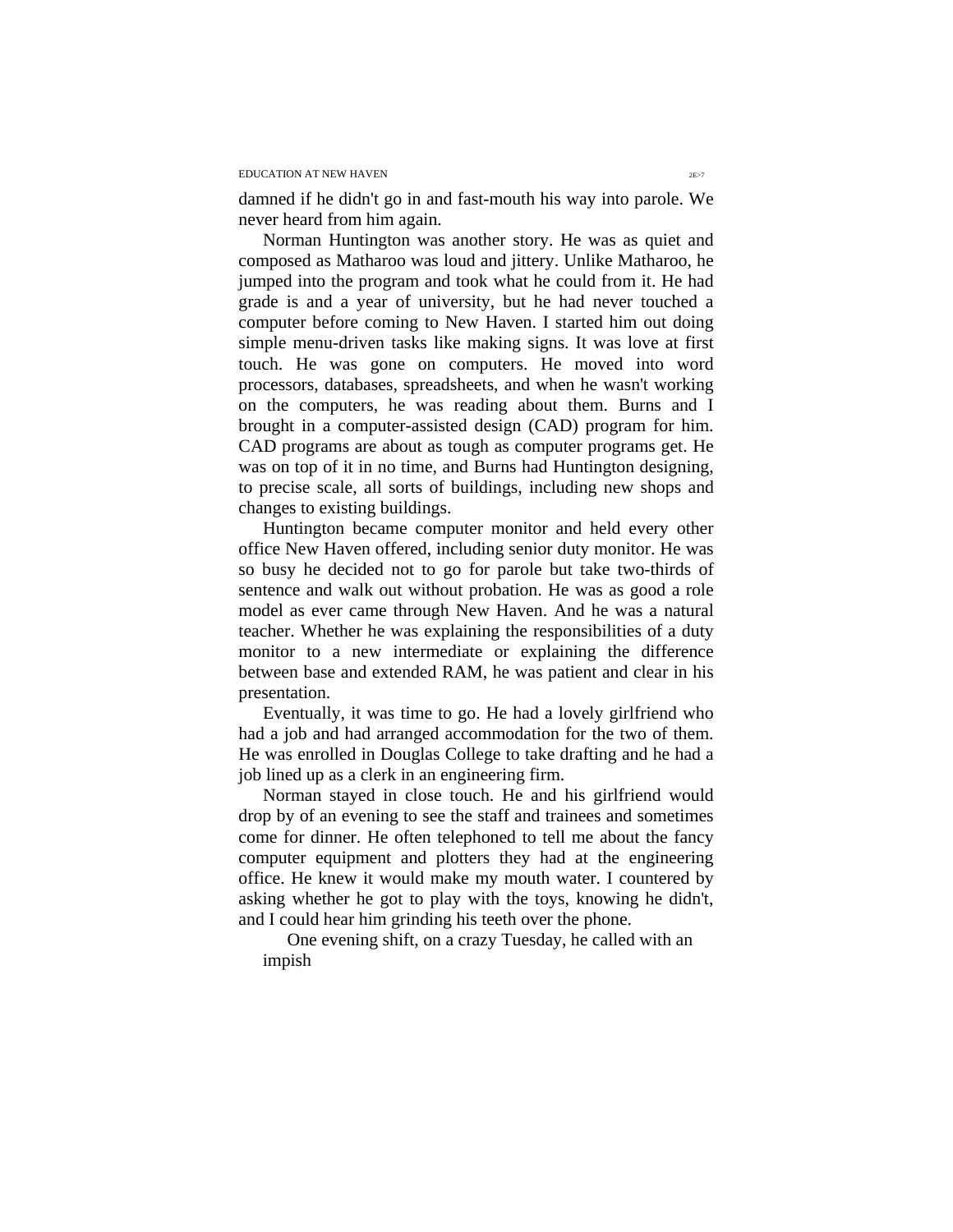damned if he didn't go in and fast-mouth his way into parole. We never heard from him again.

Norman Huntington was another story. He was as quiet and composed as Matharoo was loud and jittery. Unlike Matharoo, he jumped into the program and took what he could from it. He had grade is and a year of university, but he had never touched a computer before coming to New Haven. I started him out doing simple menu-driven tasks like making signs. It was love at first touch. He was gone on computers. He moved into word processors, databases, spreadsheets, and when he wasn't working on the computers, he was reading about them. Burns and I brought in a computer-assisted design (CAD) program for him. CAD programs are about as tough as computer programs get. He was on top of it in no time, and Burns had Huntington designing, to precise scale, all sorts of buildings, including new shops and changes to existing buildings.

Huntington became computer monitor and held every other office New Haven offered, including senior duty monitor. He was so busy he decided not to go for parole but take two-thirds of sentence and walk out without probation. He was as good a role model as ever came through New Haven. And he was a natural teacher. Whether he was explaining the responsibilities of a duty monitor to a new intermediate or explaining the difference between base and extended RAM, he was patient and clear in his presentation.

Eventually, it was time to go. He had a lovely girlfriend who had a job and had arranged accommodation for the two of them. He was enrolled in Douglas College to take drafting and he had a job lined up as a clerk in an engineering firm.

Norman stayed in close touch. He and his girlfriend would drop by of an evening to see the staff and trainees and sometimes come for dinner. He often telephoned to tell me about the fancy computer equipment and plotters they had at the engineering office. He knew it would make my mouth water. I countered by asking whether he got to play with the toys, knowing he didn't, and I could hear him grinding his teeth over the phone.

One evening shift, on a crazy Tuesday, he called with an impish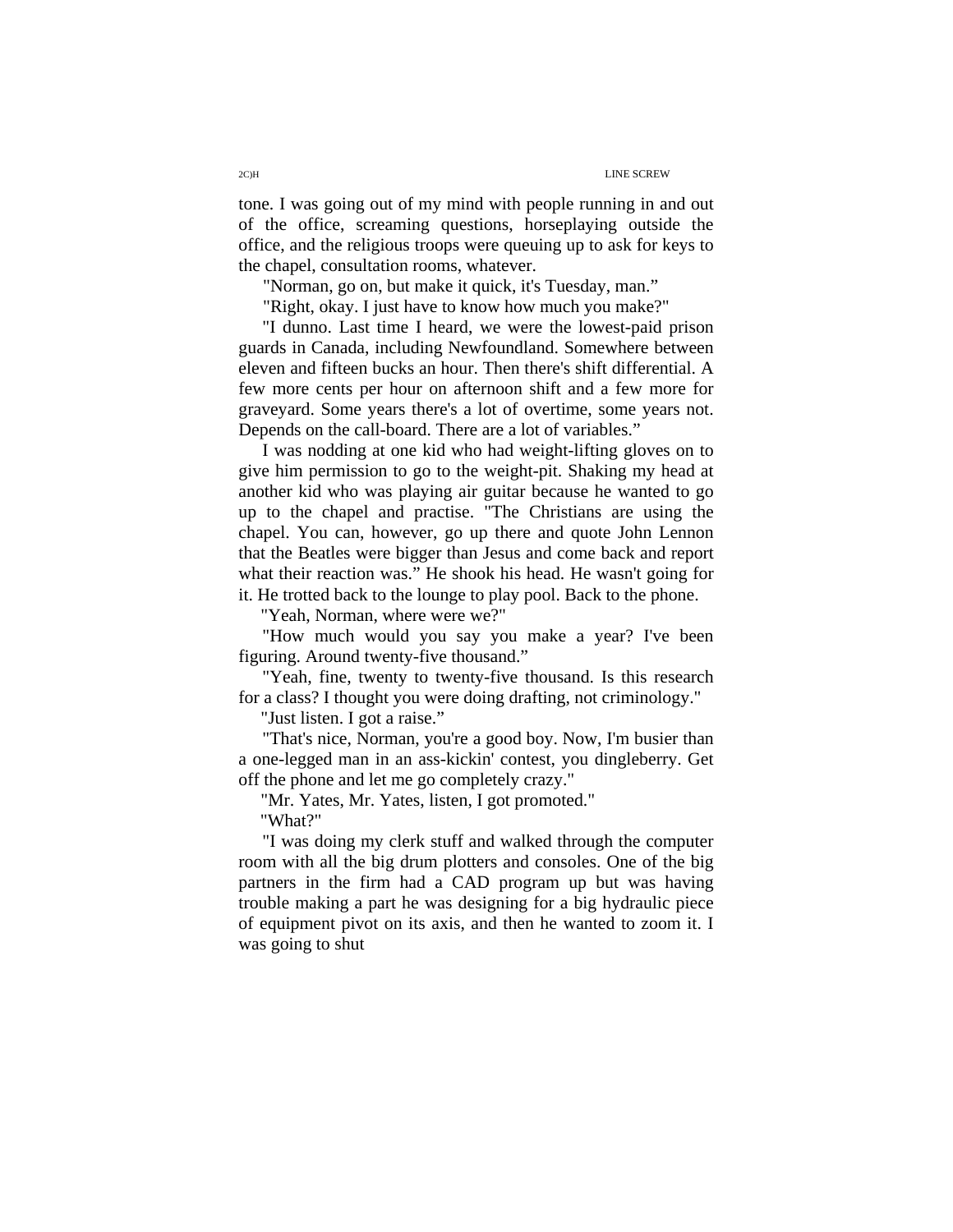tone. I was going out of my mind with people running in and out of the office, screaming questions, horseplaying outside the office, and the religious troops were queuing up to ask for keys to the chapel, consultation rooms, whatever.

"Norman, go on, but make it quick, it's Tuesday, man."

"Right, okay. I just have to know how much you make?"

"I dunno. Last time I heard, we were the lowest-paid prison guards in Canada, including Newfoundland. Somewhere between eleven and fifteen bucks an hour. Then there's shift differential. A few more cents per hour on afternoon shift and a few more for graveyard. Some years there's a lot of overtime, some years not. Depends on the call-board. There are a lot of variables."

I was nodding at one kid who had weight-lifting gloves on to give him permission to go to the weight-pit. Shaking my head at another kid who was playing air guitar because he wanted to go up to the chapel and practise. "The Christians are using the chapel. You can, however, go up there and quote John Lennon that the Beatles were bigger than Jesus and come back and report what their reaction was." He shook his head. He wasn't going for it. He trotted back to the lounge to play pool. Back to the phone.

"Yeah, Norman, where were we?"

"How much would you say you make a year? I've been figuring. Around twenty-five thousand."

"Yeah, fine, twenty to twenty-five thousand. Is this research for a class? I thought you were doing drafting, not criminology."

"Just listen. I got a raise."

"That's nice, Norman, you're a good boy. Now, I'm busier than a one-legged man in an ass-kickin' contest, you dingleberry. Get off the phone and let me go completely crazy."

"Mr. Yates, Mr. Yates, listen, I got promoted."

"What?"

"I was doing my clerk stuff and walked through the computer room with all the big drum plotters and consoles. One of the big partners in the firm had a CAD program up but was having trouble making a part he was designing for a big hydraulic piece of equipment pivot on its axis, and then he wanted to zoom it. I was going to shut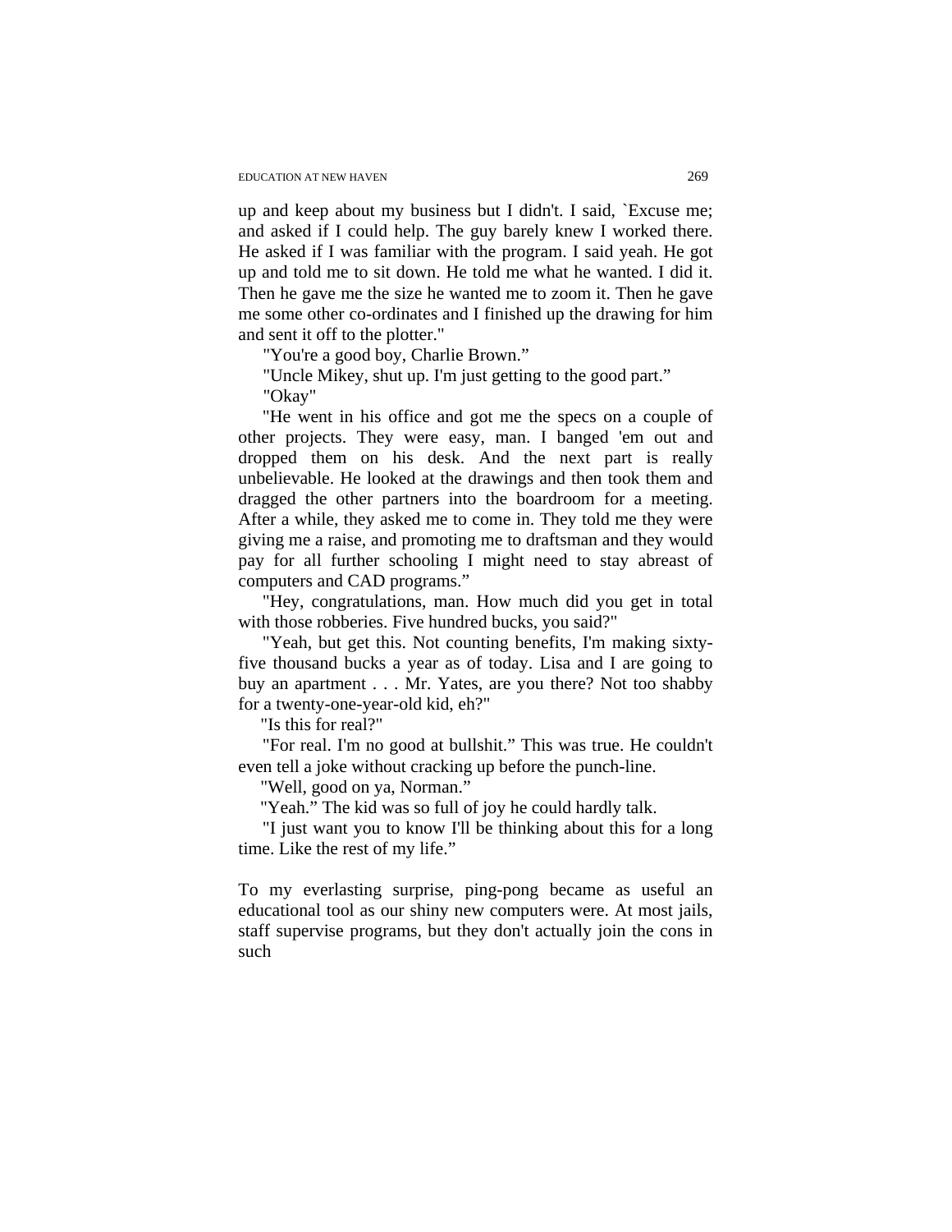up and keep about my business but I didn't. I said, `Excuse me; and asked if I could help. The guy barely knew I worked there. He asked if I was familiar with the program. I said yeah. He got up and told me to sit down. He told me what he wanted. I did it. Then he gave me the size he wanted me to zoom it. Then he gave me some other co-ordinates and I finished up the drawing for him and sent it off to the plotter."

"You're a good boy, Charlie Brown."

"Uncle Mikey, shut up. I'm just getting to the good part."

"Okay"

"He went in his office and got me the specs on a couple of other projects. They were easy, man. I banged 'em out and dropped them on his desk. And the next part is really unbelievable. He looked at the drawings and then took them and dragged the other partners into the boardroom for a meeting. After a while, they asked me to come in. They told me they were giving me a raise, and promoting me to draftsman and they would pay for all further schooling I might need to stay abreast of computers and CAD programs."

"Hey, congratulations, man. How much did you get in total with those robberies. Five hundred bucks, you said?"

"Yeah, but get this. Not counting benefits, I'm making sixty-five thousand bucks a year as of today. Lisa and I are going to buy an apartment . . . Mr. Yates, are you there? Not too shabby for a twenty-one-year-old kid, eh?"

"Is this for real?"

"For real. I'm no good at bullshit." This was true. He couldn't even tell a joke without cracking up before the punch-line.

"Well, good on ya, Norman."

"Yeah." The kid was so full of joy he could hardly talk.

"I just want you to know I'll be thinking about this for a long time. Like the rest of my life."

To my everlasting surprise, ping-pong became as useful an educational tool as our shiny new computers were. At most jails, staff supervise programs, but they don't actually join the cons in such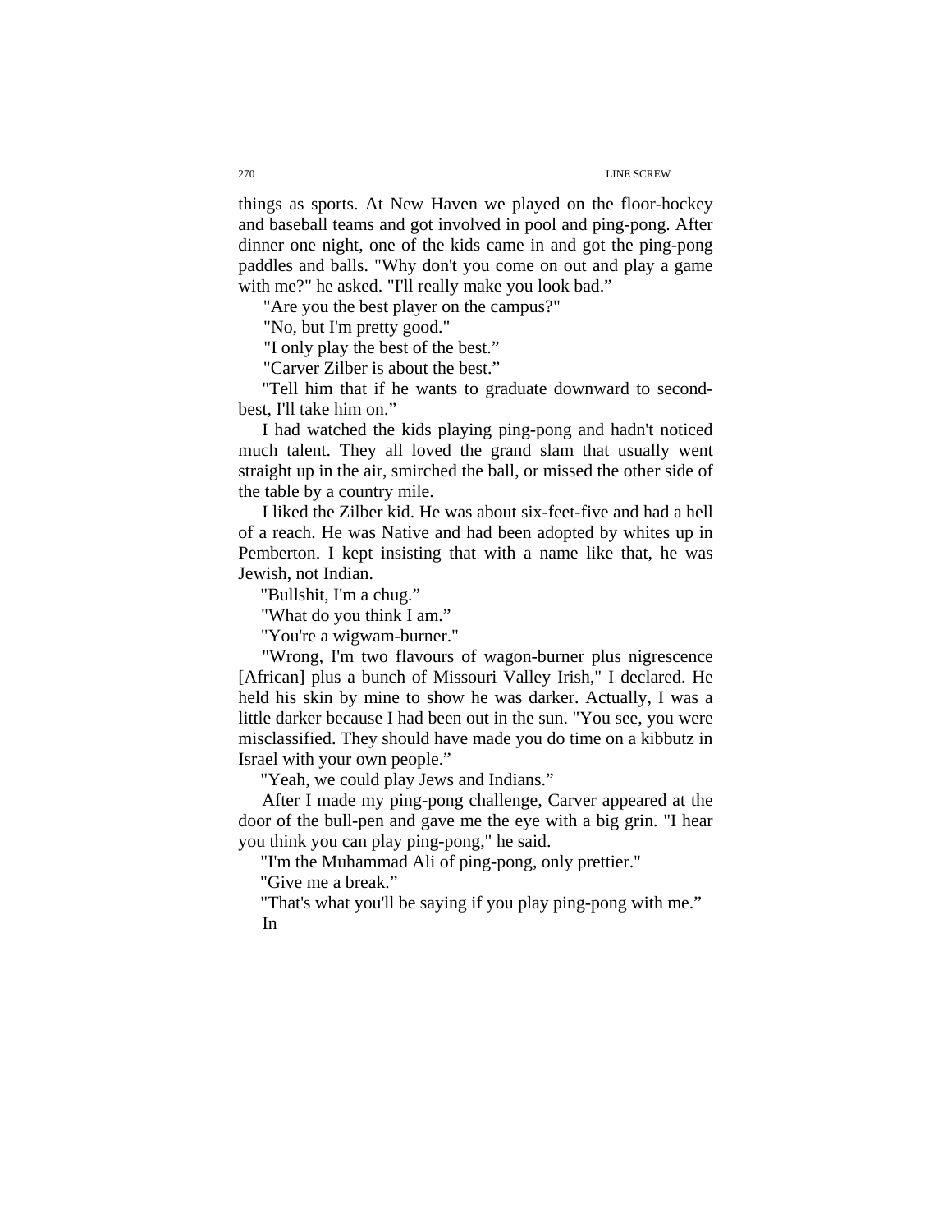things as sports. At New Haven we played on the floor-hockey and baseball teams and got involved in pool and ping-pong. After dinner one night, one of the kids came in and got the ping-pong paddles and balls. "Why don't you come on out and play a game with me?" he asked. "I'll really make you look bad."

"Are you the best player on the campus?"

"No, but I'm pretty good."

"I only play the best of the best."

"Carver Zilber is about the best."

"Tell him that if he wants to graduate downward to second-best, I'll take him on."

I had watched the kids playing ping-pong and hadn't noticed much talent. They all loved the grand slam that usually went straight up in the air, smirched the ball, or missed the other side of the table by a country mile.

I liked the Zilber kid. He was about six-feet-five and had a hell of a reach. He was Native and had been adopted by whites up in Pemberton. I kept insisting that with a name like that, he was Jewish, not Indian.

"Bullshit, I'm a chug."

"What do you think I am."

"You're a wigwam-burner."

"Wrong, I'm two flavours of wagon-burner plus nigrescence [African] plus a bunch of Missouri Valley Irish," I declared. He held his skin by mine to show he was darker. Actually, I was a little darker because I had been out in the sun. "You see, you were misclassified. They should have made you do time on a kibbutz in Israel with your own people."

"Yeah, we could play Jews and Indians."

After I made my ping-pong challenge, Carver appeared at the door of the bull-pen and gave me the eye with a big grin. "I hear you think you can play ping-pong," he said.

"I'm the Muhammad Ali of ping-pong, only prettier."

"Give me a break."

"That's what you'll be saying if you play ping-pong with me."

In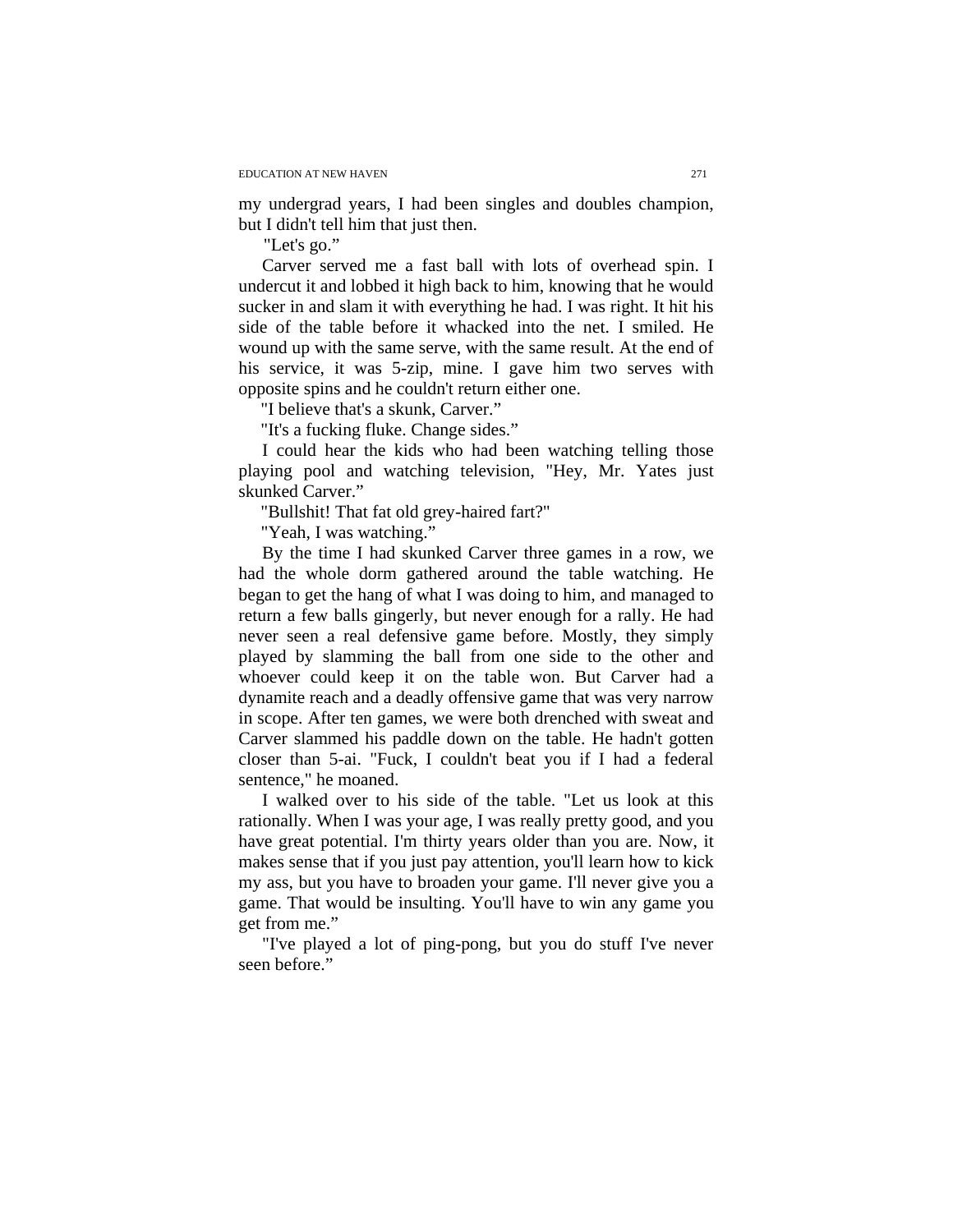my undergrad years, I had been singles and doubles champion, but I didn't tell him that just then.

"Let's go."

Carver served me a fast ball with lots of overhead spin. I undercut it and lobbed it high back to him, knowing that he would sucker in and slam it with everything he had. I was right. It hit his side of the table before it whacked into the net. I smiled. He wound up with the same serve, with the same result. At the end of his service, it was 5-zip, mine. I gave him two serves with opposite spins and he couldn't return either one.

"I believe that's a skunk, Carver."

"It's a fucking fluke. Change sides."

I could hear the kids who had been watching telling those playing pool and watching television, "Hey, Mr. Yates just skunked Carver."

"Bullshit! That fat old grey-haired fart?"

"Yeah, I was watching."

By the time I had skunked Carver three games in a row, we had the whole dorm gathered around the table watching. He began to get the hang of what I was doing to him, and managed to return a few balls gingerly, but never enough for a rally. He had never seen a real defensive game before. Mostly, they simply played by slamming the ball from one side to the other and whoever could keep it on the table won. But Carver had a dynamite reach and a deadly offensive game that was very narrow in scope. After ten games, we were both drenched with sweat and Carver slammed his paddle down on the table. He hadn't gotten closer than 5-ai. "Fuck, I couldn't beat you if I had a federal sentence," he moaned.

I walked over to his side of the table. "Let us look at this rationally. When I was your age, I was really pretty good, and you have great potential. I'm thirty years older than you are. Now, it makes sense that if you just pay attention, you'll learn how to kick my ass, but you have to broaden your game. I'll never give you a game. That would be insulting. You'll have to win any game you get from me."

"I've played a lot of ping-pong, but you do stuff I've never seen before."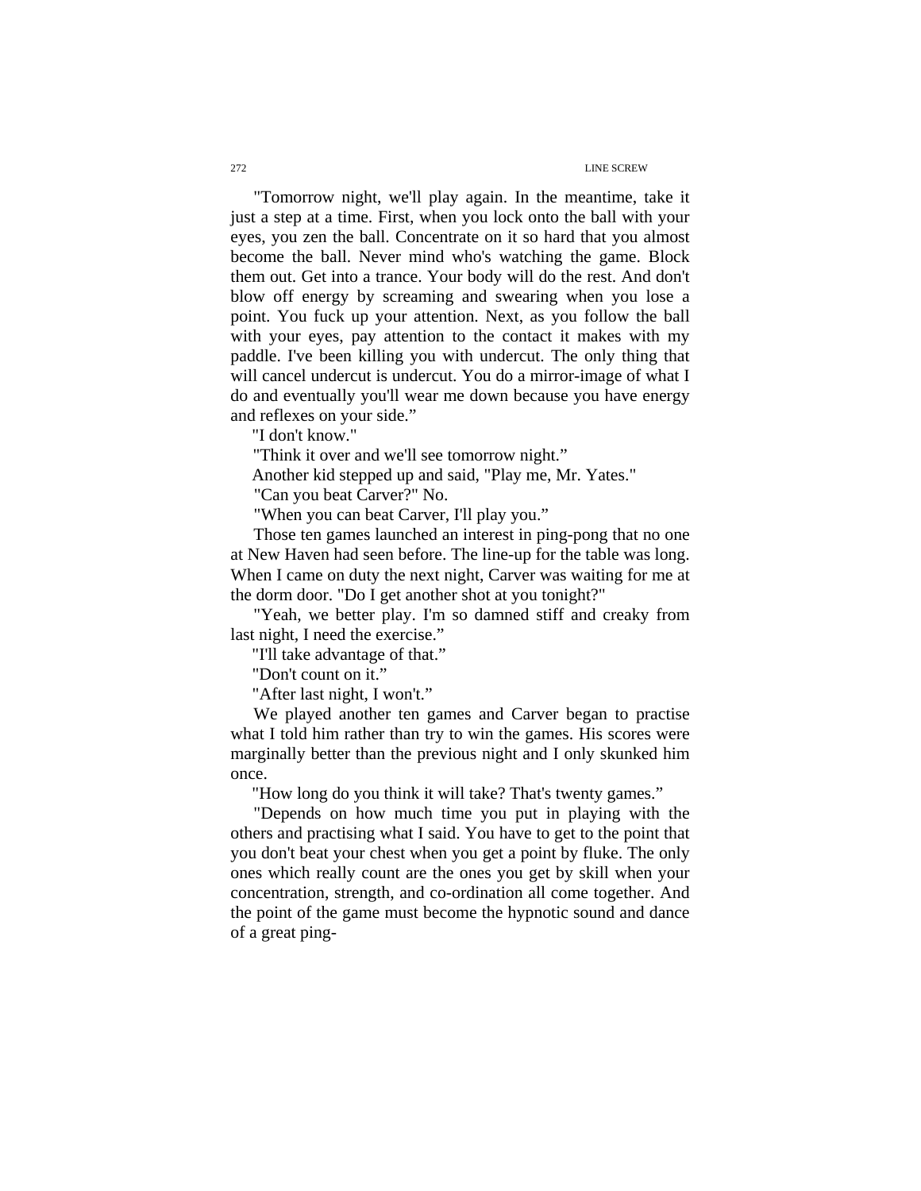"Tomorrow night, we'll play again. In the meantime, take it just a step at a time. First, when you lock onto the ball with your eyes, you zen the ball. Concentrate on it so hard that you almost become the ball. Never mind who's watching the game. Block them out. Get into a trance. Your body will do the rest. And don't blow off energy by screaming and swearing when you lose a point. You fuck up your attention. Next, as you follow the ball with your eyes, pay attention to the contact it makes with my paddle. I've been killing you with undercut. The only thing that will cancel undercut is undercut. You do a mirror-image of what I do and eventually you'll wear me down because you have energy and reflexes on your side."

"I don't know."

"Think it over and we'll see tomorrow night."

Another kid stepped up and said, "Play me, Mr. Yates."

"Can you beat Carver?" No.

"When you can beat Carver, I'll play you."

Those ten games launched an interest in ping-pong that no one at New Haven had seen before. The line-up for the table was long. When I came on duty the next night, Carver was waiting for me at the dorm door. "Do I get another shot at you tonight?"

"Yeah, we better play. I'm so damned stiff and creaky from last night, I need the exercise."

"I'll take advantage of that."

"Don't count on it."

"After last night, I won't."

We played another ten games and Carver began to practise what I told him rather than try to win the games. His scores were marginally better than the previous night and I only skunked him once.

"How long do you think it will take? That's twenty games."

"Depends on how much time you put in playing with the others and practising what I said. You have to get to the point that you don't beat your chest when you get a point by fluke. The only ones which really count are the ones you get by skill when your concentration, strength, and co-ordination all come together. And the point of the game must become the hypnotic sound and dance of a great ping-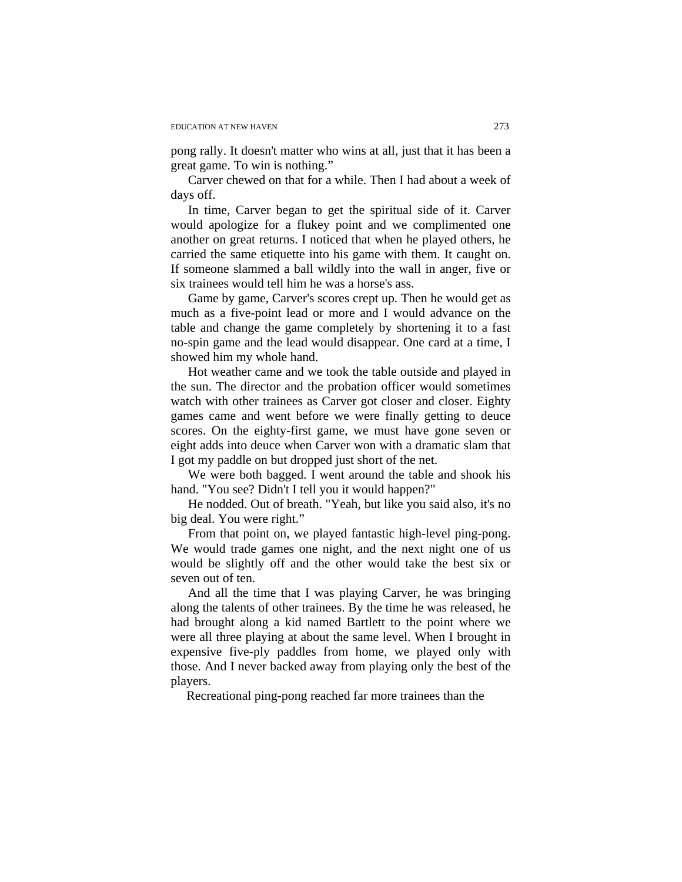pong rally. It doesn't matter who wins at all, just that it has been a great game. To win is nothing."

Carver chewed on that for a while. Then I had about a week of days off.

In time, Carver began to get the spiritual side of it. Carver would apologize for a flukey point and we complimented one another on great returns. I noticed that when he played others, he carried the same etiquette into his game with them. It caught on. If someone slammed a ball wildly into the wall in anger, five or six trainees would tell him he was a horse's ass.

Game by game, Carver's scores crept up. Then he would get as much as a five-point lead or more and I would advance on the table and change the game completely by shortening it to a fast no-spin game and the lead would disappear. One card at a time, I showed him my whole hand.

Hot weather came and we took the table outside and played in the sun. The director and the probation officer would sometimes watch with other trainees as Carver got closer and closer. Eighty games came and went before we were finally getting to deuce scores. On the eighty-first game, we must have gone seven or eight adds into deuce when Carver won with a dramatic slam that I got my paddle on but dropped just short of the net.

We were both bagged. I went around the table and shook his hand. "You see? Didn't I tell you it would happen?"

He nodded. Out of breath. "Yeah, but like you said also, it's no big deal. You were right."

From that point on, we played fantastic high-level ping-pong. We would trade games one night, and the next night one of us would be slightly off and the other would take the best six or seven out of ten.

And all the time that I was playing Carver, he was bringing along the talents of other trainees. By the time he was released, he had brought along a kid named Bartlett to the point where we were all three playing at about the same level. When I brought in expensive five-ply paddles from home, we played only with those. And I never backed away from playing only the best of the players.

Recreational ping-pong reached far more trainees than the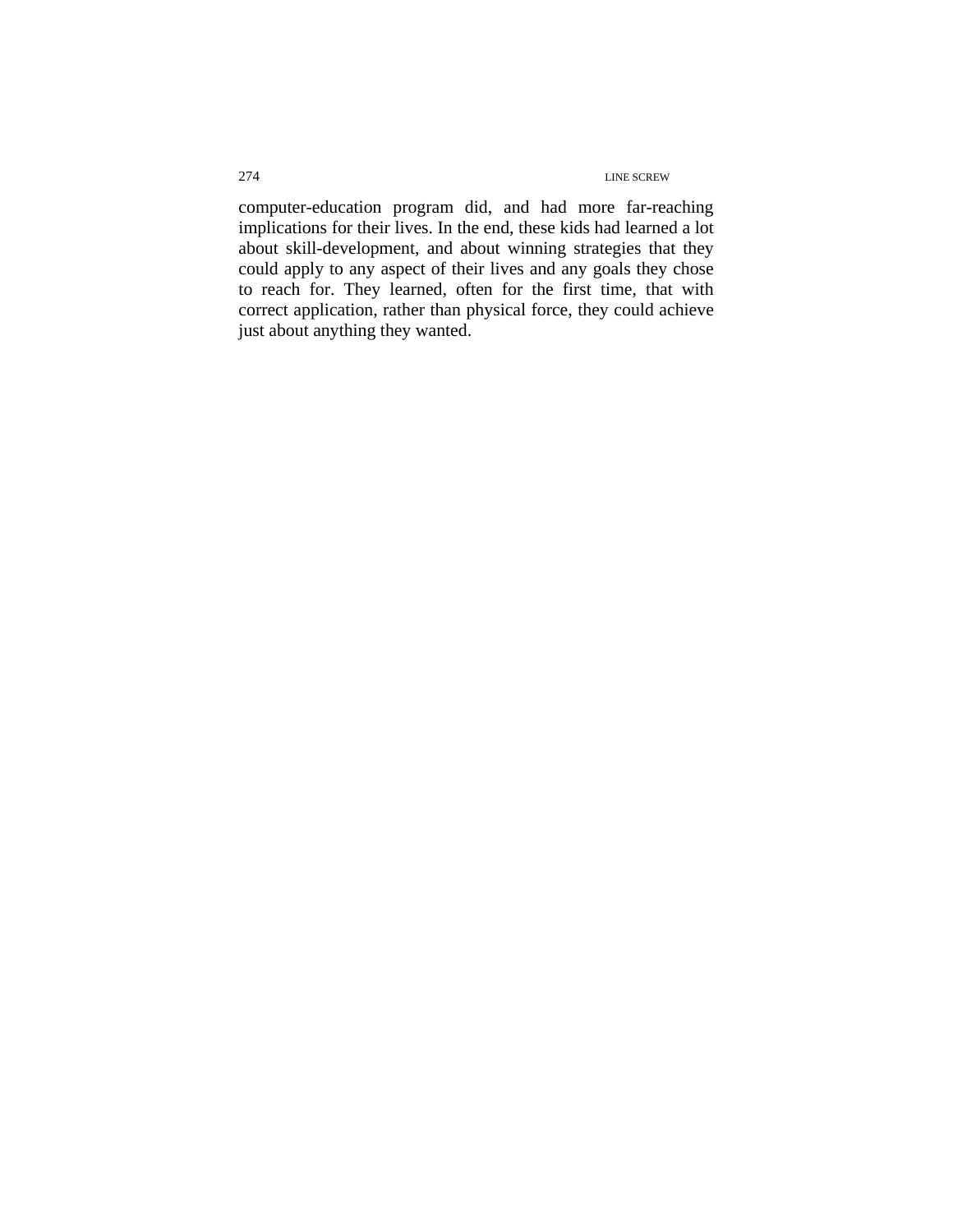computer-education program did, and had more far-reaching implications for their lives. In the end, these kids had learned a lot about skill-development, and about winning strategies that they could apply to any aspect of their lives and any goals they chose to reach for. They learned, often for the first time, that with correct application, rather than physical force, they could achieve just about anything they wanted.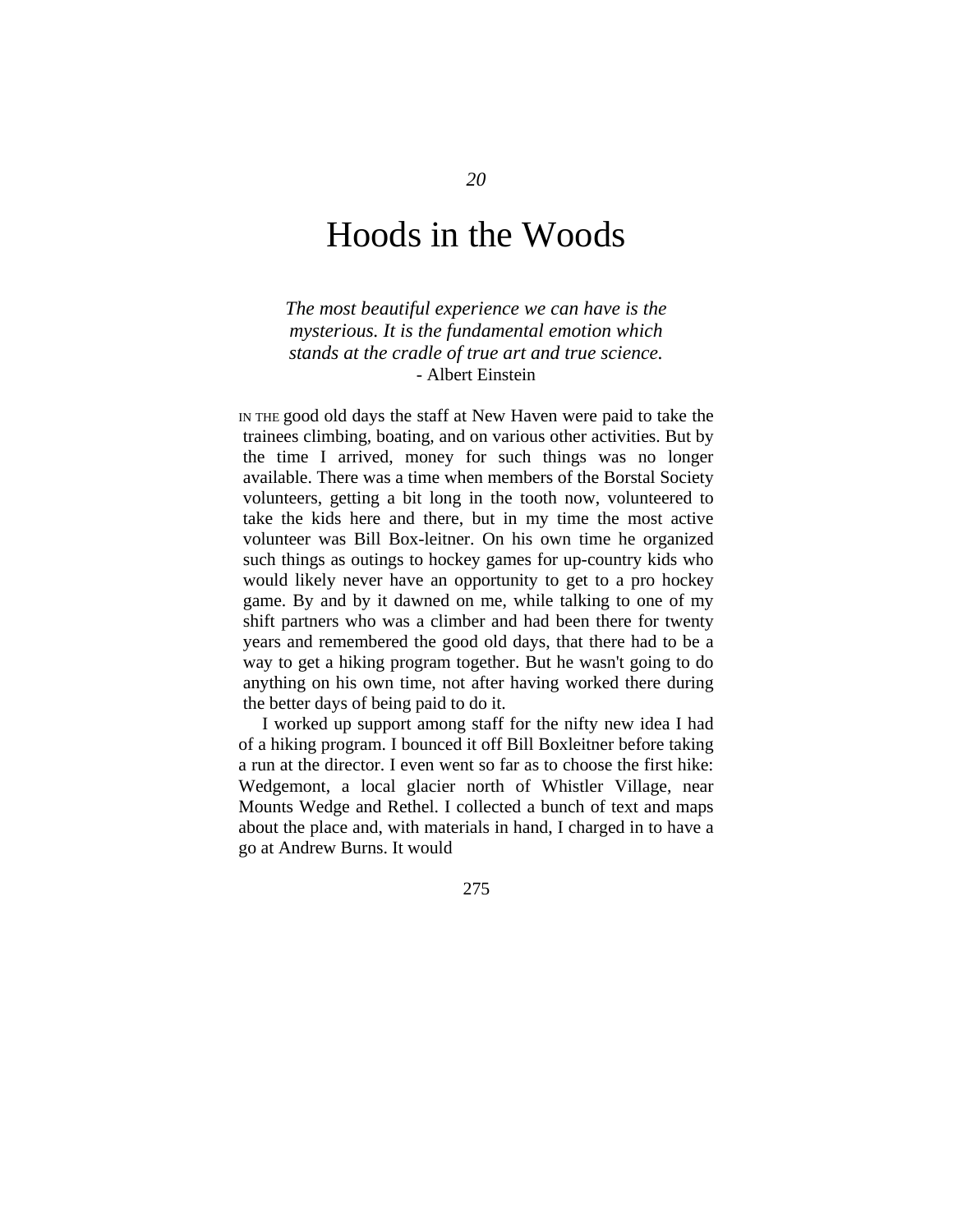*20*

# Hoods in the Woods

*The most beautiful experience we can have is the mysterious. It is the fundamental emotion which stands at the cradle of true art and true science.*
- Albert Einstein

IN THE good old days the staff at New Haven were paid to take the trainees climbing, boating, and on various other activities. But by the time I arrived, money for such things was no longer available. There was a time when members of the Borstal Society volunteers, getting a bit long in the tooth now, volunteered to take the kids here and there, but in my time the most active volunteer was Bill Box-leitner. On his own time he organized such things as outings to hockey games for up-country kids who would likely never have an opportunity to get to a pro hockey game. By and by it dawned on me, while talking to one of my shift partners who was a climber and had been there for twenty years and remembered the good old days, that there had to be a way to get a hiking program together. But he wasn't going to do anything on his own time, not after having worked there during the better days of being paid to do it.

I worked up support among staff for the nifty new idea I had of a hiking program. I bounced it off Bill Boxleitner before taking a run at the director. I even went so far as to choose the first hike: Wedgemont, a local glacier north of Whistler Village, near Mounts Wedge and Rethel. I collected a bunch of text and maps about the place and, with materials in hand, I charged in to have a go at Andrew Burns. It would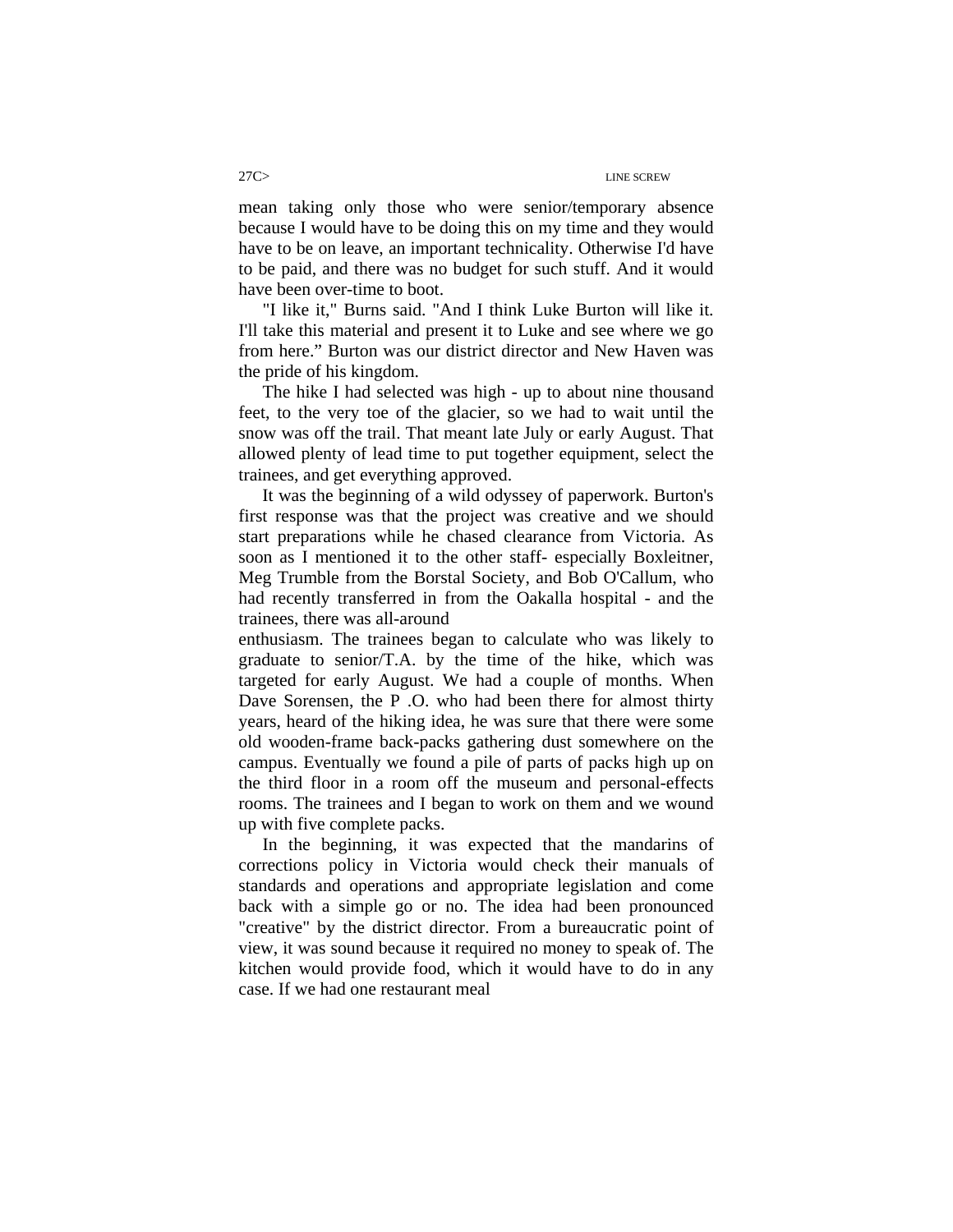mean taking only those who were senior/temporary absence because I would have to be doing this on my time and they would have to be on leave, an important technicality. Otherwise I'd have to be paid, and there was no budget for such stuff. And it would have been over-time to boot.

"I like it," Burns said. "And I think Luke Burton will like it. I'll take this material and present it to Luke and see where we go from here." Burton was our district director and New Haven was the pride of his kingdom.

The hike I had selected was high - up to about nine thousand feet, to the very toe of the glacier, so we had to wait until the snow was off the trail. That meant late July or early August. That allowed plenty of lead time to put together equipment, select the trainees, and get everything approved.

It was the beginning of a wild odyssey of paperwork. Burton's first response was that the project was creative and we should start preparations while he chased clearance from Victoria. As soon as I mentioned it to the other staff- especially Boxleitner, Meg Trumble from the Borstal Society, and Bob O'Callum, who had recently transferred in from the Oakalla hospital - and the trainees, there was all-around enthusiasm. The trainees began to calculate who was likely to graduate to senior/T.A. by the time of the hike, which was targeted for early August. We had a couple of months. When Dave Sorensen, the P .O. who had been there for almost thirty years, heard of the hiking idea, he was sure that there were some old wooden-frame back-packs gathering dust somewhere on the campus. Eventually we found a pile of parts of packs high up on the third floor in a room off the museum and personal-effects rooms. The trainees and I began to work on them and we wound up with five complete packs.

In the beginning, it was expected that the mandarins of corrections policy in Victoria would check their manuals of standards and operations and appropriate legislation and come back with a simple go or no. The idea had been pronounced "creative" by the district director. From a bureaucratic point of view, it was sound because it required no money to speak of. The kitchen would provide food, which it would have to do in any case. If we had one restaurant meal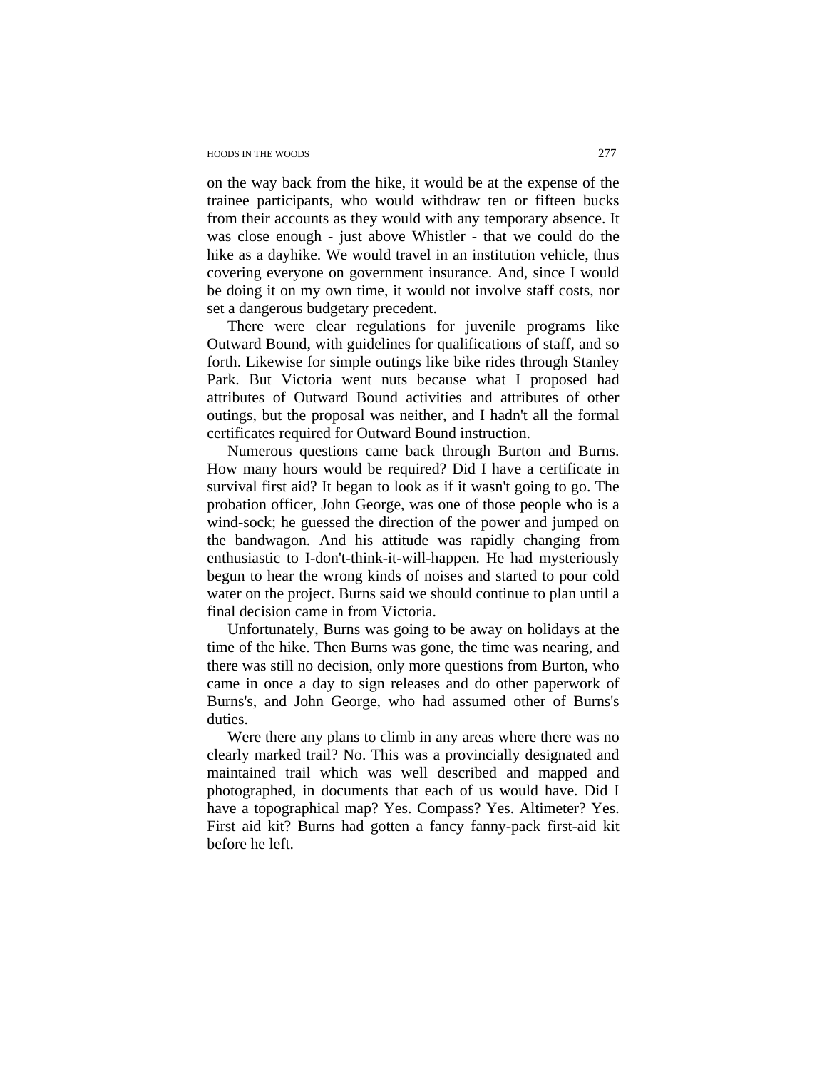on the way back from the hike, it would be at the expense of the trainee participants, who would withdraw ten or fifteen bucks from their accounts as they would with any temporary absence. It was close enough - just above Whistler - that we could do the hike as a dayhike. We would travel in an institution vehicle, thus covering everyone on government insurance. And, since I would be doing it on my own time, it would not involve staff costs, nor set a dangerous budgetary precedent.

There were clear regulations for juvenile programs like Outward Bound, with guidelines for qualifications of staff, and so forth. Likewise for simple outings like bike rides through Stanley Park. But Victoria went nuts because what I proposed had attributes of Outward Bound activities and attributes of other outings, but the proposal was neither, and I hadn't all the formal certificates required for Outward Bound instruction.

Numerous questions came back through Burton and Burns. How many hours would be required? Did I have a certificate in survival first aid? It began to look as if it wasn't going to go. The probation officer, John George, was one of those people who is a wind-sock; he guessed the direction of the power and jumped on the bandwagon. And his attitude was rapidly changing from enthusiastic to I-don't-think-it-will-happen. He had mysteriously begun to hear the wrong kinds of noises and started to pour cold water on the project. Burns said we should continue to plan until a final decision came in from Victoria.

Unfortunately, Burns was going to be away on holidays at the time of the hike. Then Burns was gone, the time was nearing, and there was still no decision, only more questions from Burton, who came in once a day to sign releases and do other paperwork of Burns's, and John George, who had assumed other of Burns's duties.

Were there any plans to climb in any areas where there was no clearly marked trail? No. This was a provincially designated and maintained trail which was well described and mapped and photographed, in documents that each of us would have. Did I have a topographical map? Yes. Compass? Yes. Altimeter? Yes. First aid kit? Burns had gotten a fancy fanny-pack first-aid kit before he left.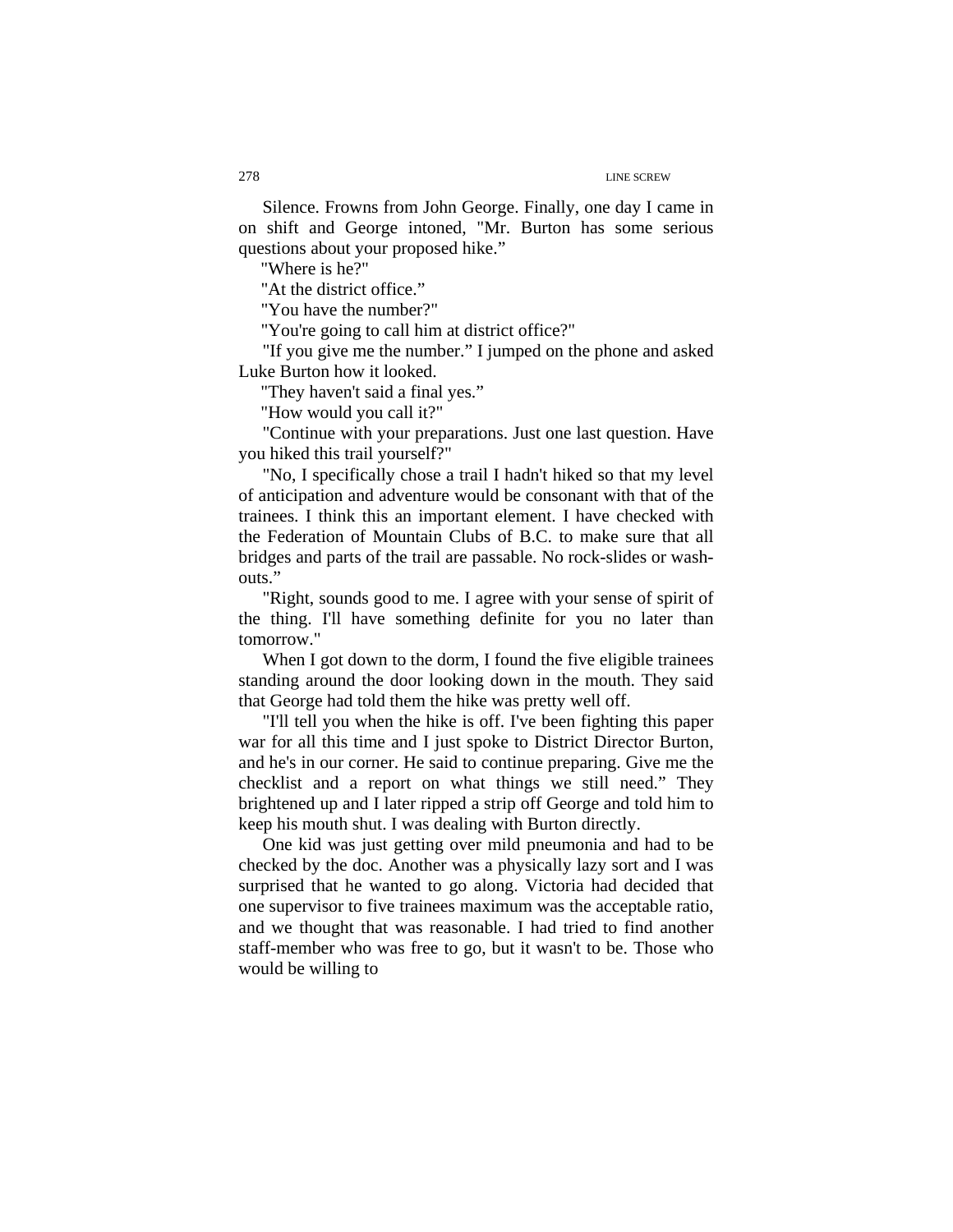Silence. Frowns from John George. Finally, one day I came in on shift and George intoned, "Mr. Burton has some serious questions about your proposed hike."

"Where is he?"

"At the district office."

"You have the number?"

"You're going to call him at district office?"

"If you give me the number." I jumped on the phone and asked Luke Burton how it looked.

"They haven't said a final yes."

"How would you call it?"

"Continue with your preparations. Just one last question. Have you hiked this trail yourself?"

"No, I specifically chose a trail I hadn't hiked so that my level of anticipation and adventure would be consonant with that of the trainees. I think this an important element. I have checked with the Federation of Mountain Clubs of B.C. to make sure that all bridges and parts of the trail are passable. No rock-slides or wash-outs."

"Right, sounds good to me. I agree with your sense of spirit of the thing. I'll have something definite for you no later than tomorrow."

When I got down to the dorm, I found the five eligible trainees standing around the door looking down in the mouth. They said that George had told them the hike was pretty well off.

"I'll tell you when the hike is off. I've been fighting this paper war for all this time and I just spoke to District Director Burton, and he's in our corner. He said to continue preparing. Give me the checklist and a report on what things we still need." They brightened up and I later ripped a strip off George and told him to keep his mouth shut. I was dealing with Burton directly.

One kid was just getting over mild pneumonia and had to be checked by the doc. Another was a physically lazy sort and I was surprised that he wanted to go along. Victoria had decided that one supervisor to five trainees maximum was the acceptable ratio, and we thought that was reasonable. I had tried to find another staff-member who was free to go, but it wasn't to be. Those who would be willing to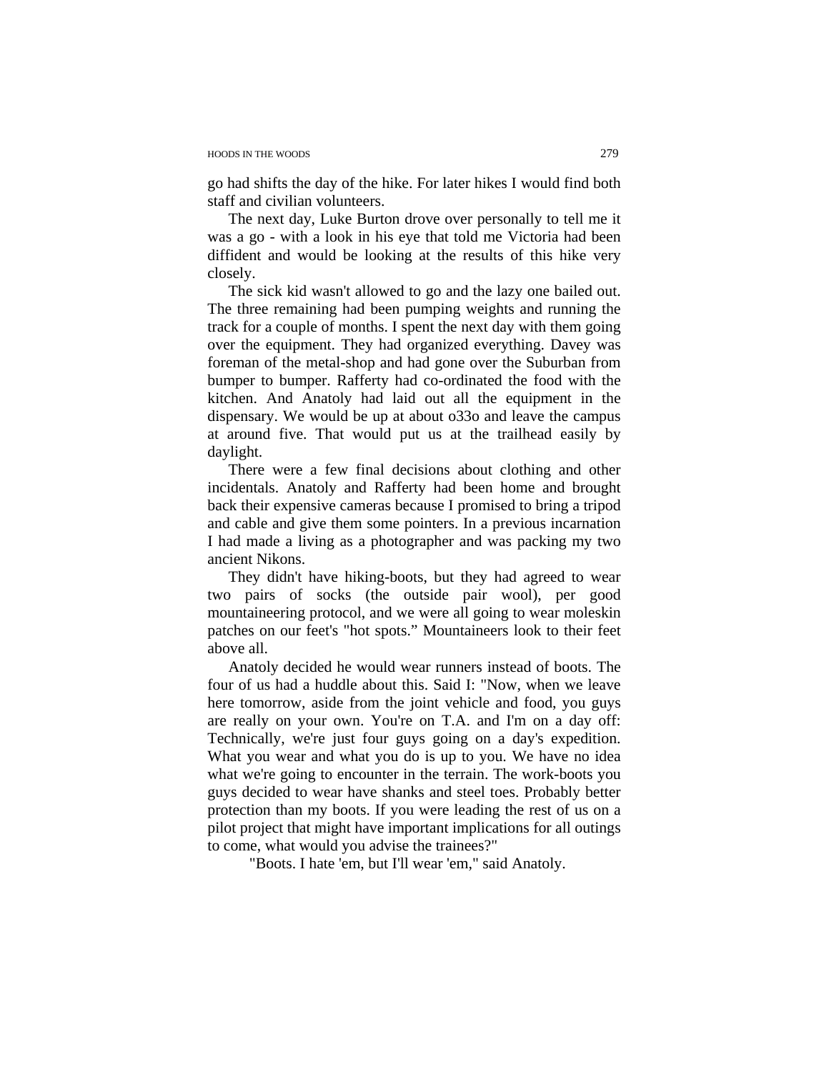go had shifts the day of the hike. For later hikes I would find both staff and civilian volunteers.

The next day, Luke Burton drove over personally to tell me it was a go - with a look in his eye that told me Victoria had been diffident and would be looking at the results of this hike very closely.

The sick kid wasn't allowed to go and the lazy one bailed out. The three remaining had been pumping weights and running the track for a couple of months. I spent the next day with them going over the equipment. They had organized everything. Davey was foreman of the metal-shop and had gone over the Suburban from bumper to bumper. Rafferty had co-ordinated the food with the kitchen. And Anatoly had laid out all the equipment in the dispensary. We would be up at about o33o and leave the campus at around five. That would put us at the trailhead easily by daylight.

There were a few final decisions about clothing and other incidentals. Anatoly and Rafferty had been home and brought back their expensive cameras because I promised to bring a tripod and cable and give them some pointers. In a previous incarnation I had made a living as a photographer and was packing my two ancient Nikons.

They didn't have hiking-boots, but they had agreed to wear two pairs of socks (the outside pair wool), per good mountaineering protocol, and we were all going to wear moleskin patches on our feet's "hot spots." Mountaineers look to their feet above all.

Anatoly decided he would wear runners instead of boots. The four of us had a huddle about this. Said I: "Now, when we leave here tomorrow, aside from the joint vehicle and food, you guys are really on your own. You're on T.A. and I'm on a day off: Technically, we're just four guys going on a day's expedition. What you wear and what you do is up to you. We have no idea what we're going to encounter in the terrain. The work-boots you guys decided to wear have shanks and steel toes. Probably better protection than my boots. If you were leading the rest of us on a pilot project that might have important implications for all outings to come, what would you advise the trainees?"

"Boots. I hate 'em, but I'll wear 'em," said Anatoly.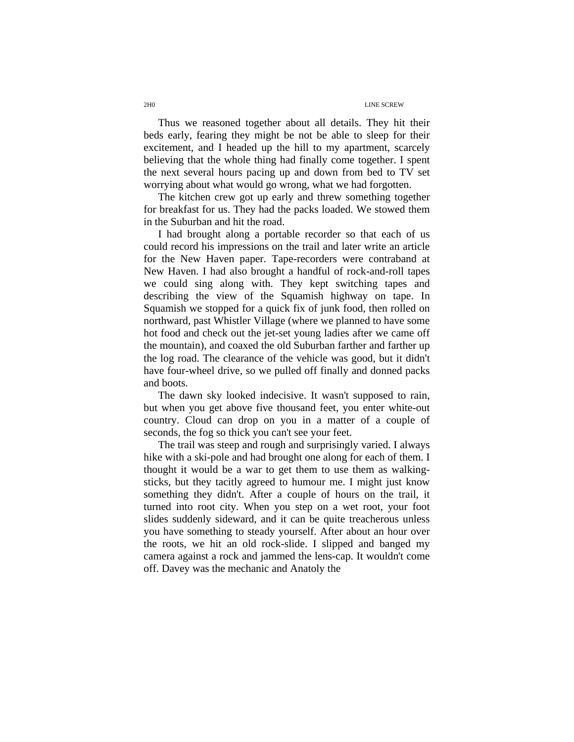Thus we reasoned together about all details. They hit their beds early, fearing they might be not be able to sleep for their excitement, and I headed up the hill to my apartment, scarcely believing that the whole thing had finally come together. I spent the next several hours pacing up and down from bed to TV set worrying about what would go wrong, what we had forgotten.

The kitchen crew got up early and threw something together for breakfast for us. They had the packs loaded. We stowed them in the Suburban and hit the road.

I had brought along a portable recorder so that each of us could record his impressions on the trail and later write an article for the New Haven paper. Tape-recorders were contraband at New Haven. I had also brought a handful of rock-and-roll tapes we could sing along with. They kept switching tapes and describing the view of the Squamish highway on tape. In Squamish we stopped for a quick fix of junk food, then rolled on northward, past Whistler Village (where we planned to have some hot food and check out the jet-set young ladies after we came off the mountain), and coaxed the old Suburban farther and farther up the log road. The clearance of the vehicle was good, but it didn't have four-wheel drive, so we pulled off finally and donned packs and boots.

The dawn sky looked indecisive. It wasn't supposed to rain, but when you get above five thousand feet, you enter white-out country. Cloud can drop on you in a matter of a couple of seconds, the fog so thick you can't see your feet.

The trail was steep and rough and surprisingly varied. I always hike with a ski-pole and had brought one along for each of them. I thought it would be a war to get them to use them as walking-sticks, but they tacitly agreed to humour me. I might just know something they didn't. After a couple of hours on the trail, it turned into root city. When you step on a wet root, your foot slides suddenly sideward, and it can be quite treacherous unless you have something to steady yourself. After about an hour over the roots, we hit an old rock-slide. I slipped and banged my camera against a rock and jammed the lens-cap. It wouldn't come off. Davey was the mechanic and Anatoly the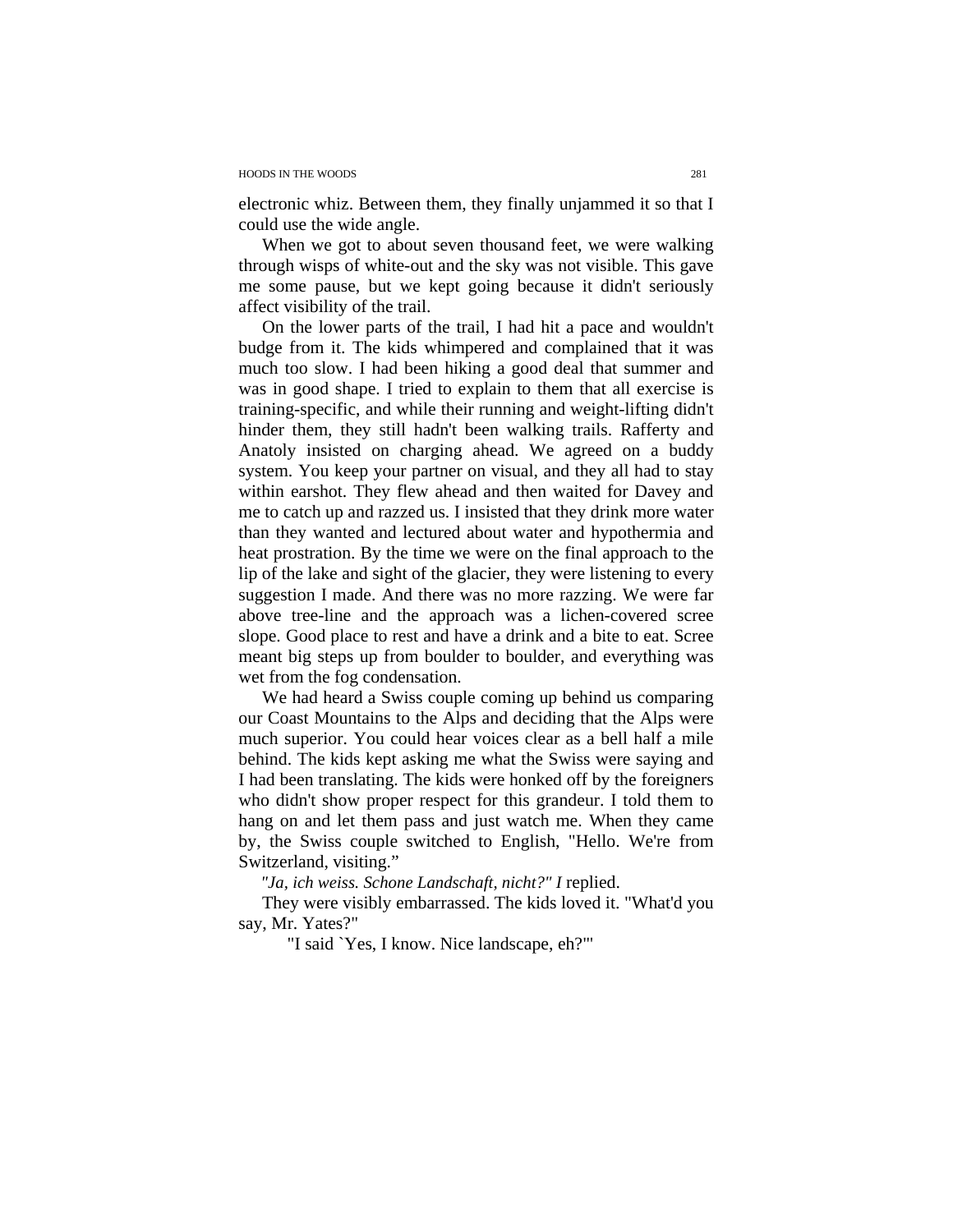electronic whiz. Between them, they finally unjammed it so that I could use the wide angle.

When we got to about seven thousand feet, we were walking through wisps of white-out and the sky was not visible. This gave me some pause, but we kept going because it didn't seriously affect visibility of the trail.

On the lower parts of the trail, I had hit a pace and wouldn't budge from it. The kids whimpered and complained that it was much too slow. I had been hiking a good deal that summer and was in good shape. I tried to explain to them that all exercise is training-specific, and while their running and weight-lifting didn't hinder them, they still hadn't been walking trails. Rafferty and Anatoly insisted on charging ahead. We agreed on a buddy system. You keep your partner on visual, and they all had to stay within earshot. They flew ahead and then waited for Davey and me to catch up and razzed us. I insisted that they drink more water than they wanted and lectured about water and hypothermia and heat prostration. By the time we were on the final approach to the lip of the lake and sight of the glacier, they were listening to every suggestion I made. And there was no more razzing. We were far above tree-line and the approach was a lichen-covered scree slope. Good place to rest and have a drink and a bite to eat. Scree meant big steps up from boulder to boulder, and everything was wet from the fog condensation.

We had heard a Swiss couple coming up behind us comparing our Coast Mountains to the Alps and deciding that the Alps were much superior. You could hear voices clear as a bell half a mile behind. The kids kept asking me what the Swiss were saying and I had been translating. The kids were honked off by the foreigners who didn't show proper respect for this grandeur. I told them to hang on and let them pass and just watch me. When they came by, the Swiss couple switched to English, "Hello. We're from Switzerland, visiting."

*"Ja, ich weiss. Schone Landschaft, nicht?" I* replied.

They were visibly embarrassed. The kids loved it. "What'd you say, Mr. Yates?"

"I said `Yes, I know. Nice landscape, eh?'"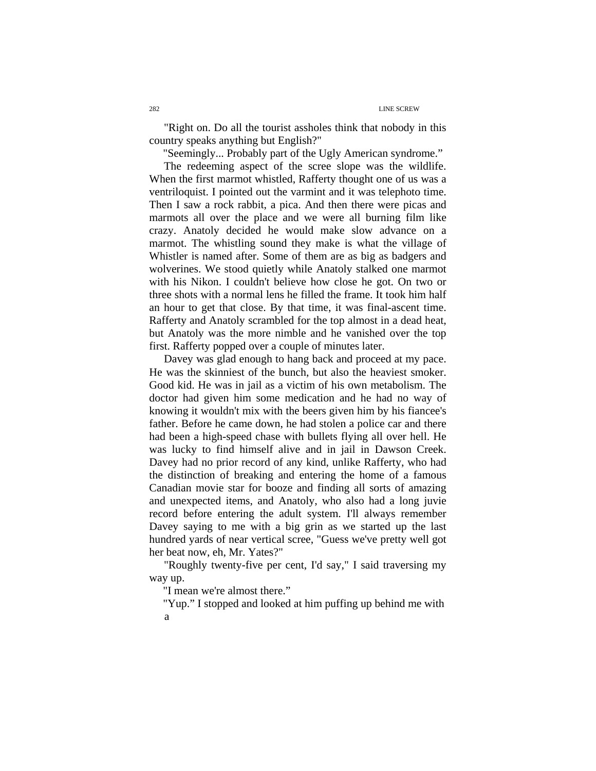"Right on. Do all the tourist assholes think that nobody in this country speaks anything but English?"

"Seemingly... Probably part of the Ugly American syndrome."

The redeeming aspect of the scree slope was the wildlife. When the first marmot whistled, Rafferty thought one of us was a ventriloquist. I pointed out the varmint and it was telephoto time. Then I saw a rock rabbit, a pica. And then there were picas and marmots all over the place and we were all burning film like crazy. Anatoly decided he would make slow advance on a marmot. The whistling sound they make is what the village of Whistler is named after. Some of them are as big as badgers and wolverines. We stood quietly while Anatoly stalked one marmot with his Nikon. I couldn't believe how close he got. On two or three shots with a normal lens he filled the frame. It took him half an hour to get that close. By that time, it was final-ascent time. Rafferty and Anatoly scrambled for the top almost in a dead heat, but Anatoly was the more nimble and he vanished over the top first. Rafferty popped over a couple of minutes later.

Davey was glad enough to hang back and proceed at my pace. He was the skinniest of the bunch, but also the heaviest smoker. Good kid. He was in jail as a victim of his own metabolism. The doctor had given him some medication and he had no way of knowing it wouldn't mix with the beers given him by his fiancee's father. Before he came down, he had stolen a police car and there had been a high-speed chase with bullets flying all over hell. He was lucky to find himself alive and in jail in Dawson Creek. Davey had no prior record of any kind, unlike Rafferty, who had the distinction of breaking and entering the home of a famous Canadian movie star for booze and finding all sorts of amazing and unexpected items, and Anatoly, who also had a long juvie record before entering the adult system. I'll always remember Davey saying to me with a big grin as we started up the last hundred yards of near vertical scree, "Guess we've pretty well got her beat now, eh, Mr. Yates?"

"Roughly twenty-five per cent, I'd say," I said traversing my way up.

"I mean we're almost there."

"Yup." I stopped and looked at him puffing up behind me with a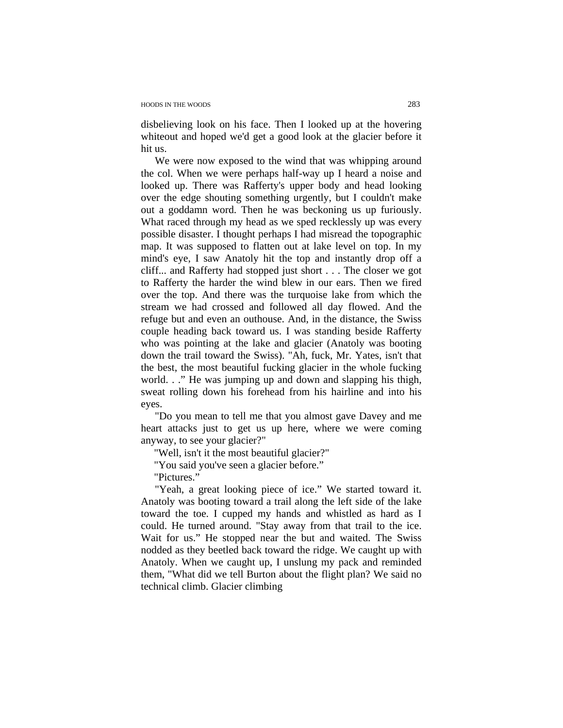disbelieving look on his face. Then I looked up at the hovering whiteout and hoped we'd get a good look at the glacier before it hit us.

We were now exposed to the wind that was whipping around the col. When we were perhaps half-way up I heard a noise and looked up. There was Rafferty's upper body and head looking over the edge shouting something urgently, but I couldn't make out a goddamn word. Then he was beckoning us up furiously. What raced through my head as we sped recklessly up was every possible disaster. I thought perhaps I had misread the topographic map. It was supposed to flatten out at lake level on top. In my mind's eye, I saw Anatoly hit the top and instantly drop off a cliff... and Rafferty had stopped just short . . . The closer we got to Rafferty the harder the wind blew in our ears. Then we fired over the top. And there was the turquoise lake from which the stream we had crossed and followed all day flowed. And the refuge but and even an outhouse. And, in the distance, the Swiss couple heading back toward us. I was standing beside Rafferty who was pointing at the lake and glacier (Anatoly was booting down the trail toward the Swiss). "Ah, fuck, Mr. Yates, isn't that the best, the most beautiful fucking glacier in the whole fucking world. . ." He was jumping up and down and slapping his thigh, sweat rolling down his forehead from his hairline and into his eyes.

"Do you mean to tell me that you almost gave Davey and me heart attacks just to get us up here, where we were coming anyway, to see your glacier?"

"Well, isn't it the most beautiful glacier?"

"You said you've seen a glacier before."

"Pictures."

"Yeah, a great looking piece of ice." We started toward it. Anatoly was booting toward a trail along the left side of the lake toward the toe. I cupped my hands and whistled as hard as I could. He turned around. "Stay away from that trail to the ice. Wait for us." He stopped near the but and waited. The Swiss nodded as they beetled back toward the ridge. We caught up with Anatoly. When we caught up, I unslung my pack and reminded them, "What did we tell Burton about the flight plan? We said no technical climb. Glacier climbing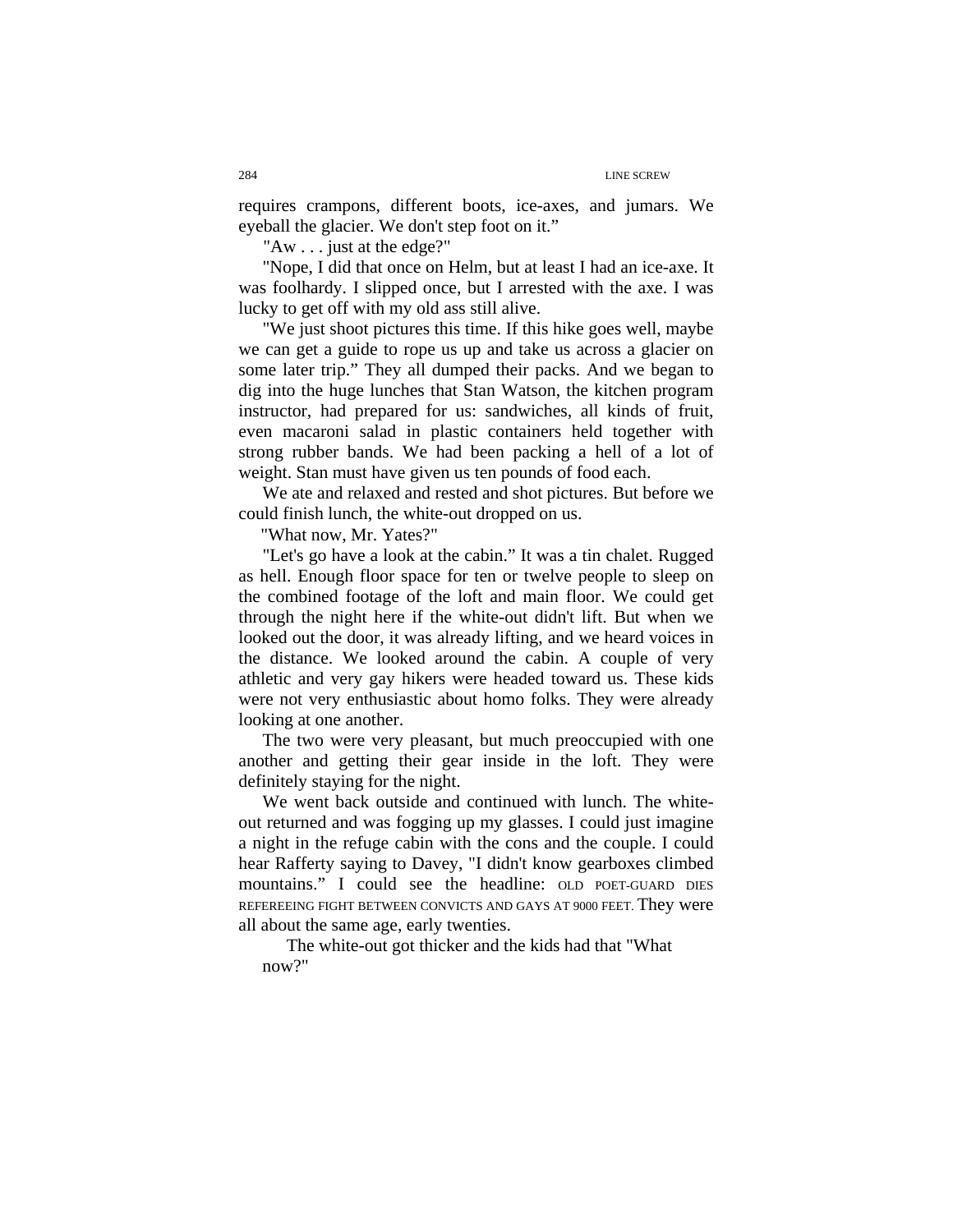requires crampons, different boots, ice-axes, and jumars. We eyeball the glacier. We don't step foot on it."

"Aw . . . just at the edge?"

"Nope, I did that once on Helm, but at least I had an ice-axe. It was foolhardy. I slipped once, but I arrested with the axe. I was lucky to get off with my old ass still alive.

"We just shoot pictures this time. If this hike goes well, maybe we can get a guide to rope us up and take us across a glacier on some later trip." They all dumped their packs. And we began to dig into the huge lunches that Stan Watson, the kitchen program instructor, had prepared for us: sandwiches, all kinds of fruit, even macaroni salad in plastic containers held together with strong rubber bands. We had been packing a hell of a lot of weight. Stan must have given us ten pounds of food each.

We ate and relaxed and rested and shot pictures. But before we could finish lunch, the white-out dropped on us.

"What now, Mr. Yates?"

"Let's go have a look at the cabin." It was a tin chalet. Rugged as hell. Enough floor space for ten or twelve people to sleep on the combined footage of the loft and main floor. We could get through the night here if the white-out didn't lift. But when we looked out the door, it was already lifting, and we heard voices in the distance. We looked around the cabin. A couple of very athletic and very gay hikers were headed toward us. These kids were not very enthusiastic about homo folks. They were already looking at one another.

The two were very pleasant, but much preoccupied with one another and getting their gear inside in the loft. They were definitely staying for the night.

We went back outside and continued with lunch. The white-out returned and was fogging up my glasses. I could just imagine a night in the refuge cabin with the cons and the couple. I could hear Rafferty saying to Davey, "I didn't know gearboxes climbed mountains." I could see the headline: OLD POET-GUARD DIES REFEREEING FIGHT BETWEEN CONVICTS AND GAYS AT 9000 FEET. They were all about the same age, early twenties.

The white-out got thicker and the kids had that "What now?"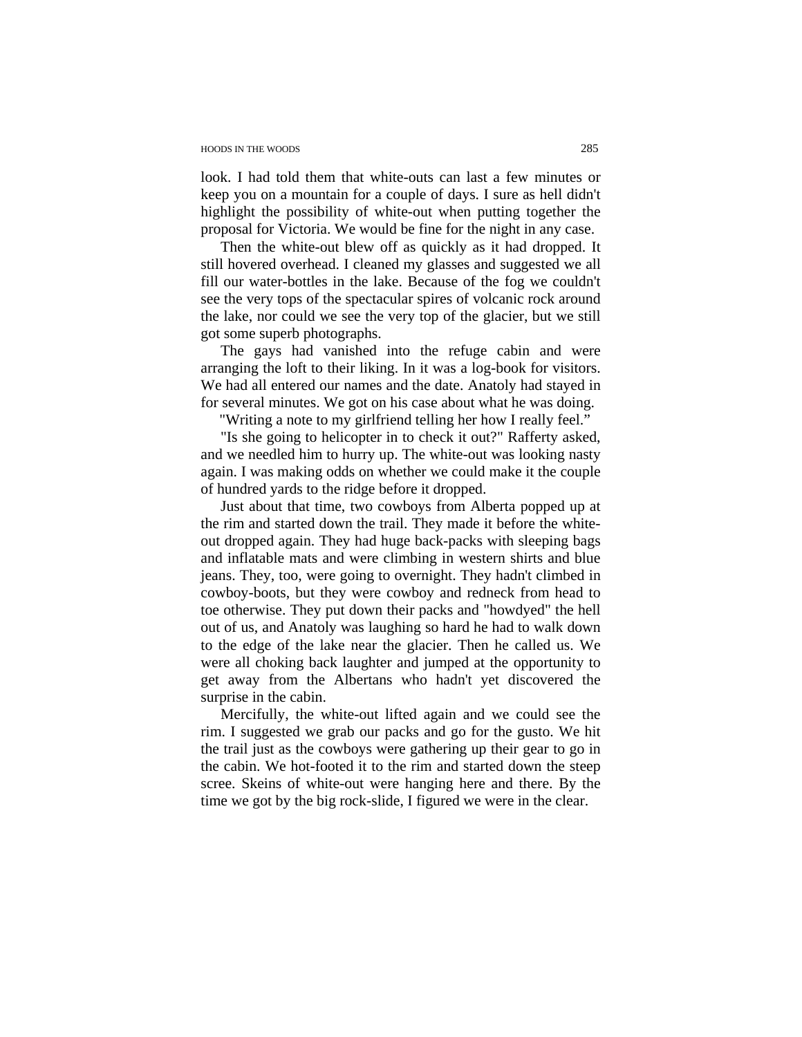look. I had told them that white-outs can last a few minutes or keep you on a mountain for a couple of days. I sure as hell didn't highlight the possibility of white-out when putting together the proposal for Victoria. We would be fine for the night in any case.

Then the white-out blew off as quickly as it had dropped. It still hovered overhead. I cleaned my glasses and suggested we all fill our water-bottles in the lake. Because of the fog we couldn't see the very tops of the spectacular spires of volcanic rock around the lake, nor could we see the very top of the glacier, but we still got some superb photographs.

The gays had vanished into the refuge cabin and were arranging the loft to their liking. In it was a log-book for visitors. We had all entered our names and the date. Anatoly had stayed in for several minutes. We got on his case about what he was doing.

"Writing a note to my girlfriend telling her how I really feel."

"Is she going to helicopter in to check it out?" Rafferty asked, and we needled him to hurry up. The white-out was looking nasty again. I was making odds on whether we could make it the couple of hundred yards to the ridge before it dropped.

Just about that time, two cowboys from Alberta popped up at the rim and started down the trail. They made it before the white-out dropped again. They had huge back-packs with sleeping bags and inflatable mats and were climbing in western shirts and blue jeans. They, too, were going to overnight. They hadn't climbed in cowboy-boots, but they were cowboy and redneck from head to toe otherwise. They put down their packs and "howdyed" the hell out of us, and Anatoly was laughing so hard he had to walk down to the edge of the lake near the glacier. Then he called us. We were all choking back laughter and jumped at the opportunity to get away from the Albertans who hadn't yet discovered the surprise in the cabin.

Mercifully, the white-out lifted again and we could see the rim. I suggested we grab our packs and go for the gusto. We hit the trail just as the cowboys were gathering up their gear to go in the cabin. We hot-footed it to the rim and started down the steep scree. Skeins of white-out were hanging here and there. By the time we got by the big rock-slide, I figured we were in the clear.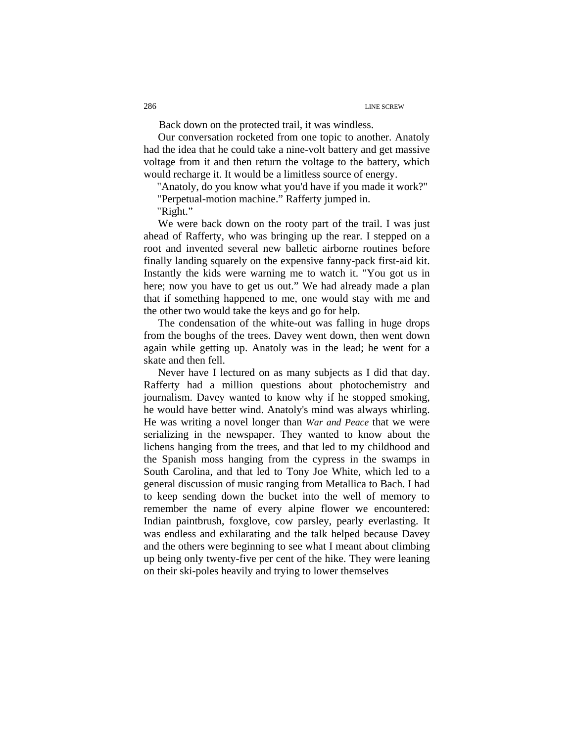Back down on the protected trail, it was windless.

Our conversation rocketed from one topic to another. Anatoly had the idea that he could take a nine-volt battery and get massive voltage from it and then return the voltage to the battery, which would recharge it. It would be a limitless source of energy.

"Anatoly, do you know what you'd have if you made it work?"

"Perpetual-motion machine." Rafferty jumped in.

"Right."

We were back down on the rooty part of the trail. I was just ahead of Rafferty, who was bringing up the rear. I stepped on a root and invented several new balletic airborne routines before finally landing squarely on the expensive fanny-pack first-aid kit. Instantly the kids were warning me to watch it. "You got us in here; now you have to get us out." We had already made a plan that if something happened to me, one would stay with me and the other two would take the keys and go for help.

The condensation of the white-out was falling in huge drops from the boughs of the trees. Davey went down, then went down again while getting up. Anatoly was in the lead; he went for a skate and then fell.

Never have I lectured on as many subjects as I did that day. Rafferty had a million questions about photochemistry and journalism. Davey wanted to know why if he stopped smoking, he would have better wind. Anatoly's mind was always whirling. He was writing a novel longer than *War and Peace* that we were serializing in the newspaper. They wanted to know about the lichens hanging from the trees, and that led to my childhood and the Spanish moss hanging from the cypress in the swamps in South Carolina, and that led to Tony Joe White, which led to a general discussion of music ranging from Metallica to Bach. I had to keep sending down the bucket into the well of memory to remember the name of every alpine flower we encountered: Indian paintbrush, foxglove, cow parsley, pearly everlasting. It was endless and exhilarating and the talk helped because Davey and the others were beginning to see what I meant about climbing up being only twenty-five per cent of the hike. They were leaning on their ski-poles heavily and trying to lower themselves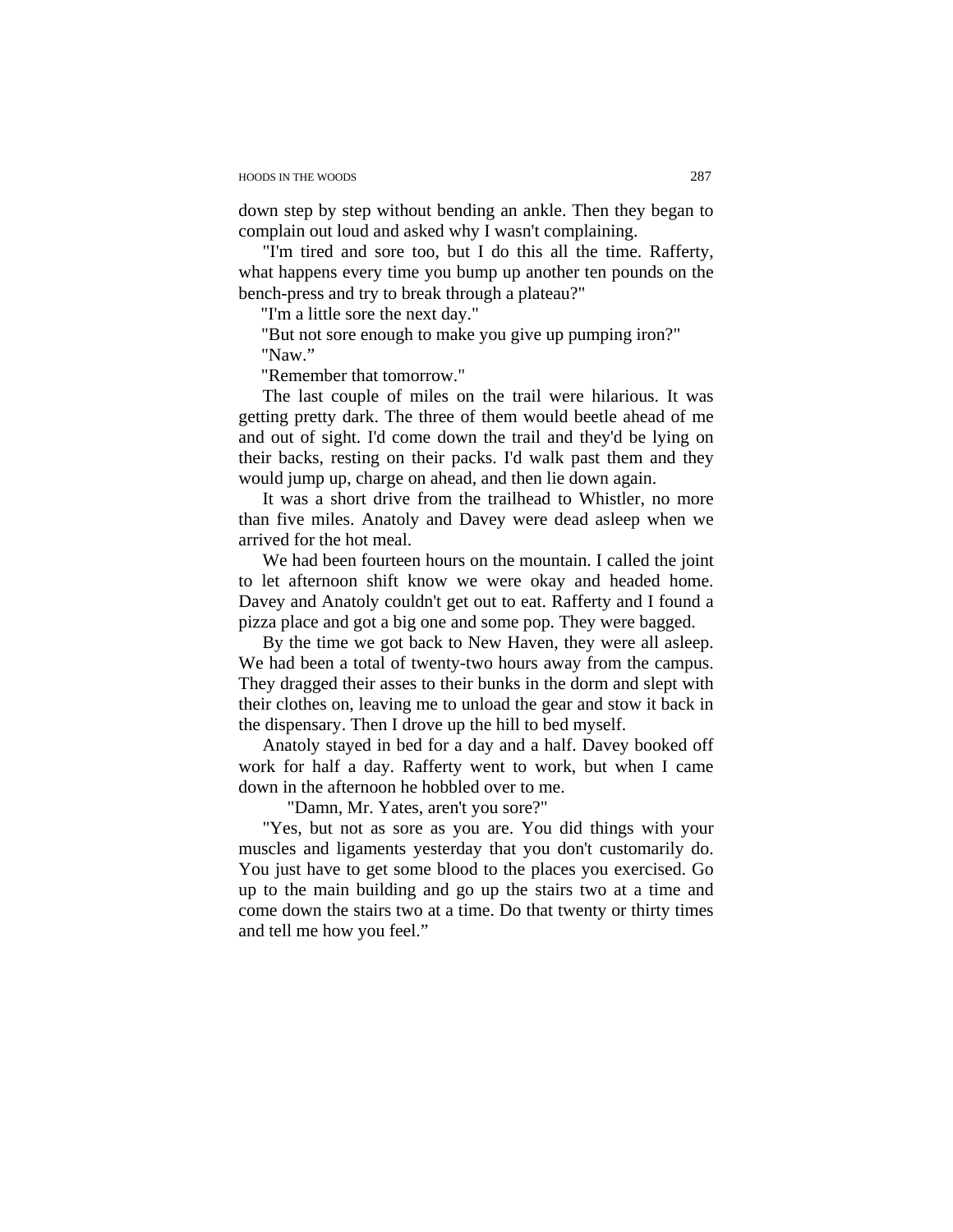down step by step without bending an ankle. Then they began to complain out loud and asked why I wasn't complaining.

"I'm tired and sore too, but I do this all the time. Rafferty, what happens every time you bump up another ten pounds on the bench-press and try to break through a plateau?"

"I'm a little sore the next day."

"But not sore enough to make you give up pumping iron?"

"Naw."

"Remember that tomorrow."

The last couple of miles on the trail were hilarious. It was getting pretty dark. The three of them would beetle ahead of me and out of sight. I'd come down the trail and they'd be lying on their backs, resting on their packs. I'd walk past them and they would jump up, charge on ahead, and then lie down again.

It was a short drive from the trailhead to Whistler, no more than five miles. Anatoly and Davey were dead asleep when we arrived for the hot meal.

We had been fourteen hours on the mountain. I called the joint to let afternoon shift know we were okay and headed home. Davey and Anatoly couldn't get out to eat. Rafferty and I found a pizza place and got a big one and some pop. They were bagged.

By the time we got back to New Haven, they were all asleep. We had been a total of twenty-two hours away from the campus. They dragged their asses to their bunks in the dorm and slept with their clothes on, leaving me to unload the gear and stow it back in the dispensary. Then I drove up the hill to bed myself.

Anatoly stayed in bed for a day and a half. Davey booked off work for half a day. Rafferty went to work, but when I came down in the afternoon he hobbled over to me.

"Damn, Mr. Yates, aren't you sore?"

"Yes, but not as sore as you are. You did things with your muscles and ligaments yesterday that you don't customarily do. You just have to get some blood to the places you exercised. Go up to the main building and go up the stairs two at a time and come down the stairs two at a time. Do that twenty or thirty times and tell me how you feel."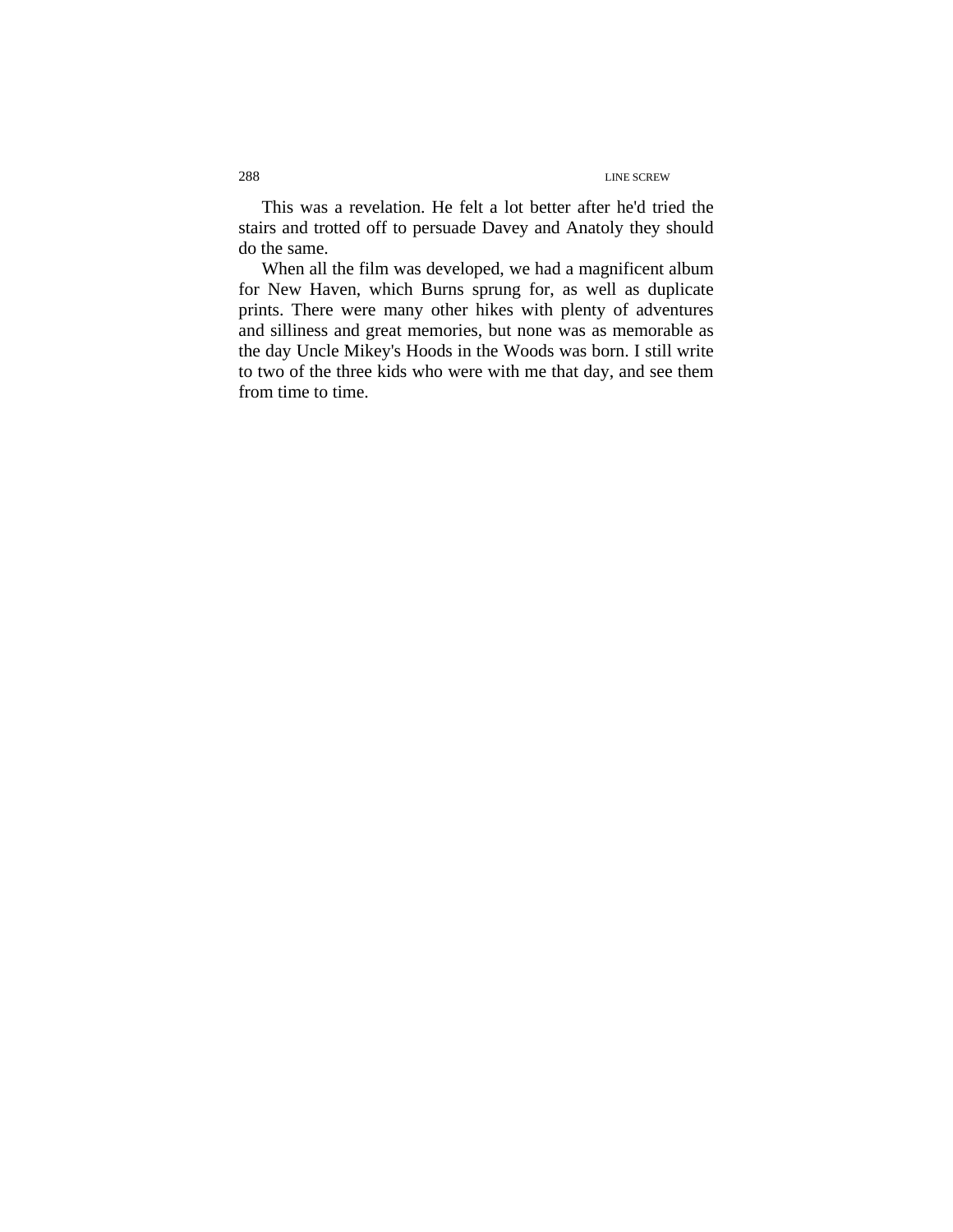This was a revelation. He felt a lot better after he'd tried the stairs and trotted off to persuade Davey and Anatoly they should do the same.

When all the film was developed, we had a magnificent album for New Haven, which Burns sprung for, as well as duplicate prints. There were many other hikes with plenty of adventures and silliness and great memories, but none was as memorable as the day Uncle Mikey's Hoods in the Woods was born. I still write to two of the three kids who were with me that day, and see them from time to time.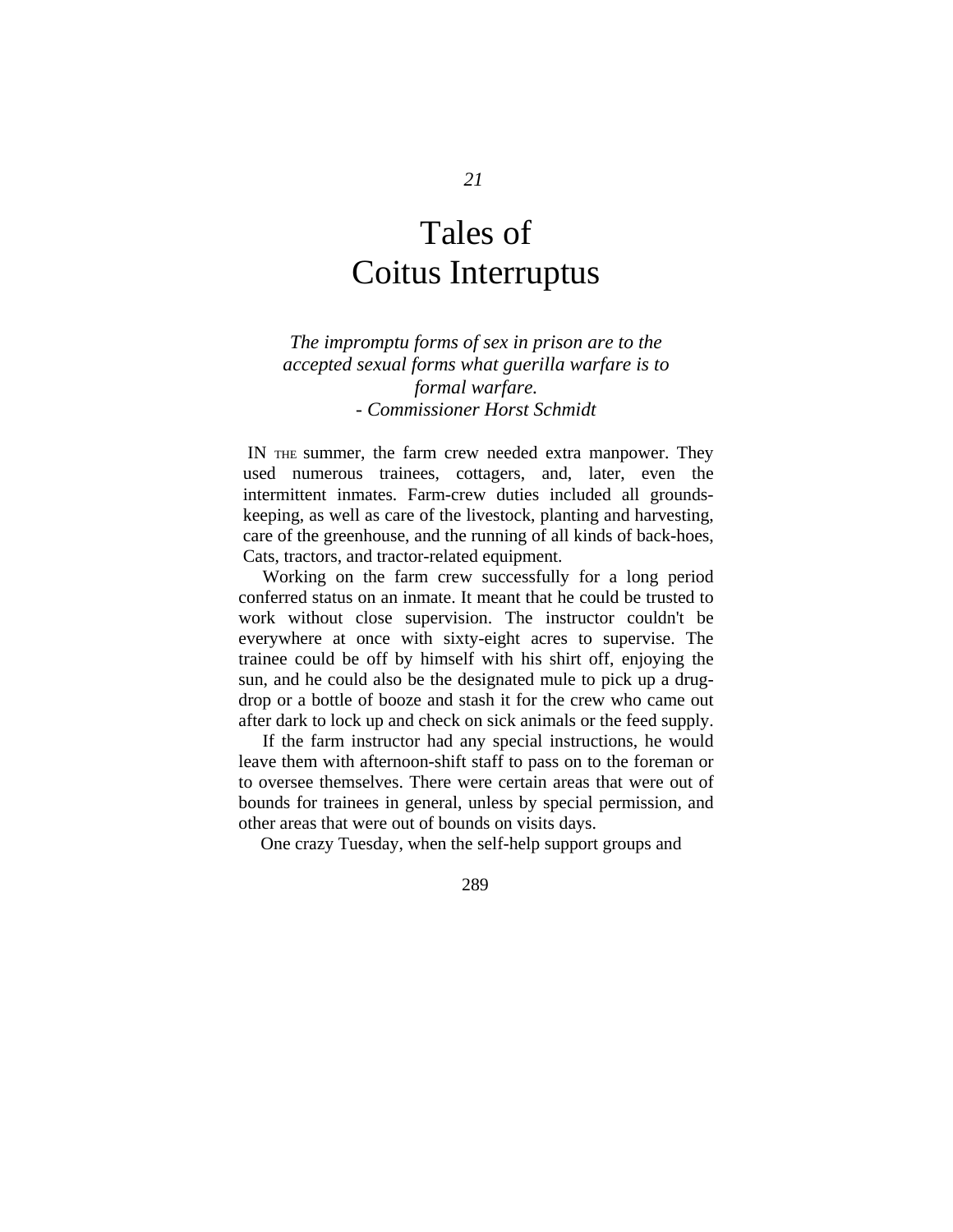# 21

# Tales of Coitus Interruptus

*The impromptu forms of sex in prison are to the accepted sexual forms what guerilla warfare is to formal warfare.*
*- Commissioner Horst Schmidt*

IN THE summer, the farm crew needed extra manpower. They used numerous trainees, cottagers, and, later, even the intermittent inmates. Farm-crew duties included all grounds-keeping, as well as care of the livestock, planting and harvesting, care of the greenhouse, and the running of all kinds of back-hoes, Cats, tractors, and tractor-related equipment.

Working on the farm crew successfully for a long period conferred status on an inmate. It meant that he could be trusted to work without close supervision. The instructor couldn't be everywhere at once with sixty-eight acres to supervise. The trainee could be off by himself with his shirt off, enjoying the sun, and he could also be the designated mule to pick up a drug-drop or a bottle of booze and stash it for the crew who came out after dark to lock up and check on sick animals or the feed supply.

If the farm instructor had any special instructions, he would leave them with afternoon-shift staff to pass on to the foreman or to oversee themselves. There were certain areas that were out of bounds for trainees in general, unless by special permission, and other areas that were out of bounds on visits days.

One crazy Tuesday, when the self-help support groups and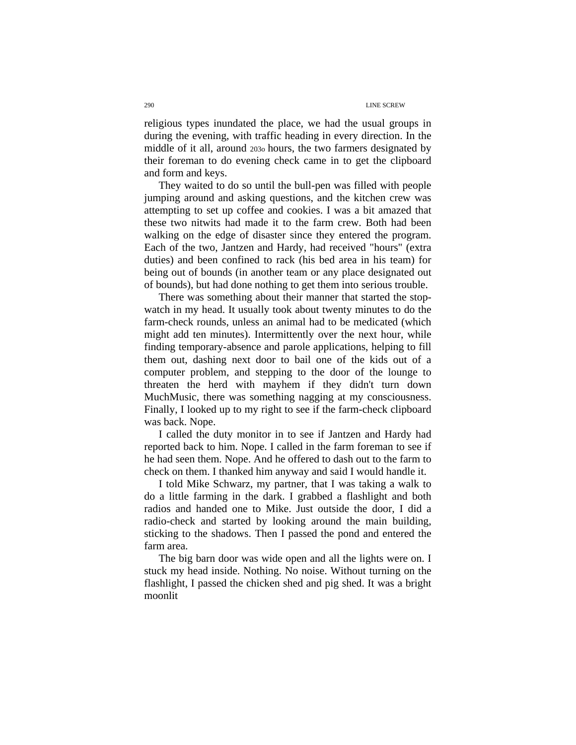religious types inundated the place, we had the usual groups in during the evening, with traffic heading in every direction. In the middle of it all, around 2030 hours, the two farmers designated by their foreman to do evening check came in to get the clipboard and form and keys.

They waited to do so until the bull-pen was filled with people jumping around and asking questions, and the kitchen crew was attempting to set up coffee and cookies. I was a bit amazed that these two nitwits had made it to the farm crew. Both had been walking on the edge of disaster since they entered the program. Each of the two, Jantzen and Hardy, had received "hours" (extra duties) and been confined to rack (his bed area in his team) for being out of bounds (in another team or any place designated out of bounds), but had done nothing to get them into serious trouble.

There was something about their manner that started the stop-watch in my head. It usually took about twenty minutes to do the farm-check rounds, unless an animal had to be medicated (which might add ten minutes). Intermittently over the next hour, while finding temporary-absence and parole applications, helping to fill them out, dashing next door to bail one of the kids out of a computer problem, and stepping to the door of the lounge to threaten the herd with mayhem if they didn't turn down MuchMusic, there was something nagging at my consciousness. Finally, I looked up to my right to see if the farm-check clipboard was back. Nope.

I called the duty monitor in to see if Jantzen and Hardy had reported back to him. Nope. I called in the farm foreman to see if he had seen them. Nope. And he offered to dash out to the farm to check on them. I thanked him anyway and said I would handle it.

I told Mike Schwarz, my partner, that I was taking a walk to do a little farming in the dark. I grabbed a flashlight and both radios and handed one to Mike. Just outside the door, I did a radio-check and started by looking around the main building, sticking to the shadows. Then I passed the pond and entered the farm area.

The big barn door was wide open and all the lights were on. I stuck my head inside. Nothing. No noise. Without turning on the flashlight, I passed the chicken shed and pig shed. It was a bright moonlit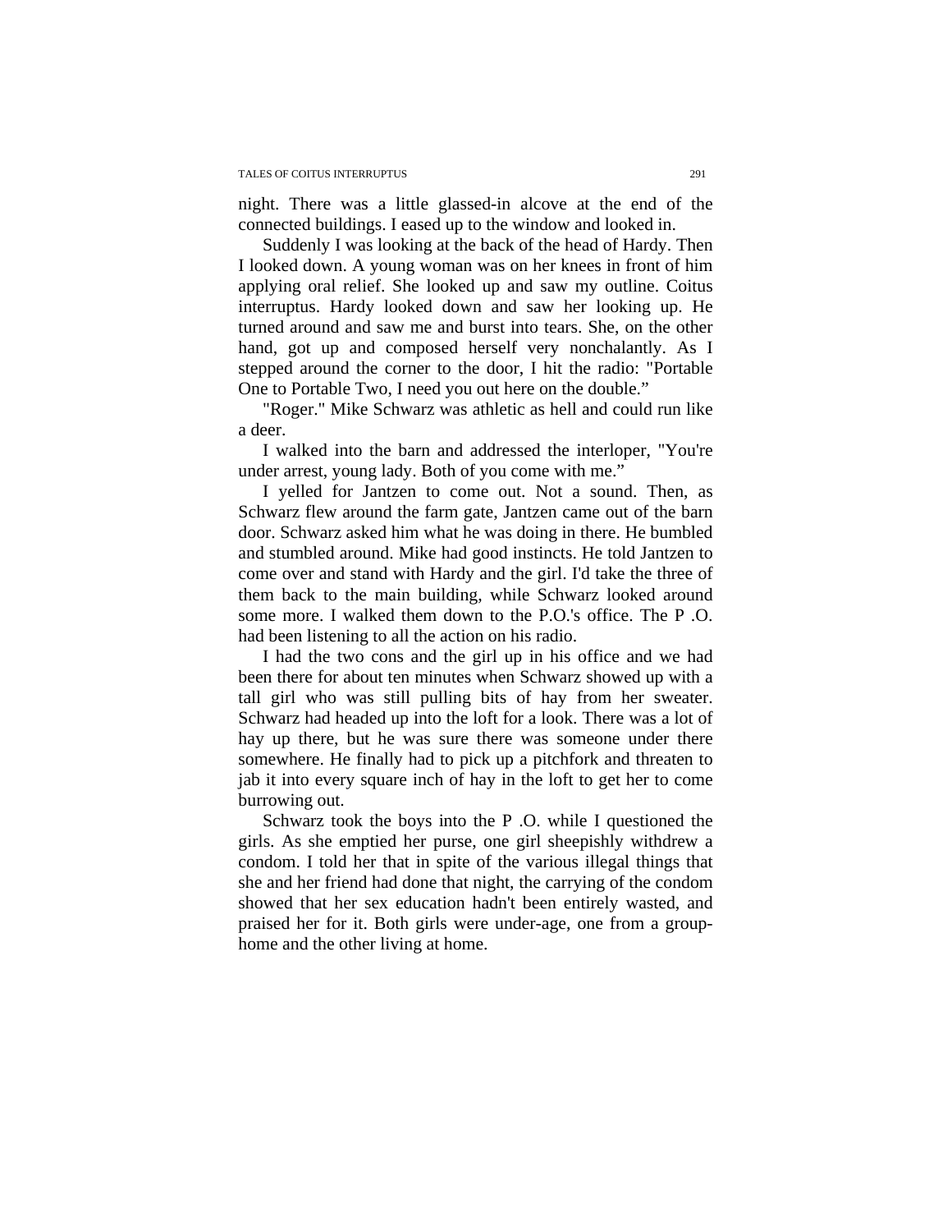night. There was a little glassed-in alcove at the end of the connected buildings. I eased up to the window and looked in.

Suddenly I was looking at the back of the head of Hardy. Then I looked down. A young woman was on her knees in front of him applying oral relief. She looked up and saw my outline. Coitus interruptus. Hardy looked down and saw her looking up. He turned around and saw me and burst into tears. She, on the other hand, got up and composed herself very nonchalantly. As I stepped around the corner to the door, I hit the radio: "Portable One to Portable Two, I need you out here on the double."

"Roger." Mike Schwarz was athletic as hell and could run like a deer.

I walked into the barn and addressed the interloper, "You're under arrest, young lady. Both of you come with me."

I yelled for Jantzen to come out. Not a sound. Then, as Schwarz flew around the farm gate, Jantzen came out of the barn door. Schwarz asked him what he was doing in there. He bumbled and stumbled around. Mike had good instincts. He told Jantzen to come over and stand with Hardy and the girl. I'd take the three of them back to the main building, while Schwarz looked around some more. I walked them down to the P.O.'s office. The P .O. had been listening to all the action on his radio.

I had the two cons and the girl up in his office and we had been there for about ten minutes when Schwarz showed up with a tall girl who was still pulling bits of hay from her sweater. Schwarz had headed up into the loft for a look. There was a lot of hay up there, but he was sure there was someone under there somewhere. He finally had to pick up a pitchfork and threaten to jab it into every square inch of hay in the loft to get her to come burrowing out.

Schwarz took the boys into the P .O. while I questioned the girls. As she emptied her purse, one girl sheepishly withdrew a condom. I told her that in spite of the various illegal things that she and her friend had done that night, the carrying of the condom showed that her sex education hadn't been entirely wasted, and praised her for it. Both girls were under-age, one from a group-home and the other living at home.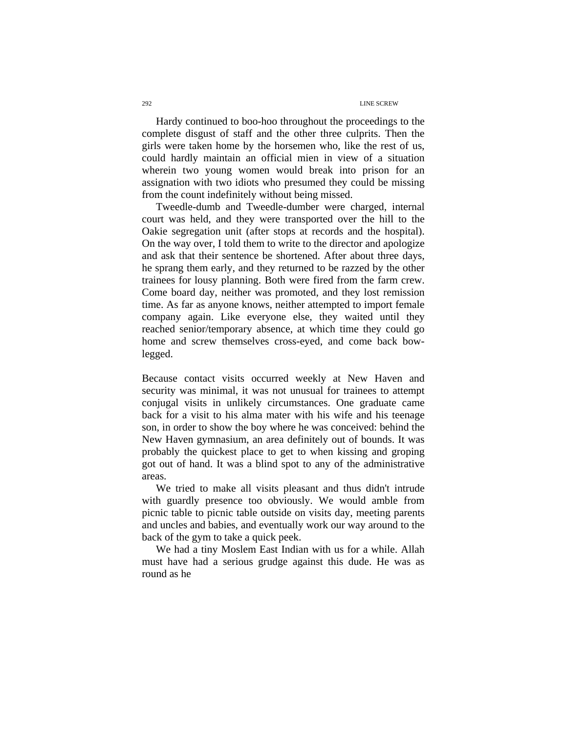Hardy continued to boo-hoo throughout the proceedings to the complete disgust of staff and the other three culprits. Then the girls were taken home by the horsemen who, like the rest of us, could hardly maintain an official mien in view of a situation wherein two young women would break into prison for an assignation with two idiots who presumed they could be missing from the count indefinitely without being missed.

Tweedle-dumb and Tweedle-dumber were charged, internal court was held, and they were transported over the hill to the Oakie segregation unit (after stops at records and the hospital). On the way over, I told them to write to the director and apologize and ask that their sentence be shortened. After about three days, he sprang them early, and they returned to be razzed by the other trainees for lousy planning. Both were fired from the farm crew. Come board day, neither was promoted, and they lost remission time. As far as anyone knows, neither attempted to import female company again. Like everyone else, they waited until they reached senior/temporary absence, at which time they could go home and screw themselves cross-eyed, and come back bow-legged.

Because contact visits occurred weekly at New Haven and security was minimal, it was not unusual for trainees to attempt conjugal visits in unlikely circumstances. One graduate came back for a visit to his alma mater with his wife and his teenage son, in order to show the boy where he was conceived: behind the New Haven gymnasium, an area definitely out of bounds. It was probably the quickest place to get to when kissing and groping got out of hand. It was a blind spot to any of the administrative areas.

We tried to make all visits pleasant and thus didn't intrude with guardly presence too obviously. We would amble from picnic table to picnic table outside on visits day, meeting parents and uncles and babies, and eventually work our way around to the back of the gym to take a quick peek.

We had a tiny Moslem East Indian with us for a while. Allah must have had a serious grudge against this dude. He was as round as he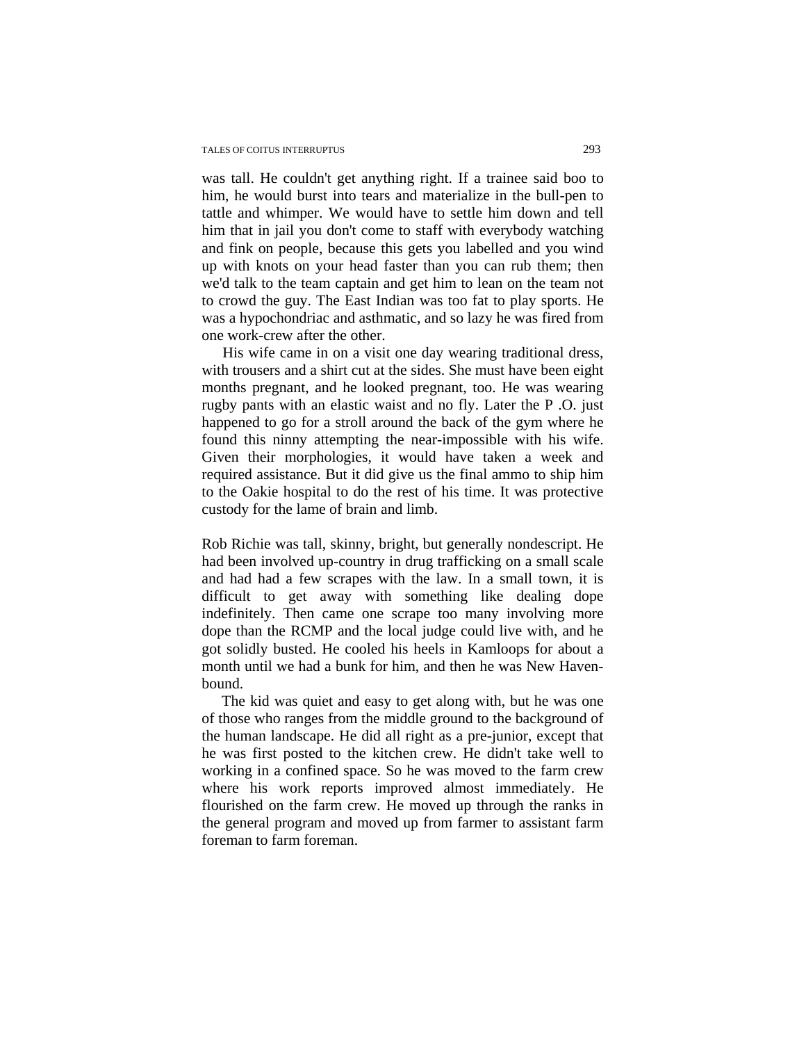was tall. He couldn't get anything right. If a trainee said boo to him, he would burst into tears and materialize in the bull-pen to tattle and whimper. We would have to settle him down and tell him that in jail you don't come to staff with everybody watching and fink on people, because this gets you labelled and you wind up with knots on your head faster than you can rub them; then we'd talk to the team captain and get him to lean on the team not to crowd the guy. The East Indian was too fat to play sports. He was a hypochondriac and asthmatic, and so lazy he was fired from one work-crew after the other.

His wife came in on a visit one day wearing traditional dress, with trousers and a shirt cut at the sides. She must have been eight months pregnant, and he looked pregnant, too. He was wearing rugby pants with an elastic waist and no fly. Later the P .O. just happened to go for a stroll around the back of the gym where he found this ninny attempting the near-impossible with his wife. Given their morphologies, it would have taken a week and required assistance. But it did give us the final ammo to ship him to the Oakie hospital to do the rest of his time. It was protective custody for the lame of brain and limb.

Rob Richie was tall, skinny, bright, but generally nondescript. He had been involved up-country in drug trafficking on a small scale and had had a few scrapes with the law. In a small town, it is difficult to get away with something like dealing dope indefinitely. Then came one scrape too many involving more dope than the RCMP and the local judge could live with, and he got solidly busted. He cooled his heels in Kamloops for about a month until we had a bunk for him, and then he was New Haven-bound.

The kid was quiet and easy to get along with, but he was one of those who ranges from the middle ground to the background of the human landscape. He did all right as a pre-junior, except that he was first posted to the kitchen crew. He didn't take well to working in a confined space. So he was moved to the farm crew where his work reports improved almost immediately. He flourished on the farm crew. He moved up through the ranks in the general program and moved up from farmer to assistant farm foreman to farm foreman.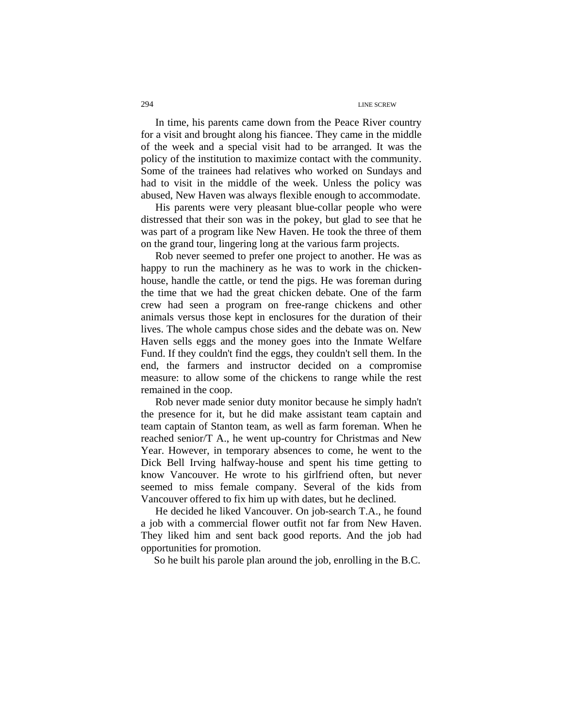In time, his parents came down from the Peace River country for a visit and brought along his fiancee. They came in the middle of the week and a special visit had to be arranged. It was the policy of the institution to maximize contact with the community. Some of the trainees had relatives who worked on Sundays and had to visit in the middle of the week. Unless the policy was abused, New Haven was always flexible enough to accommodate.

His parents were very pleasant blue-collar people who were distressed that their son was in the pokey, but glad to see that he was part of a program like New Haven. He took the three of them on the grand tour, lingering long at the various farm projects.

Rob never seemed to prefer one project to another. He was as happy to run the machinery as he was to work in the chicken-house, handle the cattle, or tend the pigs. He was foreman during the time that we had the great chicken debate. One of the farm crew had seen a program on free-range chickens and other animals versus those kept in enclosures for the duration of their lives. The whole campus chose sides and the debate was on. New Haven sells eggs and the money goes into the Inmate Welfare Fund. If they couldn't find the eggs, they couldn't sell them. In the end, the farmers and instructor decided on a compromise measure: to allow some of the chickens to range while the rest remained in the coop.

Rob never made senior duty monitor because he simply hadn't the presence for it, but he did make assistant team captain and team captain of Stanton team, as well as farm foreman. When he reached senior/T A., he went up-country for Christmas and New Year. However, in temporary absences to come, he went to the Dick Bell Irving halfway-house and spent his time getting to know Vancouver. He wrote to his girlfriend often, but never seemed to miss female company. Several of the kids from Vancouver offered to fix him up with dates, but he declined.

He decided he liked Vancouver. On job-search T.A., he found a job with a commercial flower outfit not far from New Haven. They liked him and sent back good reports. And the job had opportunities for promotion.

So he built his parole plan around the job, enrolling in the B.C.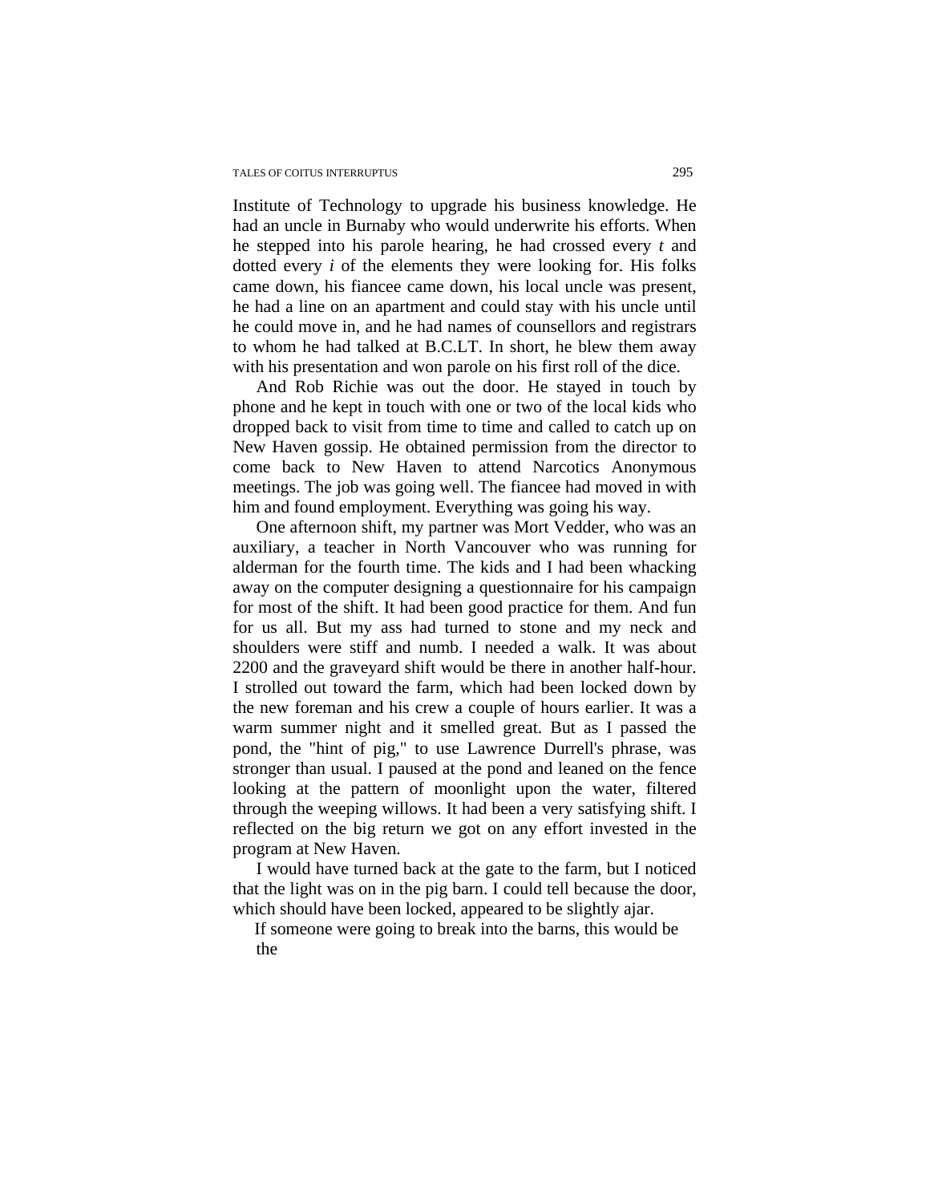Institute of Technology to upgrade his business knowledge. He had an uncle in Burnaby who would underwrite his efforts. When he stepped into his parole hearing, he had crossed every *t* and dotted every *i* of the elements they were looking for. His folks came down, his fiancee came down, his local uncle was present, he had a line on an apartment and could stay with his uncle until he could move in, and he had names of counsellors and registrars to whom he had talked at B.C.LT. In short, he blew them away with his presentation and won parole on his first roll of the dice.

And Rob Richie was out the door. He stayed in touch by phone and he kept in touch with one or two of the local kids who dropped back to visit from time to time and called to catch up on New Haven gossip. He obtained permission from the director to come back to New Haven to attend Narcotics Anonymous meetings. The job was going well. The fiancee had moved in with him and found employment. Everything was going his way.

One afternoon shift, my partner was Mort Vedder, who was an auxiliary, a teacher in North Vancouver who was running for alderman for the fourth time. The kids and I had been whacking away on the computer designing a questionnaire for his campaign for most of the shift. It had been good practice for them. And fun for us all. But my ass had turned to stone and my neck and shoulders were stiff and numb. I needed a walk. It was about 2200 and the graveyard shift would be there in another half-hour. I strolled out toward the farm, which had been locked down by the new foreman and his crew a couple of hours earlier. It was a warm summer night and it smelled great. But as I passed the pond, the "hint of pig," to use Lawrence Durrell's phrase, was stronger than usual. I paused at the pond and leaned on the fence looking at the pattern of moonlight upon the water, filtered through the weeping willows. It had been a very satisfying shift. I reflected on the big return we got on any effort invested in the program at New Haven.

I would have turned back at the gate to the farm, but I noticed that the light was on in the pig barn. I could tell because the door, which should have been locked, appeared to be slightly ajar.

If someone were going to break into the barns, this would be the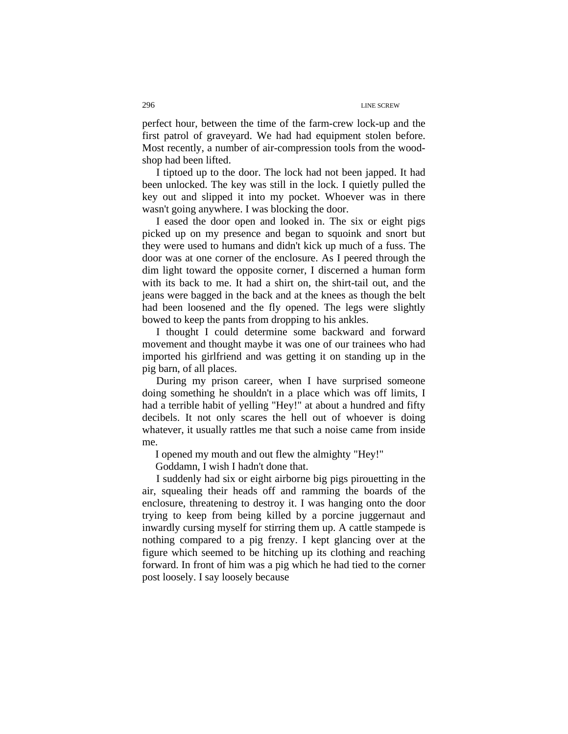perfect hour, between the time of the farm-crew lock-up and the first patrol of graveyard. We had had equipment stolen before. Most recently, a number of air-compression tools from the wood-shop had been lifted.

I tiptoed up to the door. The lock had not been japped. It had been unlocked. The key was still in the lock. I quietly pulled the key out and slipped it into my pocket. Whoever was in there wasn't going anywhere. I was blocking the door.

I eased the door open and looked in. The six or eight pigs picked up on my presence and began to squoink and snort but they were used to humans and didn't kick up much of a fuss. The door was at one corner of the enclosure. As I peered through the dim light toward the opposite corner, I discerned a human form with its back to me. It had a shirt on, the shirt-tail out, and the jeans were bagged in the back and at the knees as though the belt had been loosened and the fly opened. The legs were slightly bowed to keep the pants from dropping to his ankles.

I thought I could determine some backward and forward movement and thought maybe it was one of our trainees who had imported his girlfriend and was getting it on standing up in the pig barn, of all places.

During my prison career, when I have surprised someone doing something he shouldn't in a place which was off limits, I had a terrible habit of yelling "Hey!" at about a hundred and fifty decibels. It not only scares the hell out of whoever is doing whatever, it usually rattles me that such a noise came from inside me.

I opened my mouth and out flew the almighty "Hey!"

Goddamn, I wish I hadn't done that.

I suddenly had six or eight airborne big pigs pirouetting in the air, squealing their heads off and ramming the boards of the enclosure, threatening to destroy it. I was hanging onto the door trying to keep from being killed by a porcine juggernaut and inwardly cursing myself for stirring them up. A cattle stampede is nothing compared to a pig frenzy. I kept glancing over at the figure which seemed to be hitching up its clothing and reaching forward. In front of him was a pig which he had tied to the corner post loosely. I say loosely because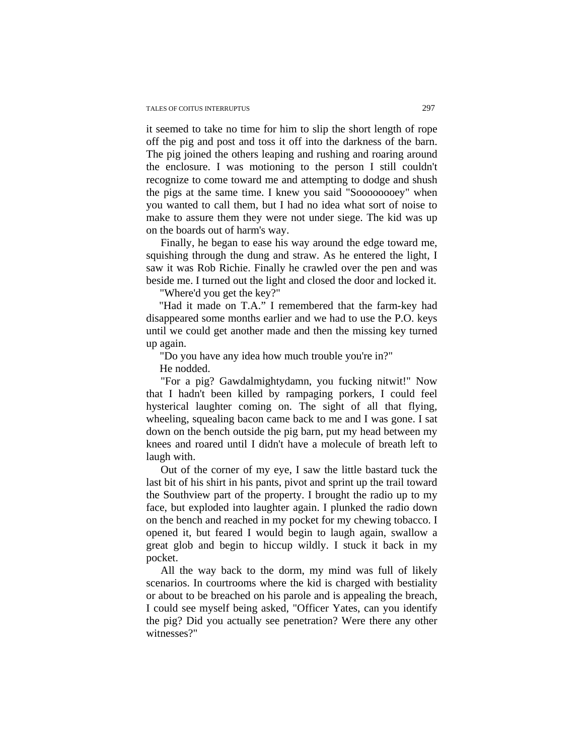it seemed to take no time for him to slip the short length of rope off the pig and post and toss it off into the darkness of the barn. The pig joined the others leaping and rushing and roaring around the enclosure. I was motioning to the person I still couldn't recognize to come toward me and attempting to dodge and shush the pigs at the same time. I knew you said "Sooooooey" when you wanted to call them, but I had no idea what sort of noise to make to assure them they were not under siege. The kid was up on the boards out of harm's way.

Finally, he began to ease his way around the edge toward me, squishing through the dung and straw. As he entered the light, I saw it was Rob Richie. Finally he crawled over the pen and was beside me. I turned out the light and closed the door and locked it.

"Where'd you get the key?"

"Had it made on T.A." I remembered that the farm-key had disappeared some months earlier and we had to use the P.O. keys until we could get another made and then the missing key turned up again.

"Do you have any idea how much trouble you're in?"

He nodded.

"For a pig? Gawdalmightydamn, you fucking nitwit!" Now that I hadn't been killed by rampaging porkers, I could feel hysterical laughter coming on. The sight of all that flying, wheeling, squealing bacon came back to me and I was gone. I sat down on the bench outside the pig barn, put my head between my knees and roared until I didn't have a molecule of breath left to laugh with.

Out of the corner of my eye, I saw the little bastard tuck the last bit of his shirt in his pants, pivot and sprint up the trail toward the Southview part of the property. I brought the radio up to my face, but exploded into laughter again. I plunked the radio down on the bench and reached in my pocket for my chewing tobacco. I opened it, but feared I would begin to laugh again, swallow a great glob and begin to hiccup wildly. I stuck it back in my pocket.

All the way back to the dorm, my mind was full of likely scenarios. In courtrooms where the kid is charged with bestiality or about to be breached on his parole and is appealing the breach, I could see myself being asked, "Officer Yates, can you identify the pig? Did you actually see penetration? Were there any other witnesses?"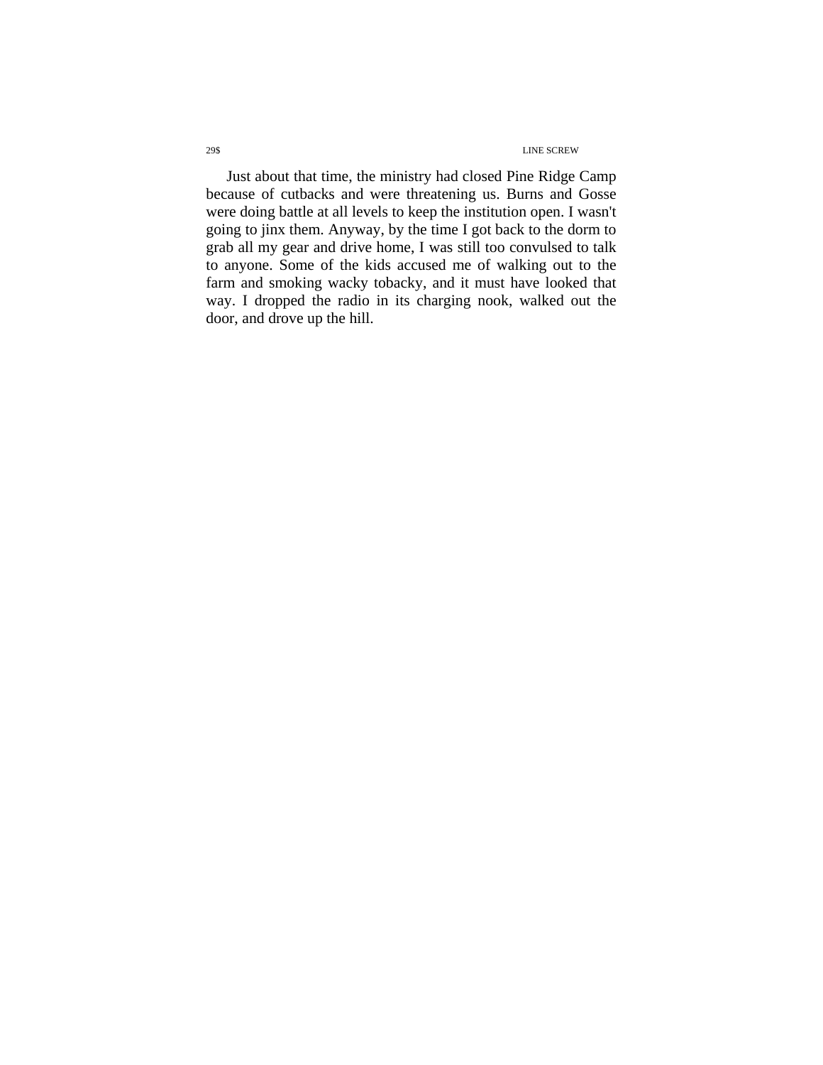Just about that time, the ministry had closed Pine Ridge Camp because of cutbacks and were threatening us. Burns and Gosse were doing battle at all levels to keep the institution open. I wasn't going to jinx them. Anyway, by the time I got back to the dorm to grab all my gear and drive home, I was still too convulsed to talk to anyone. Some of the kids accused me of walking out to the farm and smoking wacky tobacky, and it must have looked that way. I dropped the radio in its charging nook, walked out the door, and drove up the hill.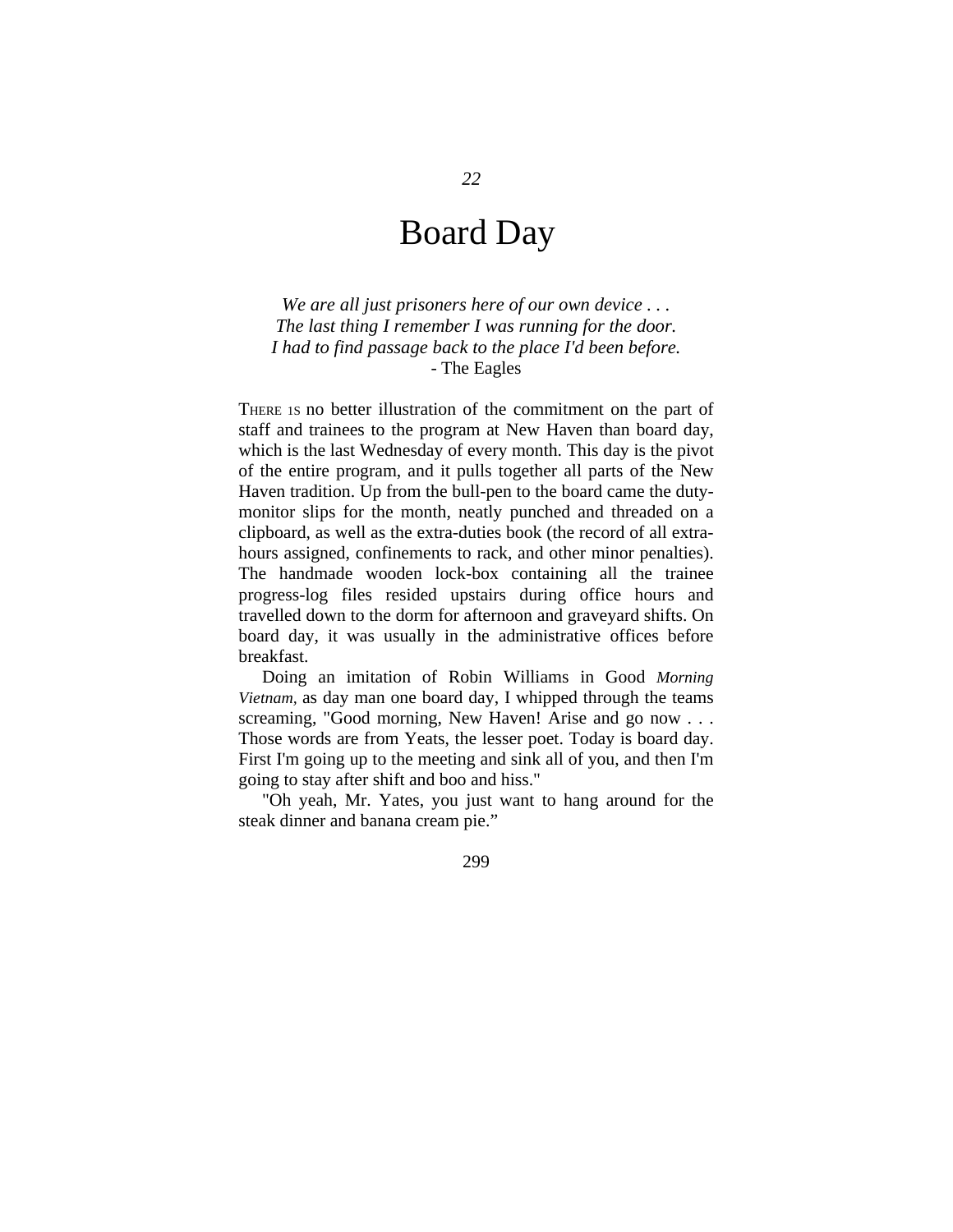22

# Board Day

*We are all just prisoners here of our own device . . .*
*The last thing I remember I was running for the door.*
*I had to find passage back to the place I'd been before.*
- The Eagles

THERE IS no better illustration of the commitment on the part of staff and trainees to the program at New Haven than board day, which is the last Wednesday of every month. This day is the pivot of the entire program, and it pulls together all parts of the New Haven tradition. Up from the bull-pen to the board came the duty-monitor slips for the month, neatly punched and threaded on a clipboard, as well as the extra-duties book (the record of all extra-hours assigned, confinements to rack, and other minor penalties). The handmade wooden lock-box containing all the trainee progress-log files resided upstairs during office hours and travelled down to the dorm for afternoon and graveyard shifts. On board day, it was usually in the administrative offices before breakfast.

Doing an imitation of Robin Williams in Good *Morning Vietnam,* as day man one board day, I whipped through the teams screaming, "Good morning, New Haven! Arise and go now . . . Those words are from Yeats, the lesser poet. Today is board day. First I'm going up to the meeting and sink all of you, and then I'm going to stay after shift and boo and hiss."

"Oh yeah, Mr. Yates, you just want to hang around for the steak dinner and banana cream pie."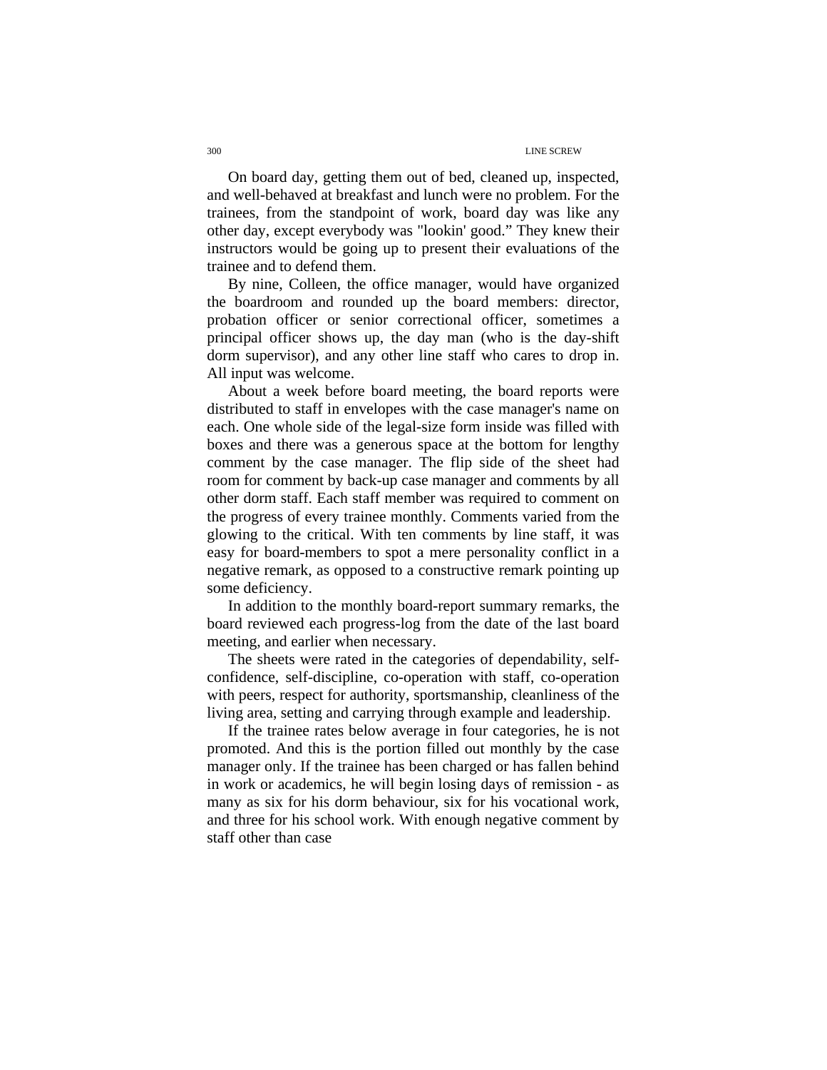On board day, getting them out of bed, cleaned up, inspected, and well-behaved at breakfast and lunch were no problem. For the trainees, from the standpoint of work, board day was like any other day, except everybody was "lookin' good." They knew their instructors would be going up to present their evaluations of the trainee and to defend them.

By nine, Colleen, the office manager, would have organized the boardroom and rounded up the board members: director, probation officer or senior correctional officer, sometimes a principal officer shows up, the day man (who is the day-shift dorm supervisor), and any other line staff who cares to drop in. All input was welcome.

About a week before board meeting, the board reports were distributed to staff in envelopes with the case manager's name on each. One whole side of the legal-size form inside was filled with boxes and there was a generous space at the bottom for lengthy comment by the case manager. The flip side of the sheet had room for comment by back-up case manager and comments by all other dorm staff. Each staff member was required to comment on the progress of every trainee monthly. Comments varied from the glowing to the critical. With ten comments by line staff, it was easy for board-members to spot a mere personality conflict in a negative remark, as opposed to a constructive remark pointing up some deficiency.

In addition to the monthly board-report summary remarks, the board reviewed each progress-log from the date of the last board meeting, and earlier when necessary.

The sheets were rated in the categories of dependability, self-confidence, self-discipline, co-operation with staff, co-operation with peers, respect for authority, sportsmanship, cleanliness of the living area, setting and carrying through example and leadership.

If the trainee rates below average in four categories, he is not promoted. And this is the portion filled out monthly by the case manager only. If the trainee has been charged or has fallen behind in work or academics, he will begin losing days of remission - as many as six for his dorm behaviour, six for his vocational work, and three for his school work. With enough negative comment by staff other than case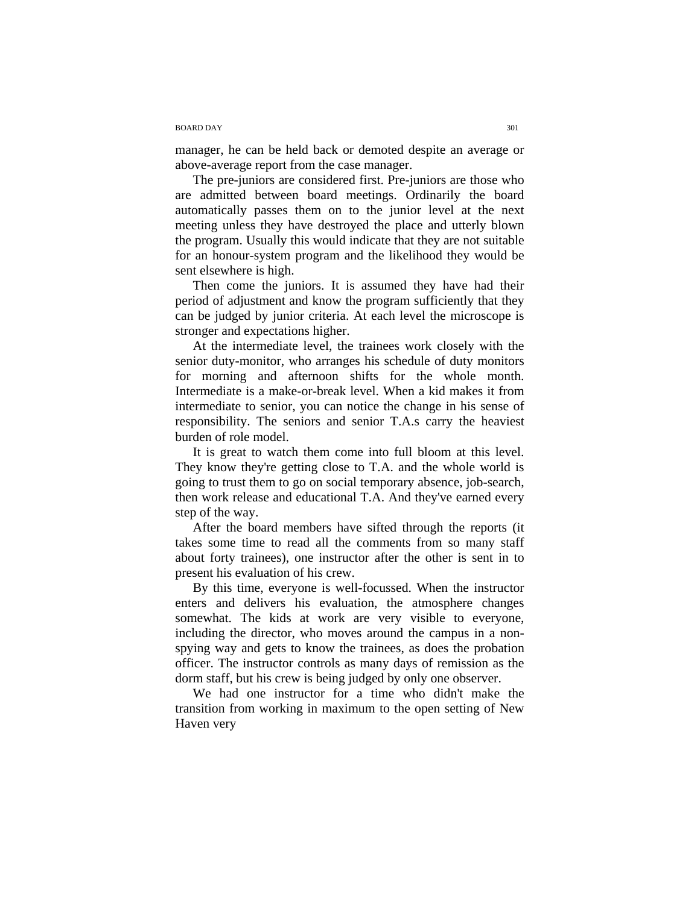manager, he can be held back or demoted despite an average or above-average report from the case manager.

The pre-juniors are considered first. Pre-juniors are those who are admitted between board meetings. Ordinarily the board automatically passes them on to the junior level at the next meeting unless they have destroyed the place and utterly blown the program. Usually this would indicate that they are not suitable for an honour-system program and the likelihood they would be sent elsewhere is high.

Then come the juniors. It is assumed they have had their period of adjustment and know the program sufficiently that they can be judged by junior criteria. At each level the microscope is stronger and expectations higher.

At the intermediate level, the trainees work closely with the senior duty-monitor, who arranges his schedule of duty monitors for morning and afternoon shifts for the whole month. Intermediate is a make-or-break level. When a kid makes it from intermediate to senior, you can notice the change in his sense of responsibility. The seniors and senior T.A.s carry the heaviest burden of role model.

It is great to watch them come into full bloom at this level. They know they're getting close to T.A. and the whole world is going to trust them to go on social temporary absence, job-search, then work release and educational T.A. And they've earned every step of the way.

After the board members have sifted through the reports (it takes some time to read all the comments from so many staff about forty trainees), one instructor after the other is sent in to present his evaluation of his crew.

By this time, everyone is well-focussed. When the instructor enters and delivers his evaluation, the atmosphere changes somewhat. The kids at work are very visible to everyone, including the director, who moves around the campus in a non-spying way and gets to know the trainees, as does the probation officer. The instructor controls as many days of remission as the dorm staff, but his crew is being judged by only one observer.

We had one instructor for a time who didn't make the transition from working in maximum to the open setting of New Haven very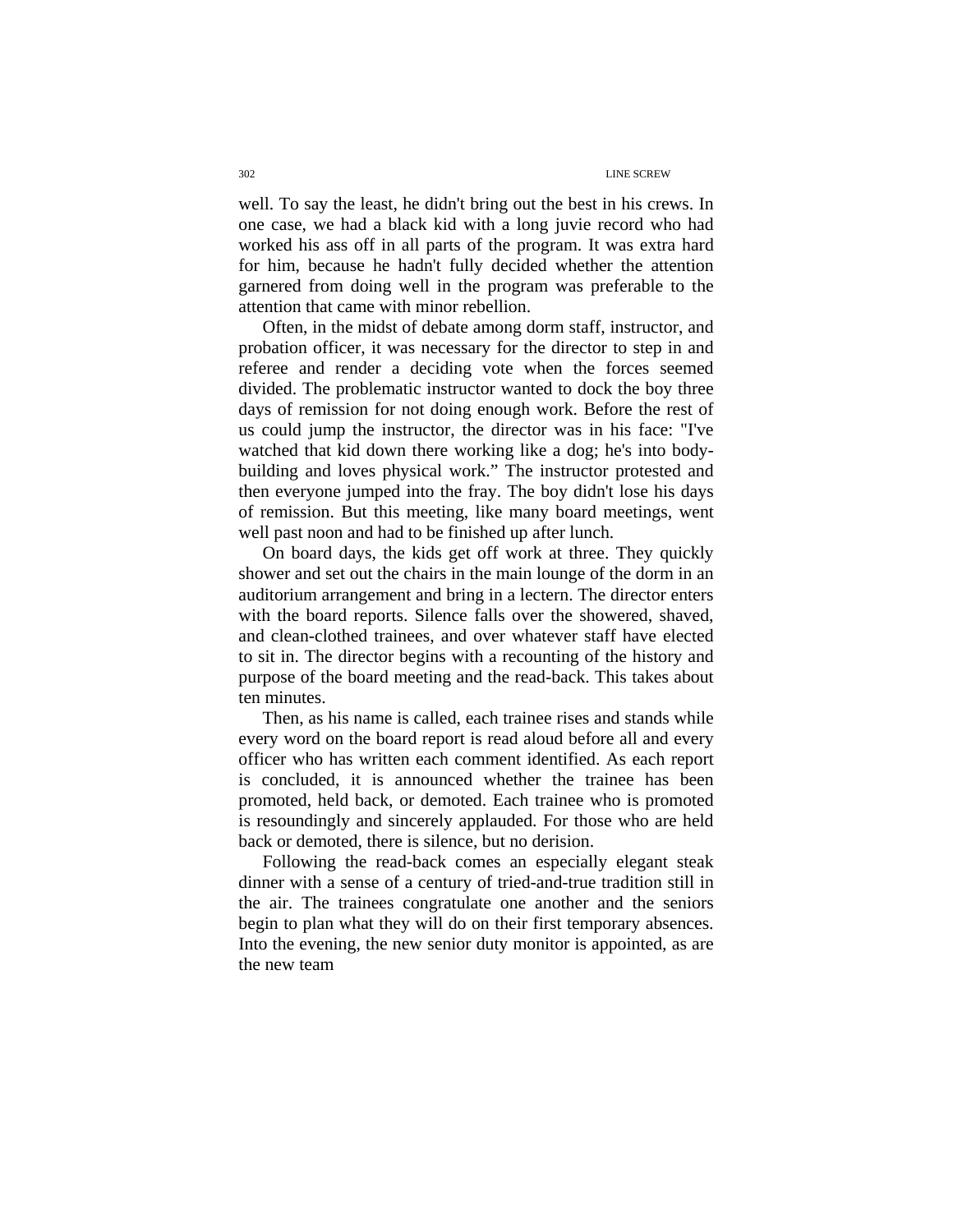well. To say the least, he didn't bring out the best in his crews. In one case, we had a black kid with a long juvie record who had worked his ass off in all parts of the program. It was extra hard for him, because he hadn't fully decided whether the attention garnered from doing well in the program was preferable to the attention that came with minor rebellion.

Often, in the midst of debate among dorm staff, instructor, and probation officer, it was necessary for the director to step in and referee and render a deciding vote when the forces seemed divided. The problematic instructor wanted to dock the boy three days of remission for not doing enough work. Before the rest of us could jump the instructor, the director was in his face: "I've watched that kid down there working like a dog; he's into body-building and loves physical work." The instructor protested and then everyone jumped into the fray. The boy didn't lose his days of remission. But this meeting, like many board meetings, went well past noon and had to be finished up after lunch.

On board days, the kids get off work at three. They quickly shower and set out the chairs in the main lounge of the dorm in an auditorium arrangement and bring in a lectern. The director enters with the board reports. Silence falls over the showered, shaved, and clean-clothed trainees, and over whatever staff have elected to sit in. The director begins with a recounting of the history and purpose of the board meeting and the read-back. This takes about ten minutes.

Then, as his name is called, each trainee rises and stands while every word on the board report is read aloud before all and every officer who has written each comment identified. As each report is concluded, it is announced whether the trainee has been promoted, held back, or demoted. Each trainee who is promoted is resoundingly and sincerely applauded. For those who are held back or demoted, there is silence, but no derision.

Following the read-back comes an especially elegant steak dinner with a sense of a century of tried-and-true tradition still in the air. The trainees congratulate one another and the seniors begin to plan what they will do on their first temporary absences. Into the evening, the new senior duty monitor is appointed, as are the new team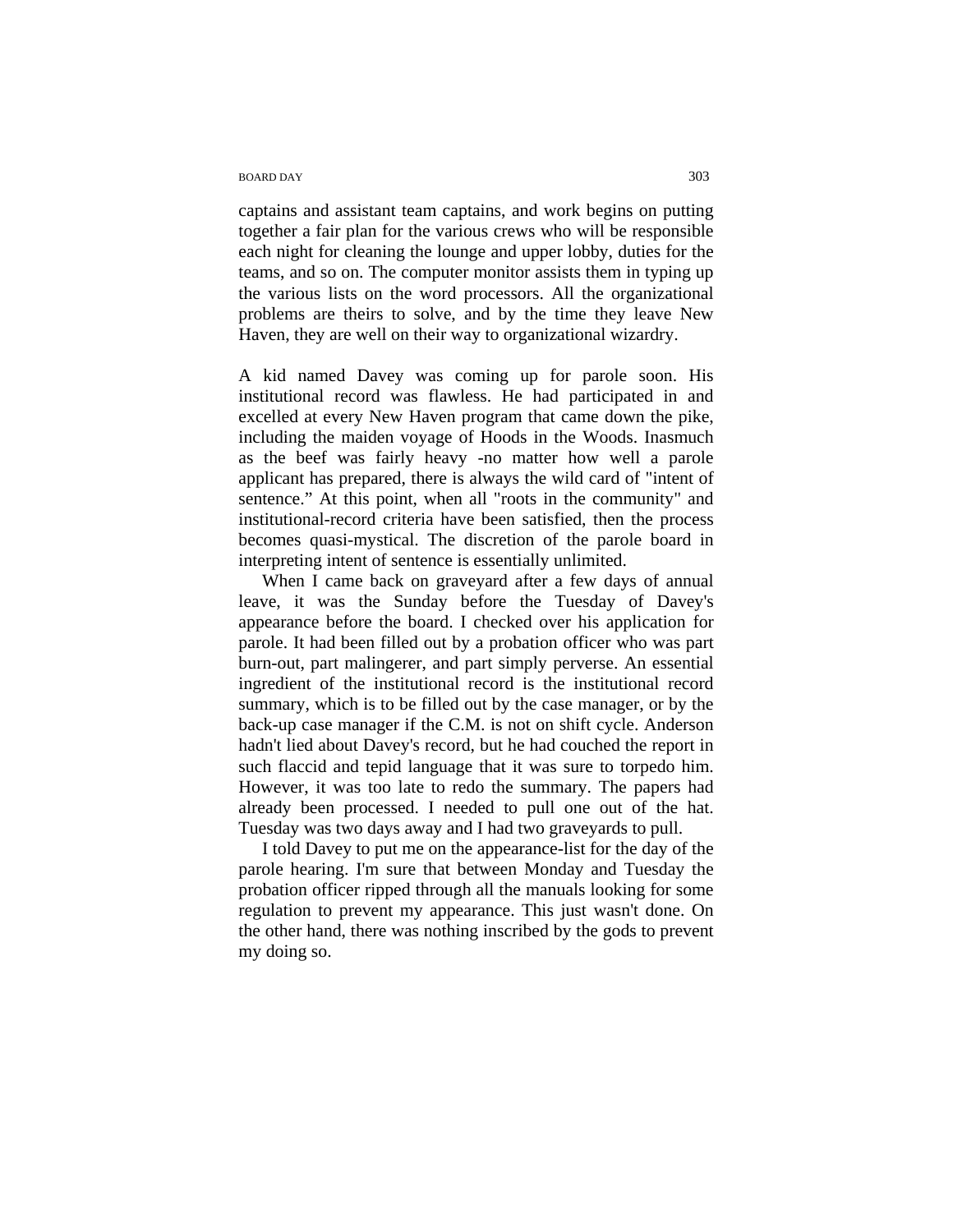captains and assistant team captains, and work begins on putting together a fair plan for the various crews who will be responsible each night for cleaning the lounge and upper lobby, duties for the teams, and so on. The computer monitor assists them in typing up the various lists on the word processors. All the organizational problems are theirs to solve, and by the time they leave New Haven, they are well on their way to organizational wizardry.

A kid named Davey was coming up for parole soon. His institutional record was flawless. He had participated in and excelled at every New Haven program that came down the pike, including the maiden voyage of Hoods in the Woods. Inasmuch as the beef was fairly heavy -no matter how well a parole applicant has prepared, there is always the wild card of "intent of sentence." At this point, when all "roots in the community" and institutional-record criteria have been satisfied, then the process becomes quasi-mystical. The discretion of the parole board in interpreting intent of sentence is essentially unlimited.

When I came back on graveyard after a few days of annual leave, it was the Sunday before the Tuesday of Davey's appearance before the board. I checked over his application for parole. It had been filled out by a probation officer who was part burn-out, part malingerer, and part simply perverse. An essential ingredient of the institutional record is the institutional record summary, which is to be filled out by the case manager, or by the back-up case manager if the C.M. is not on shift cycle. Anderson hadn't lied about Davey's record, but he had couched the report in such flaccid and tepid language that it was sure to torpedo him. However, it was too late to redo the summary. The papers had already been processed. I needed to pull one out of the hat. Tuesday was two days away and I had two graveyards to pull.

I told Davey to put me on the appearance-list for the day of the parole hearing. I'm sure that between Monday and Tuesday the probation officer ripped through all the manuals looking for some regulation to prevent my appearance. This just wasn't done. On the other hand, there was nothing inscribed by the gods to prevent my doing so.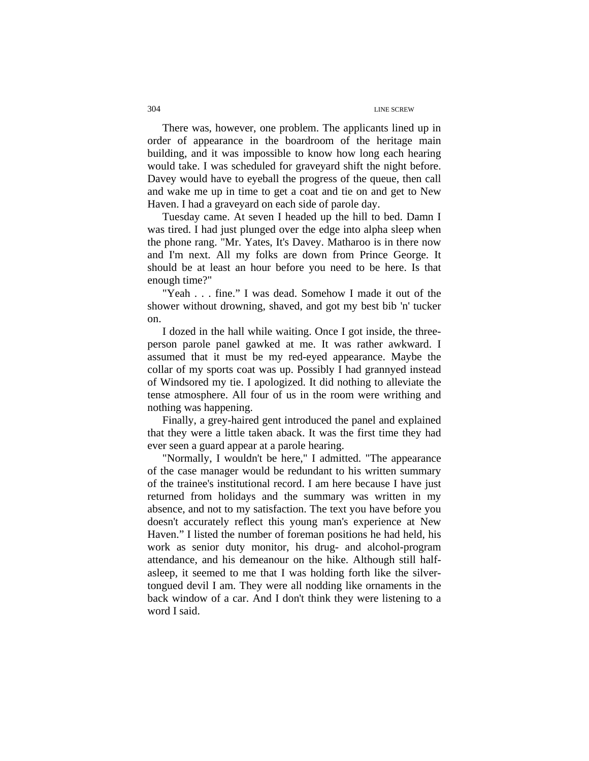There was, however, one problem. The applicants lined up in order of appearance in the boardroom of the heritage main building, and it was impossible to know how long each hearing would take. I was scheduled for graveyard shift the night before. Davey would have to eyeball the progress of the queue, then call and wake me up in time to get a coat and tie on and get to New Haven. I had a graveyard on each side of parole day.

Tuesday came. At seven I headed up the hill to bed. Damn I was tired. I had just plunged over the edge into alpha sleep when the phone rang. "Mr. Yates, It's Davey. Matharoo is in there now and I'm next. All my folks are down from Prince George. It should be at least an hour before you need to be here. Is that enough time?"

"Yeah . . . fine." I was dead. Somehow I made it out of the shower without drowning, shaved, and got my best bib 'n' tucker on.

I dozed in the hall while waiting. Once I got inside, the three-person parole panel gawked at me. It was rather awkward. I assumed that it must be my red-eyed appearance. Maybe the collar of my sports coat was up. Possibly I had grannyed instead of Windsored my tie. I apologized. It did nothing to alleviate the tense atmosphere. All four of us in the room were writhing and nothing was happening.

Finally, a grey-haired gent introduced the panel and explained that they were a little taken aback. It was the first time they had ever seen a guard appear at a parole hearing.

"Normally, I wouldn't be here," I admitted. "The appearance of the case manager would be redundant to his written summary of the trainee's institutional record. I am here because I have just returned from holidays and the summary was written in my absence, and not to my satisfaction. The text you have before you doesn't accurately reflect this young man's experience at New Haven." I listed the number of foreman positions he had held, his work as senior duty monitor, his drug- and alcohol-program attendance, and his demeanour on the hike. Although still half-asleep, it seemed to me that I was holding forth like the silver-tongued devil I am. They were all nodding like ornaments in the back window of a car. And I don't think they were listening to a word I said.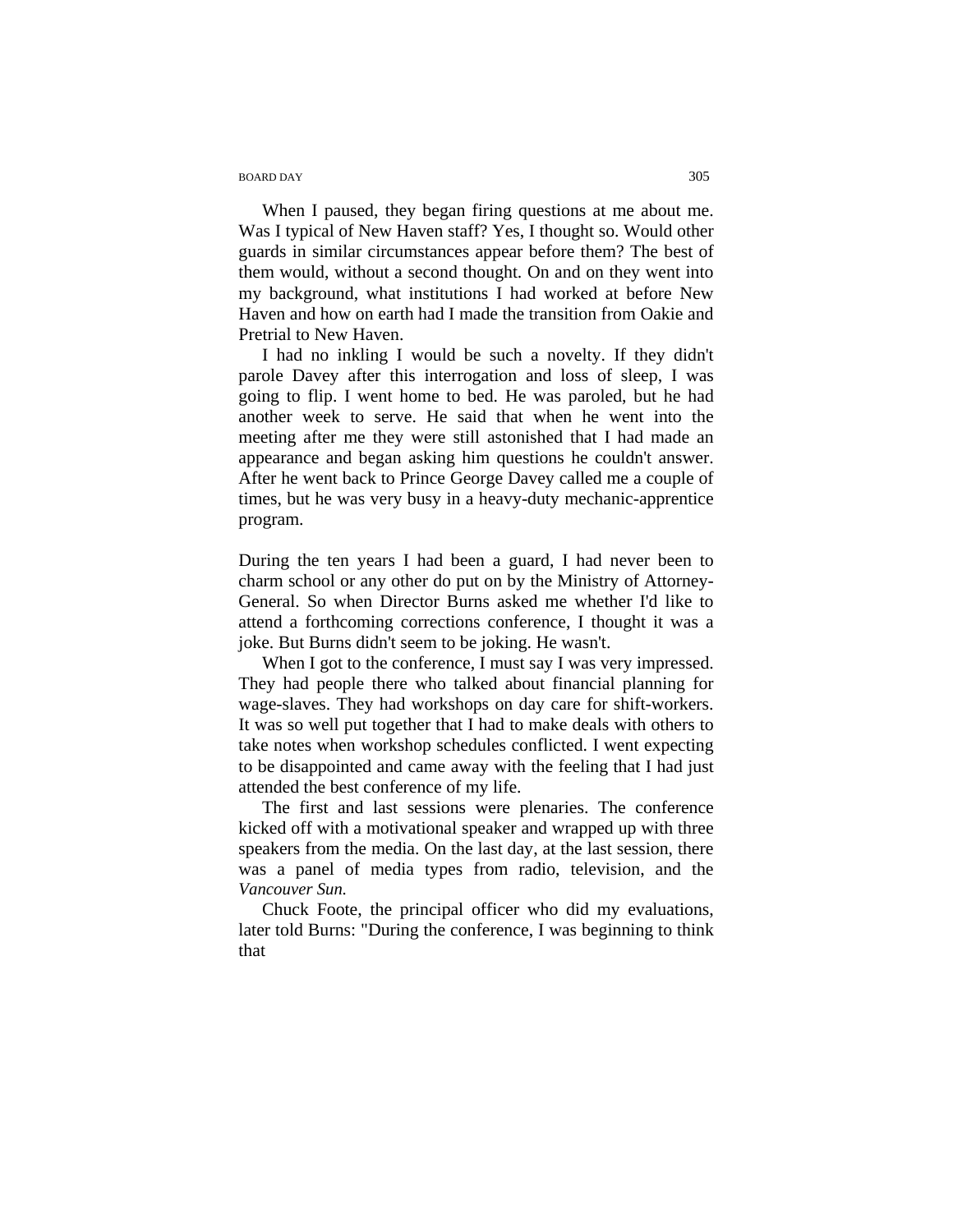When I paused, they began firing questions at me about me. Was I typical of New Haven staff? Yes, I thought so. Would other guards in similar circumstances appear before them? The best of them would, without a second thought. On and on they went into my background, what institutions I had worked at before New Haven and how on earth had I made the transition from Oakie and Pretrial to New Haven.

I had no inkling I would be such a novelty. If they didn't parole Davey after this interrogation and loss of sleep, I was going to flip. I went home to bed. He was paroled, but he had another week to serve. He said that when he went into the meeting after me they were still astonished that I had made an appearance and began asking him questions he couldn't answer. After he went back to Prince George Davey called me a couple of times, but he was very busy in a heavy-duty mechanic-apprentice program.

During the ten years I had been a guard, I had never been to charm school or any other do put on by the Ministry of Attorney-General. So when Director Burns asked me whether I'd like to attend a forthcoming corrections conference, I thought it was a joke. But Burns didn't seem to be joking. He wasn't.

When I got to the conference, I must say I was very impressed. They had people there who talked about financial planning for wage-slaves. They had workshops on day care for shift-workers. It was so well put together that I had to make deals with others to take notes when workshop schedules conflicted. I went expecting to be disappointed and came away with the feeling that I had just attended the best conference of my life.

The first and last sessions were plenaries. The conference kicked off with a motivational speaker and wrapped up with three speakers from the media. On the last day, at the last session, there was a panel of media types from radio, television, and the *Vancouver Sun.*

Chuck Foote, the principal officer who did my evaluations, later told Burns: "During the conference, I was beginning to think that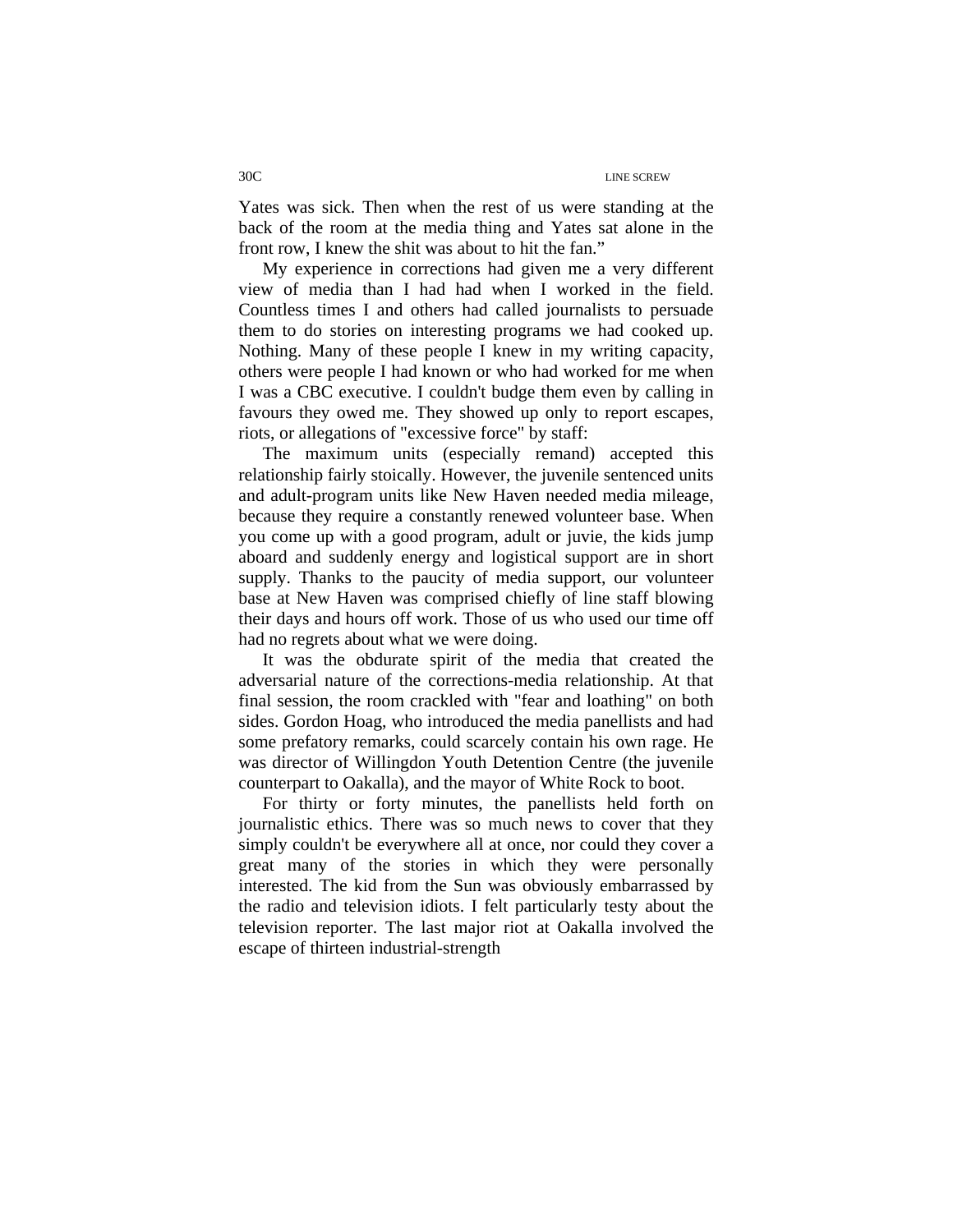Yates was sick. Then when the rest of us were standing at the back of the room at the media thing and Yates sat alone in the front row, I knew the shit was about to hit the fan."

My experience in corrections had given me a very different view of media than I had had when I worked in the field. Countless times I and others had called journalists to persuade them to do stories on interesting programs we had cooked up. Nothing. Many of these people I knew in my writing capacity, others were people I had known or who had worked for me when I was a CBC executive. I couldn't budge them even by calling in favours they owed me. They showed up only to report escapes, riots, or allegations of "excessive force" by staff:

The maximum units (especially remand) accepted this relationship fairly stoically. However, the juvenile sentenced units and adult-program units like New Haven needed media mileage, because they require a constantly renewed volunteer base. When you come up with a good program, adult or juvie, the kids jump aboard and suddenly energy and logistical support are in short supply. Thanks to the paucity of media support, our volunteer base at New Haven was comprised chiefly of line staff blowing their days and hours off work. Those of us who used our time off had no regrets about what we were doing.

It was the obdurate spirit of the media that created the adversarial nature of the corrections-media relationship. At that final session, the room crackled with "fear and loathing" on both sides. Gordon Hoag, who introduced the media panellists and had some prefatory remarks, could scarcely contain his own rage. He was director of Willingdon Youth Detention Centre (the juvenile counterpart to Oakalla), and the mayor of White Rock to boot.

For thirty or forty minutes, the panellists held forth on journalistic ethics. There was so much news to cover that they simply couldn't be everywhere all at once, nor could they cover a great many of the stories in which they were personally interested. The kid from the Sun was obviously embarrassed by the radio and television idiots. I felt particularly testy about the television reporter. The last major riot at Oakalla involved the escape of thirteen industrial-strength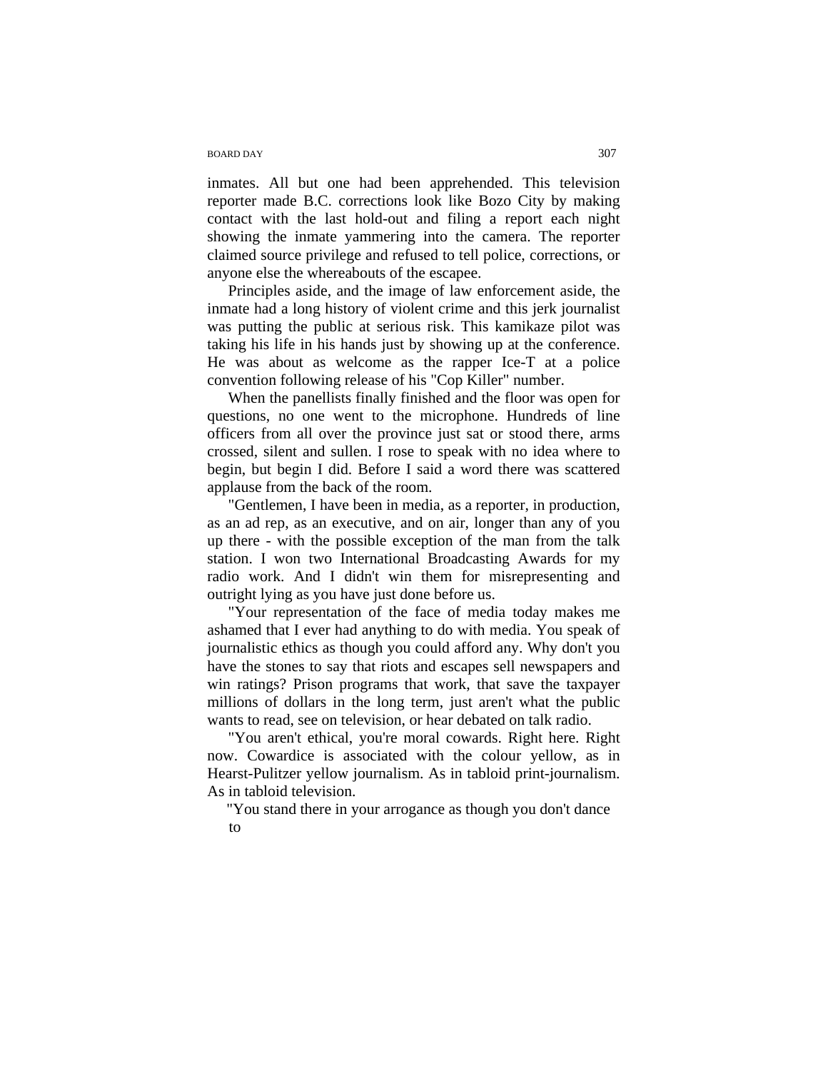inmates. All but one had been apprehended. This television reporter made B.C. corrections look like Bozo City by making contact with the last hold-out and filing a report each night showing the inmate yammering into the camera. The reporter claimed source privilege and refused to tell police, corrections, or anyone else the whereabouts of the escapee.

Principles aside, and the image of law enforcement aside, the inmate had a long history of violent crime and this jerk journalist was putting the public at serious risk. This kamikaze pilot was taking his life in his hands just by showing up at the conference. He was about as welcome as the rapper Ice-T at a police convention following release of his "Cop Killer" number.

When the panellists finally finished and the floor was open for questions, no one went to the microphone. Hundreds of line officers from all over the province just sat or stood there, arms crossed, silent and sullen. I rose to speak with no idea where to begin, but begin I did. Before I said a word there was scattered applause from the back of the room.

"Gentlemen, I have been in media, as a reporter, in production, as an ad rep, as an executive, and on air, longer than any of you up there - with the possible exception of the man from the talk station. I won two International Broadcasting Awards for my radio work. And I didn't win them for misrepresenting and outright lying as you have just done before us.

"Your representation of the face of media today makes me ashamed that I ever had anything to do with media. You speak of journalistic ethics as though you could afford any. Why don't you have the stones to say that riots and escapes sell newspapers and win ratings? Prison programs that work, that save the taxpayer millions of dollars in the long term, just aren't what the public wants to read, see on television, or hear debated on talk radio.

"You aren't ethical, you're moral cowards. Right here. Right now. Cowardice is associated with the colour yellow, as in Hearst-Pulitzer yellow journalism. As in tabloid print-journalism. As in tabloid television.

"You stand there in your arrogance as though you don't dance to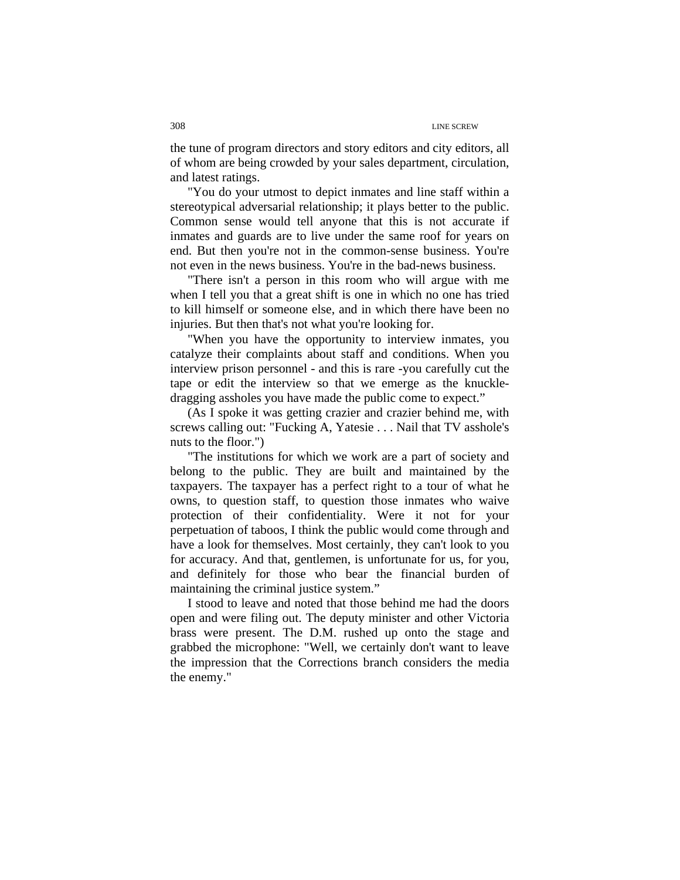the tune of program directors and story editors and city editors, all of whom are being crowded by your sales department, circulation, and latest ratings.

"You do your utmost to depict inmates and line staff within a stereotypical adversarial relationship; it plays better to the public. Common sense would tell anyone that this is not accurate if inmates and guards are to live under the same roof for years on end. But then you're not in the common-sense business. You're not even in the news business. You're in the bad-news business.

"There isn't a person in this room who will argue with me when I tell you that a great shift is one in which no one has tried to kill himself or someone else, and in which there have been no injuries. But then that's not what you're looking for.

"When you have the opportunity to interview inmates, you catalyze their complaints about staff and conditions. When you interview prison personnel - and this is rare -you carefully cut the tape or edit the interview so that we emerge as the knuckle-dragging assholes you have made the public come to expect."

(As I spoke it was getting crazier and crazier behind me, with screws calling out: "Fucking A, Yatesie . . . Nail that TV asshole's nuts to the floor.")

"The institutions for which we work are a part of society and belong to the public. They are built and maintained by the taxpayers. The taxpayer has a perfect right to a tour of what he owns, to question staff, to question those inmates who waive protection of their confidentiality. Were it not for your perpetuation of taboos, I think the public would come through and have a look for themselves. Most certainly, they can't look to you for accuracy. And that, gentlemen, is unfortunate for us, for you, and definitely for those who bear the financial burden of maintaining the criminal justice system."

I stood to leave and noted that those behind me had the doors open and were filing out. The deputy minister and other Victoria brass were present. The D.M. rushed up onto the stage and grabbed the microphone: "Well, we certainly don't want to leave the impression that the Corrections branch considers the media the enemy."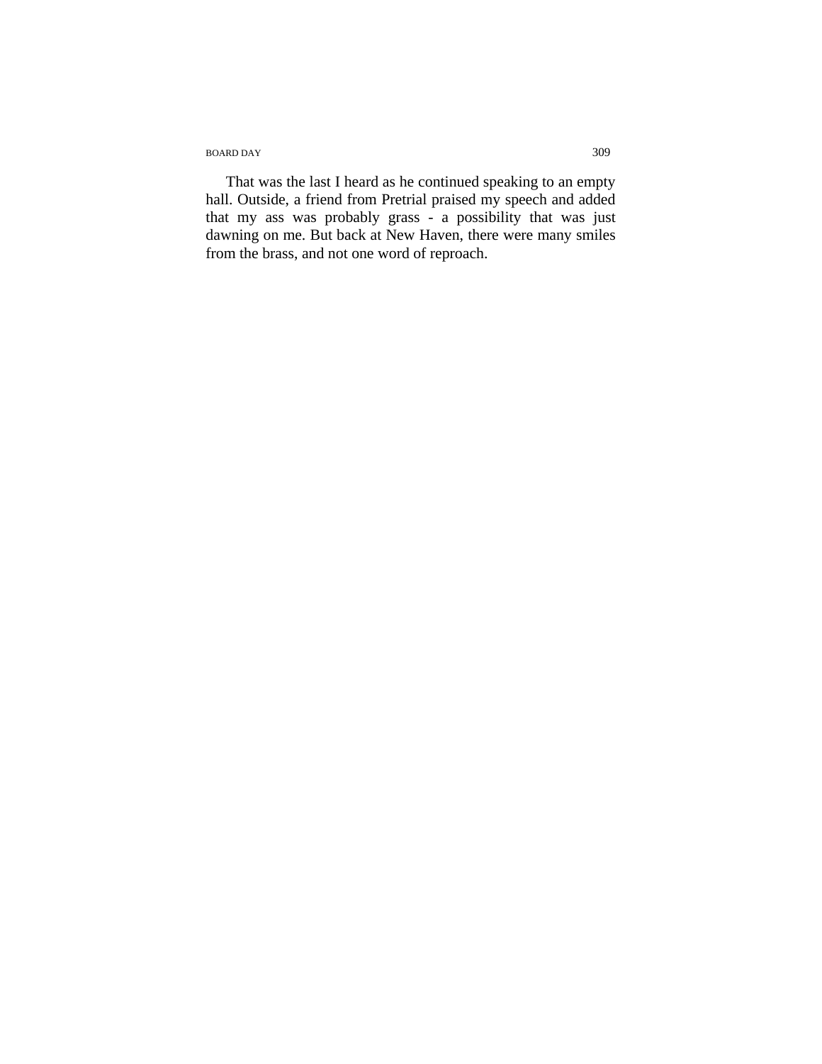That was the last I heard as he continued speaking to an empty hall. Outside, a friend from Pretrial praised my speech and added that my ass was probably grass - a possibility that was just dawning on me. But back at New Haven, there were many smiles from the brass, and not one word of reproach.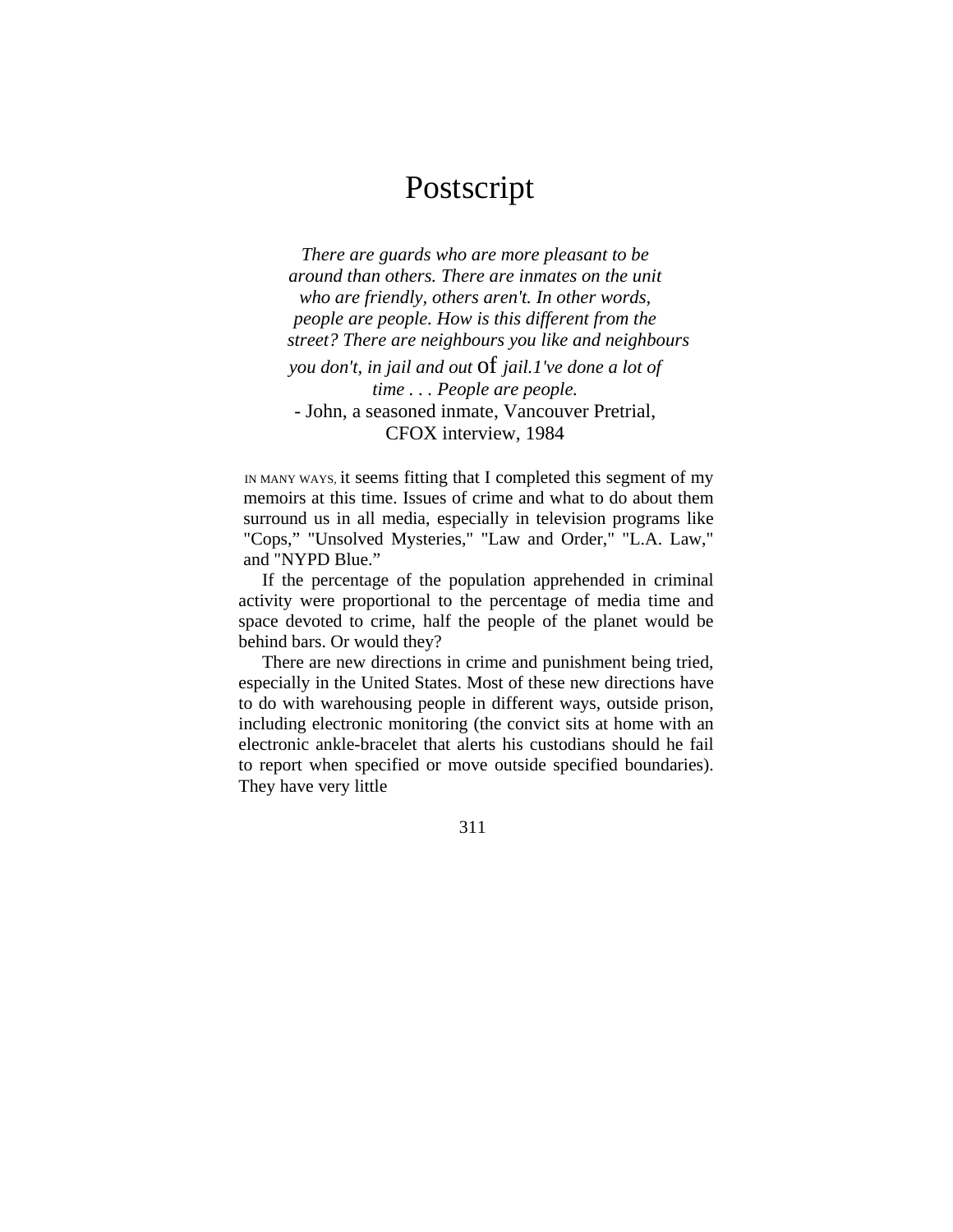# Postscript

*There are guards who are more pleasant to be around than others. There are inmates on the unit who are friendly, others aren't. In other words, people are people. How is this different from the street? There are neighbours you like and neighbours you don't, in jail and out of jail. I've done a lot of time . . . People are people.*

- John, a seasoned inmate, Vancouver Pretrial, CFOX interview, 1984

IN MANY WAYS, it seems fitting that I completed this segment of my memoirs at this time. Issues of crime and what to do about them surround us in all media, especially in television programs like "Cops," "Unsolved Mysteries," "Law and Order," "L.A. Law," and "NYPD Blue."

If the percentage of the population apprehended in criminal activity were proportional to the percentage of media time and space devoted to crime, half the people of the planet would be behind bars. Or would they?

There are new directions in crime and punishment being tried, especially in the United States. Most of these new directions have to do with warehousing people in different ways, outside prison, including electronic monitoring (the convict sits at home with an electronic ankle-bracelet that alerts his custodians should he fail to report when specified or move outside specified boundaries). They have very little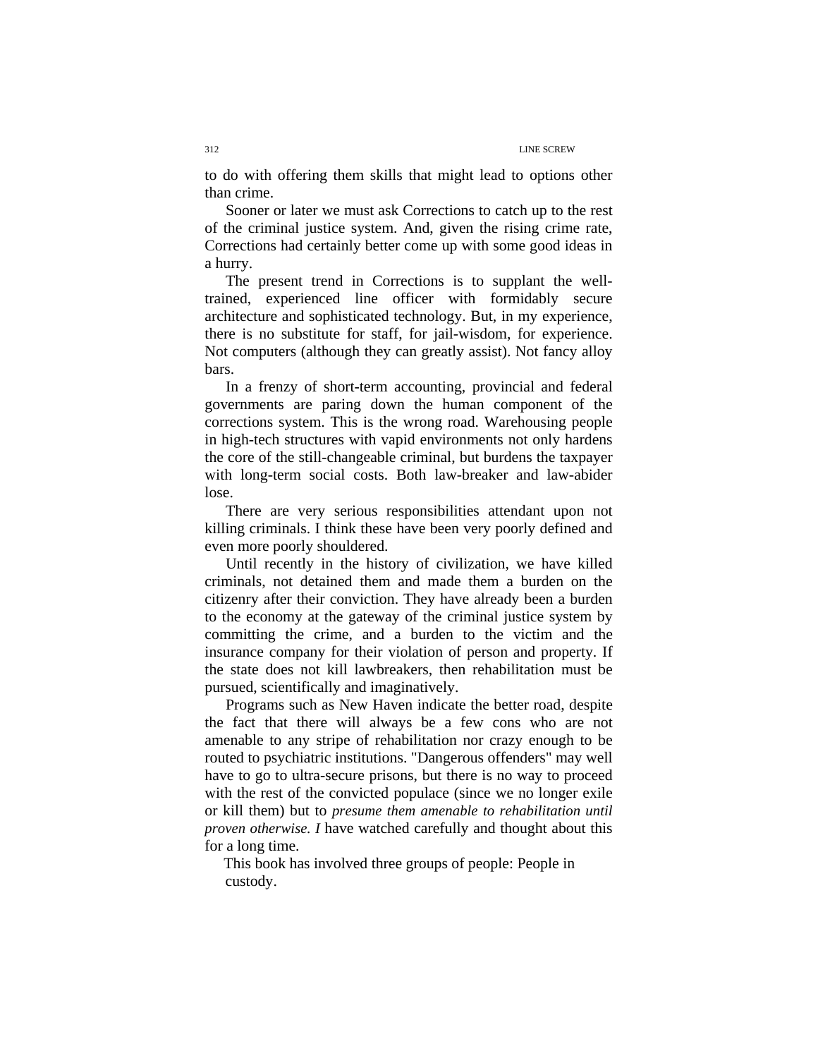to do with offering them skills that might lead to options other than crime.

Sooner or later we must ask Corrections to catch up to the rest of the criminal justice system. And, given the rising crime rate, Corrections had certainly better come up with some good ideas in a hurry.

The present trend in Corrections is to supplant the well-trained, experienced line officer with formidably secure architecture and sophisticated technology. But, in my experience, there is no substitute for staff, for jail-wisdom, for experience. Not computers (although they can greatly assist). Not fancy alloy bars.

In a frenzy of short-term accounting, provincial and federal governments are paring down the human component of the corrections system. This is the wrong road. Warehousing people in high-tech structures with vapid environments not only hardens the core of the still-changeable criminal, but burdens the taxpayer with long-term social costs. Both law-breaker and law-abider lose.

There are very serious responsibilities attendant upon not killing criminals. I think these have been very poorly defined and even more poorly shouldered.

Until recently in the history of civilization, we have killed criminals, not detained them and made them a burden on the citizenry after their conviction. They have already been a burden to the economy at the gateway of the criminal justice system by committing the crime, and a burden to the victim and the insurance company for their violation of person and property. If the state does not kill lawbreakers, then rehabilitation must be pursued, scientifically and imaginatively.

Programs such as New Haven indicate the better road, despite the fact that there will always be a few cons who are not amenable to any stripe of rehabilitation nor crazy enough to be routed to psychiatric institutions. "Dangerous offenders" may well have to go to ultra-secure prisons, but there is no way to proceed with the rest of the convicted populace (since we no longer exile or kill them) but to *presume them amenable to rehabilitation until proven otherwise. I* have watched carefully and thought about this for a long time.

This book has involved three groups of people: People in custody.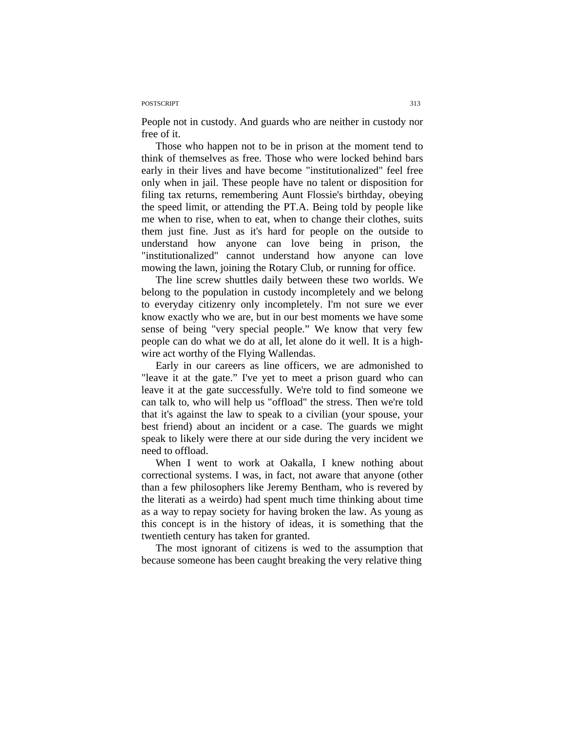People not in custody. And guards who are neither in custody nor free of it.

Those who happen not to be in prison at the moment tend to think of themselves as free. Those who were locked behind bars early in their lives and have become "institutionalized" feel free only when in jail. These people have no talent or disposition for filing tax returns, remembering Aunt Flossie's birthday, obeying the speed limit, or attending the PT.A. Being told by people like me when to rise, when to eat, when to change their clothes, suits them just fine. Just as it's hard for people on the outside to understand how anyone can love being in prison, the "institutionalized" cannot understand how anyone can love mowing the lawn, joining the Rotary Club, or running for office.

The line screw shuttles daily between these two worlds. We belong to the population in custody incompletely and we belong to everyday citizenry only incompletely. I'm not sure we ever know exactly who we are, but in our best moments we have some sense of being "very special people." We know that very few people can do what we do at all, let alone do it well. It is a high-wire act worthy of the Flying Wallendas.

Early in our careers as line officers, we are admonished to "leave it at the gate." I've yet to meet a prison guard who can leave it at the gate successfully. We're told to find someone we can talk to, who will help us "offload" the stress. Then we're told that it's against the law to speak to a civilian (your spouse, your best friend) about an incident or a case. The guards we might speak to likely were there at our side during the very incident we need to offload.

When I went to work at Oakalla, I knew nothing about correctional systems. I was, in fact, not aware that anyone (other than a few philosophers like Jeremy Bentham, who is revered by the literati as a weirdo) had spent much time thinking about time as a way to repay society for having broken the law. As young as this concept is in the history of ideas, it is something that the twentieth century has taken for granted.

The most ignorant of citizens is wed to the assumption that because someone has been caught breaking the very relative thing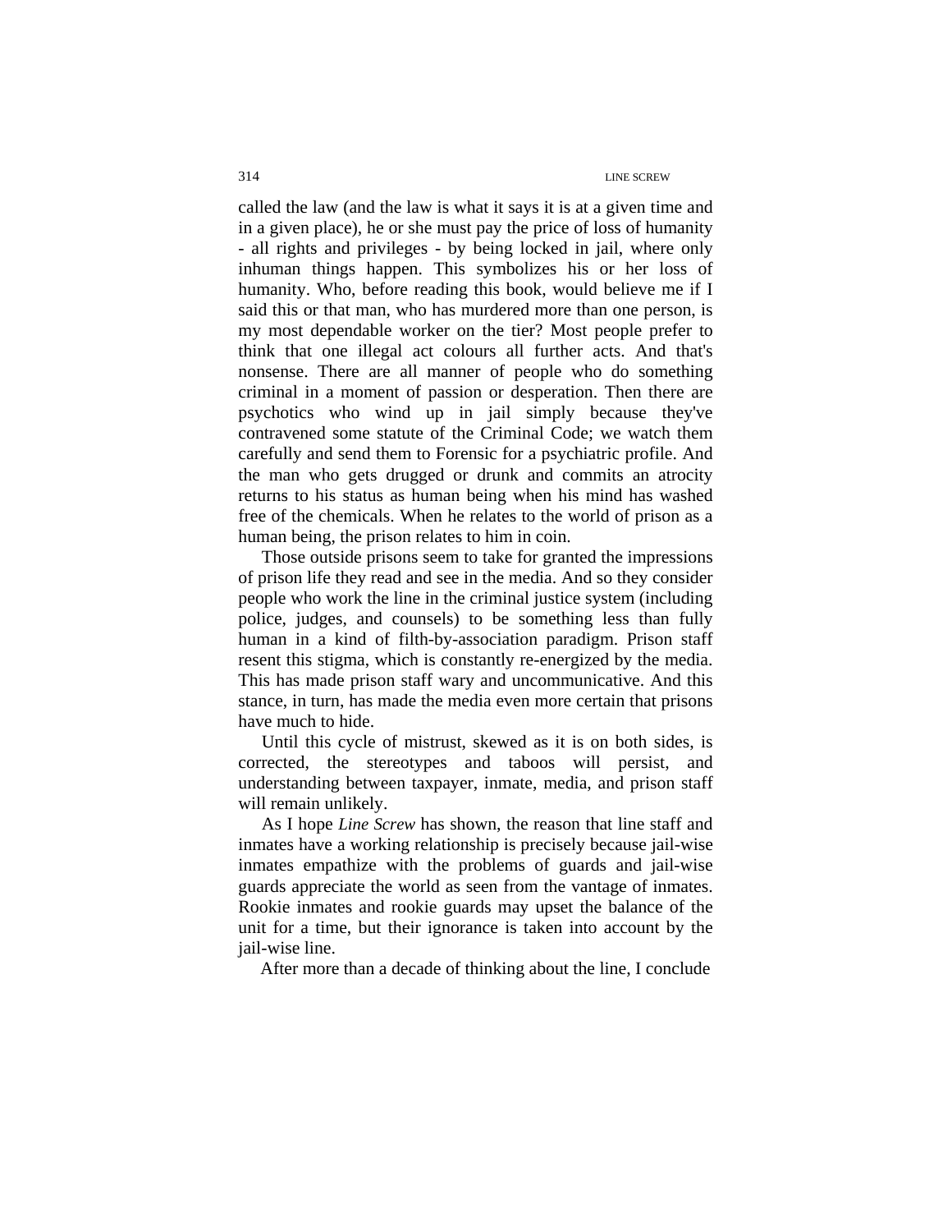called the law (and the law is what it says it is at a given time and in a given place), he or she must pay the price of loss of humanity - all rights and privileges - by being locked in jail, where only inhuman things happen. This symbolizes his or her loss of humanity. Who, before reading this book, would believe me if I said this or that man, who has murdered more than one person, is my most dependable worker on the tier? Most people prefer to think that one illegal act colours all further acts. And that's nonsense. There are all manner of people who do something criminal in a moment of passion or desperation. Then there are psychotics who wind up in jail simply because they've contravened some statute of the Criminal Code; we watch them carefully and send them to Forensic for a psychiatric profile. And the man who gets drugged or drunk and commits an atrocity returns to his status as human being when his mind has washed free of the chemicals. When he relates to the world of prison as a human being, the prison relates to him in coin.

Those outside prisons seem to take for granted the impressions of prison life they read and see in the media. And so they consider people who work the line in the criminal justice system (including police, judges, and counsels) to be something less than fully human in a kind of filth-by-association paradigm. Prison staff resent this stigma, which is constantly re-energized by the media. This has made prison staff wary and uncommunicative. And this stance, in turn, has made the media even more certain that prisons have much to hide.

Until this cycle of mistrust, skewed as it is on both sides, is corrected, the stereotypes and taboos will persist, and understanding between taxpayer, inmate, media, and prison staff will remain unlikely.

As I hope *Line Screw* has shown, the reason that line staff and inmates have a working relationship is precisely because jail-wise inmates empathize with the problems of guards and jail-wise guards appreciate the world as seen from the vantage of inmates. Rookie inmates and rookie guards may upset the balance of the unit for a time, but their ignorance is taken into account by the jail-wise line.

After more than a decade of thinking about the line, I conclude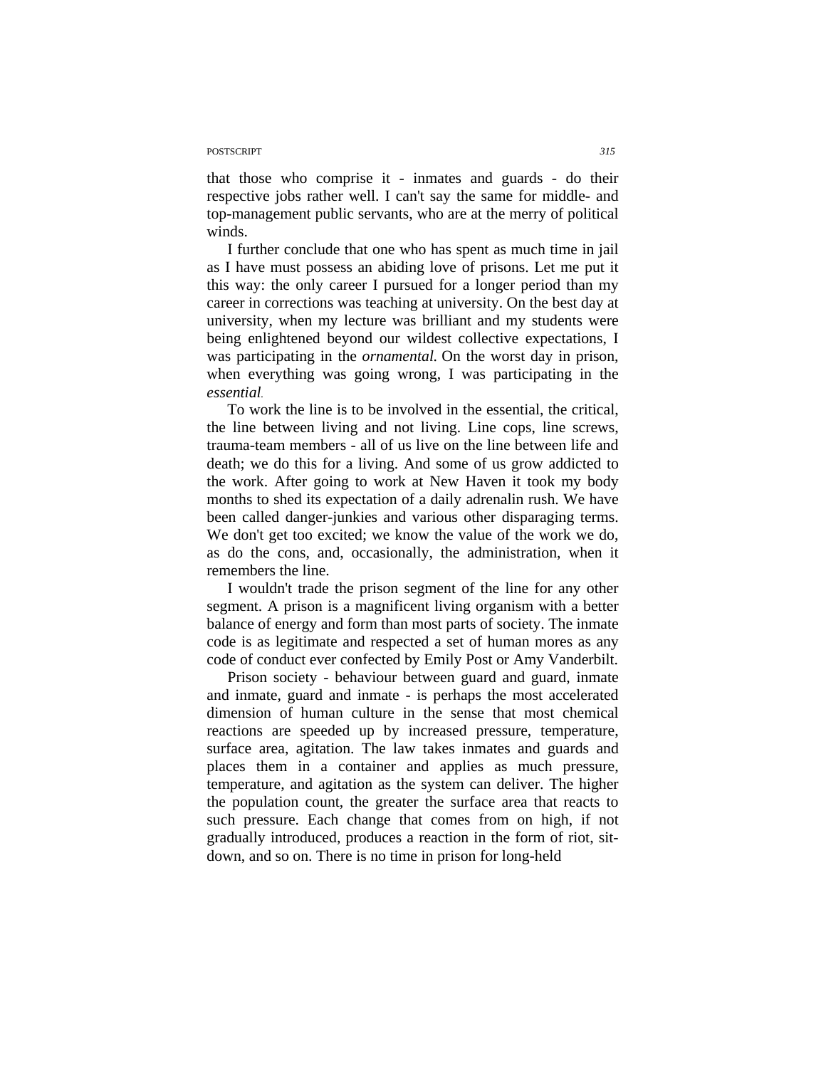that those who comprise it - inmates and guards - do their respective jobs rather well. I can't say the same for middle- and top-management public servants, who are at the merry of political winds.

I further conclude that one who has spent as much time in jail as I have must possess an abiding love of prisons. Let me put it this way: the only career I pursued for a longer period than my career in corrections was teaching at university. On the best day at university, when my lecture was brilliant and my students were being enlightened beyond our wildest collective expectations, I was participating in the *ornamental*. On the worst day in prison, when everything was going wrong, I was participating in the *essential*.

To work the line is to be involved in the essential, the critical, the line between living and not living. Line cops, line screws, trauma-team members - all of us live on the line between life and death; we do this for a living. And some of us grow addicted to the work. After going to work at New Haven it took my body months to shed its expectation of a daily adrenalin rush. We have been called danger-junkies and various other disparaging terms. We don't get too excited; we know the value of the work we do, as do the cons, and, occasionally, the administration, when it remembers the line.

I wouldn't trade the prison segment of the line for any other segment. A prison is a magnificent living organism with a better balance of energy and form than most parts of society. The inmate code is as legitimate and respected a set of human mores as any code of conduct ever confected by Emily Post or Amy Vanderbilt.

Prison society - behaviour between guard and guard, inmate and inmate, guard and inmate - is perhaps the most accelerated dimension of human culture in the sense that most chemical reactions are speeded up by increased pressure, temperature, surface area, agitation. The law takes inmates and guards and places them in a container and applies as much pressure, temperature, and agitation as the system can deliver. The higher the population count, the greater the surface area that reacts to such pressure. Each change that comes from on high, if not gradually introduced, produces a reaction in the form of riot, sit-down, and so on. There is no time in prison for long-held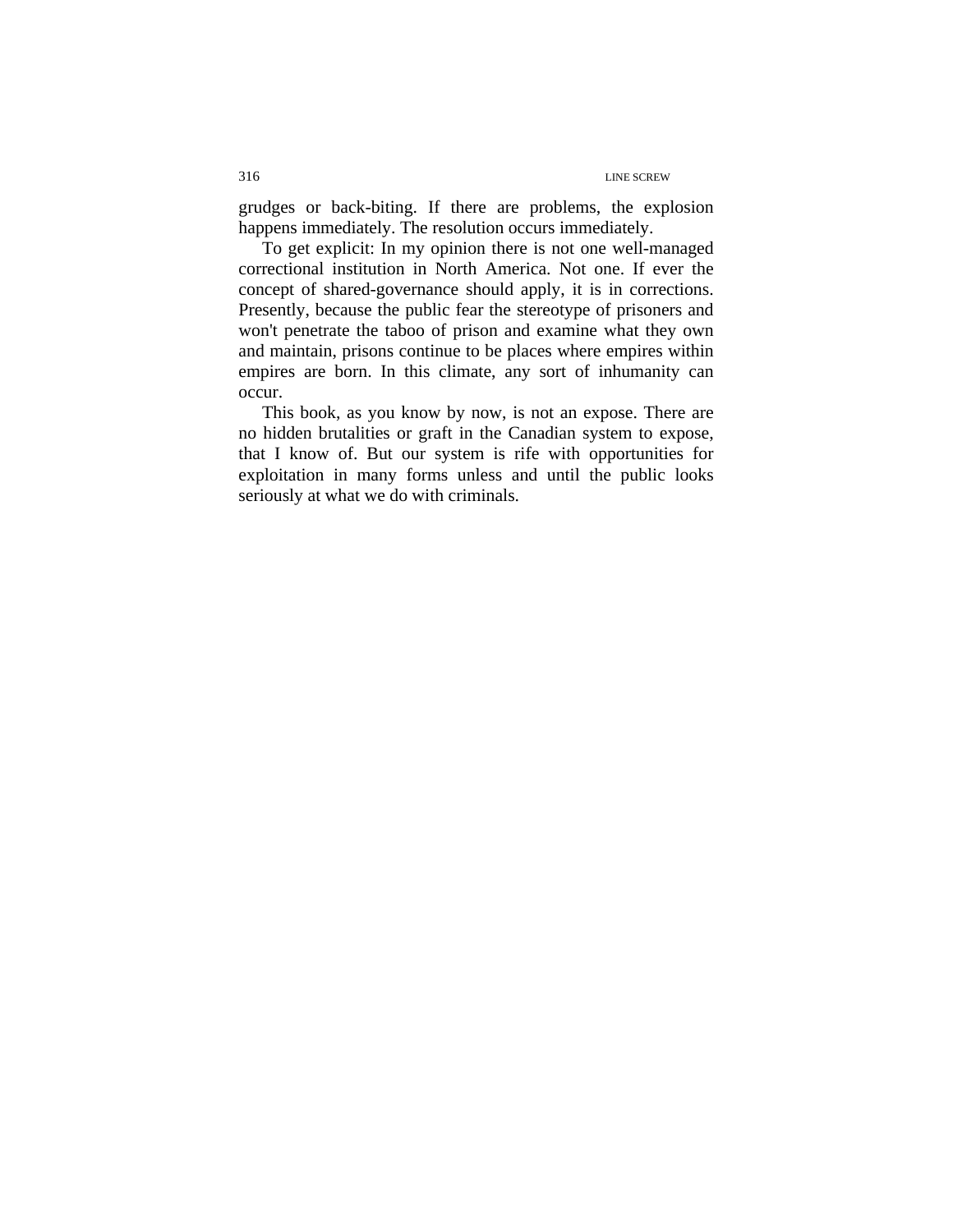grudges or back-biting. If there are problems, the explosion happens immediately. The resolution occurs immediately.

To get explicit: In my opinion there is not one well-managed correctional institution in North America. Not one. If ever the concept of shared-governance should apply, it is in corrections. Presently, because the public fear the stereotype of prisoners and won't penetrate the taboo of prison and examine what they own and maintain, prisons continue to be places where empires within empires are born. In this climate, any sort of inhumanity can occur.

This book, as you know by now, is not an expose. There are no hidden brutalities or graft in the Canadian system to expose, that I know of. But our system is rife with opportunities for exploitation in many forms unless and until the public looks seriously at what we do with criminals.